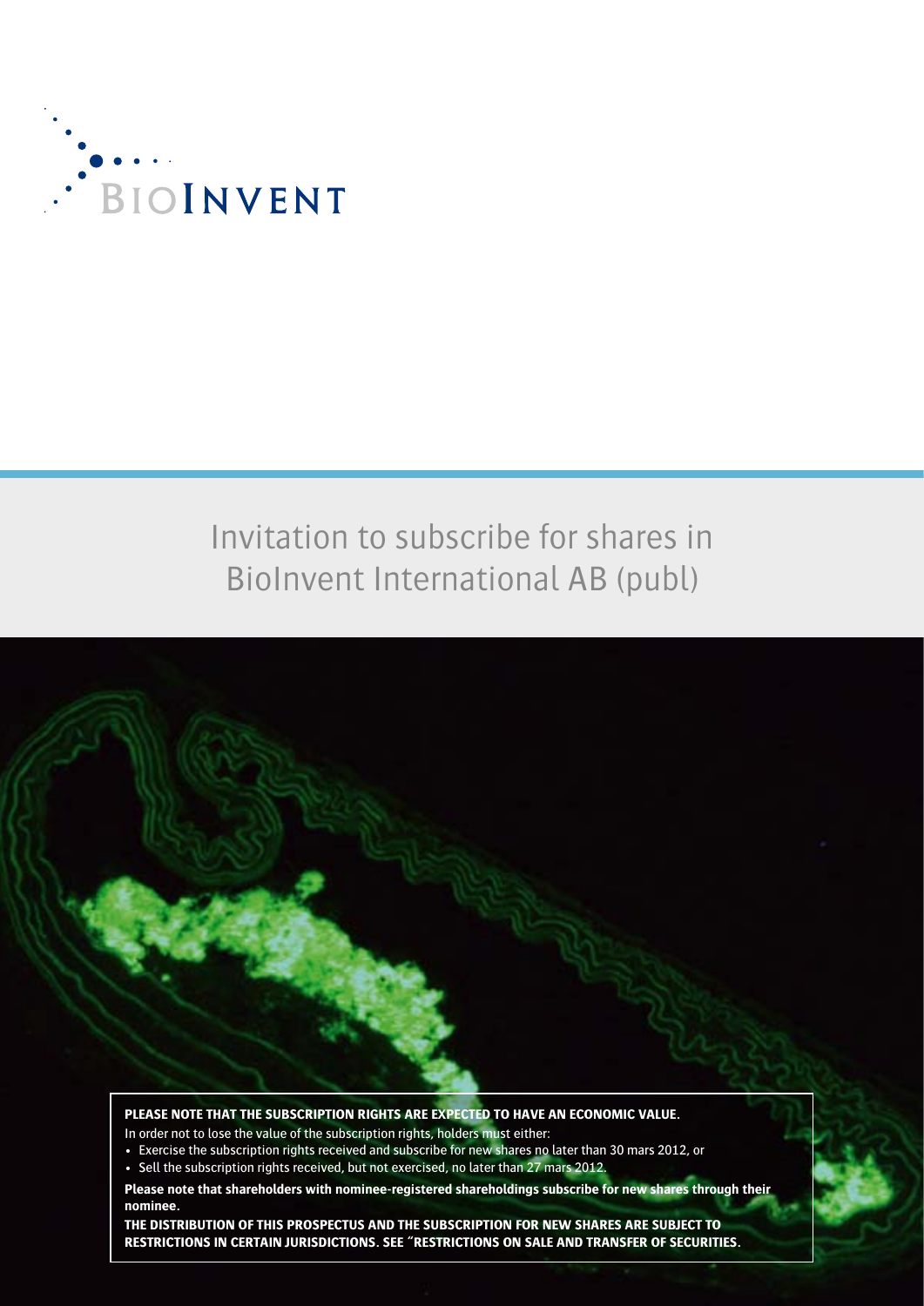BIOINVENT

# Invitation to subscribe for shares in BioInvent International AB (publ)

**PLEASE NOTE THAT THE SUBSCRIPTION RIGHTS ARE EXPECTED TO HAVE AN ECONOMIC VALUE.**

In order not to lose the value of the subscription rights, holders must either:

- Exercise the subscription rights received and subscribe for new shares no later than 30 mars 2012, or
- Sell the subscription rights received, but not exercised, no later than 27 mars 2012.

**Please note that shareholders with nominee-registered shareholdings subscribe for new shares through their nominee.**

**THE DISTRIBUTION OF THIS PROSPECTUS AND THE SUBSCRIPTION FOR NEW SHARES ARE SUBJECT TO RESTRICTIONS IN CERTAIN JURISDICTIONS. SEE "RESTRICTIONS ON SALE AND TRANSFER OF SECURITIES.**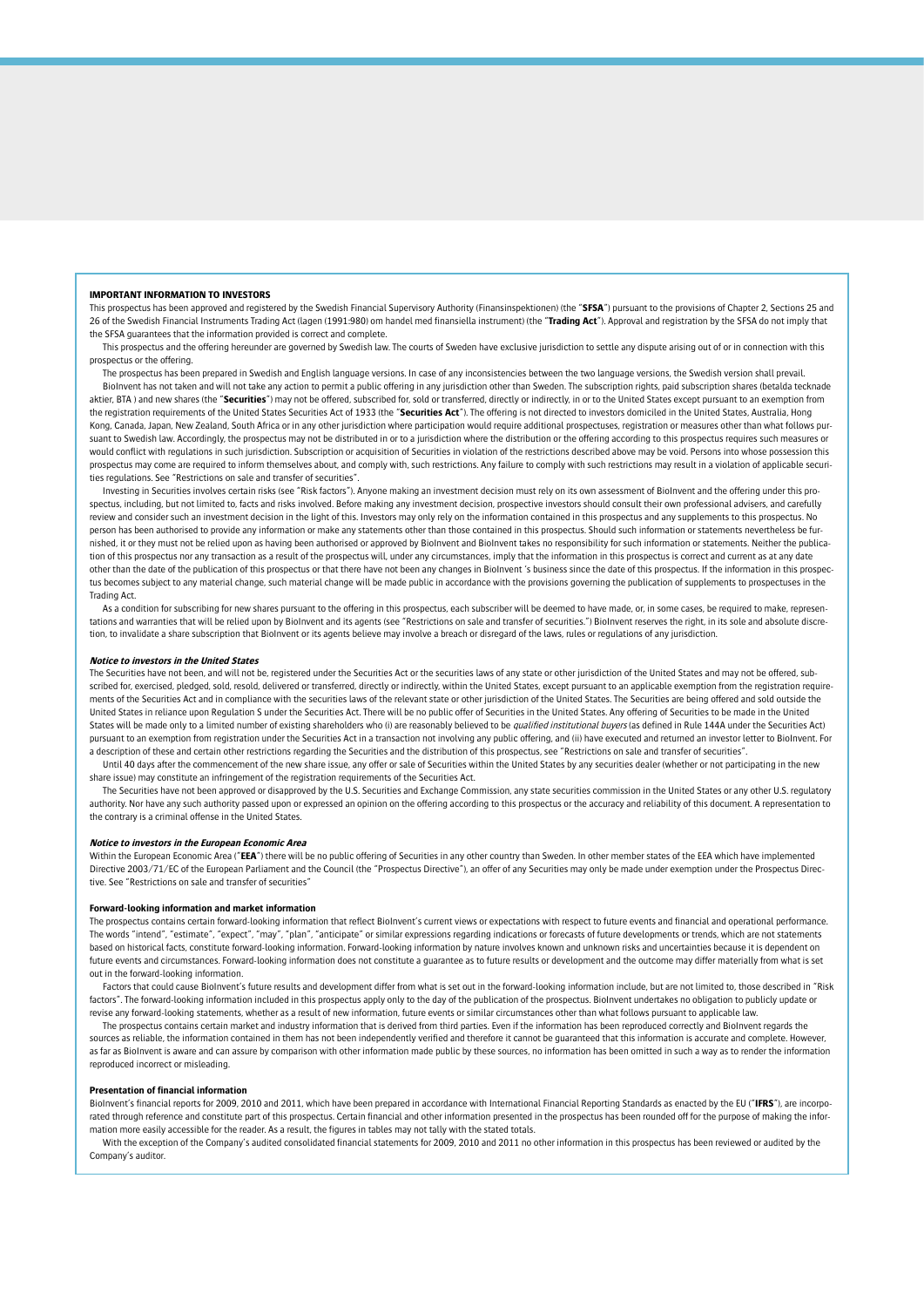## IMPORTANT INFORMATION TO INVESTORS

This prospectus has been approved and registered by the Swedish Financial Supervisory Authority (Finansinspektionen) (the "**SFSA**") pursuant to the provisions of Chapter 2, Sections 25 and 26 of the Swedish Financial Instruments Trading Act (lagen (1991:980) om handel med finansiella instrument) (the "**Trading Act**"). Approval and registration by the SFSA do not imply that the SFSA guarantees that the information provided is correct and complete.

This prospectus and the offering hereunder are governed by Swedish law. The courts of Sweden have exclusive jurisdiction to settle any dispute arising out of or in connection with this prospectus or the offering.

The prospectus has been prepared in Swedish and English language versions. In case of any inconsistencies between the two language versions, the Swedish version shall prevail.

BioInvent has not taken and will not take any action to permit a public offering in any jurisdiction other than Sweden. The subscription rights, paid subscription shares (betalda tecknade aktier, BTA ) and new shares (the "**Securities**") may not be offered, subscribed for, sold or transferred, directly or indirectly, in or to the United States except pursuant to an exemption from the registration requirements of the United States Securities Act of 1933 (the "**Securities Act**"). The offering is not directed to investors domiciled in the United States, Australia, Hong Kong, Canada, Japan, New Zealand, South Africa or in any other jurisdiction where participation would require additional prospectuses, registration or measures other than what follows pursuant to Swedish law. Accordingly, the prospectus may not be distributed in or to a jurisdiction where the distribution or the offering according to this prospectus requires such measures or would conflict with regulations in such jurisdiction. Subscription or acquisition of Securities in violation of the restrictions described above may be void. Persons into whose possession this prospectus may come are required to inform themselves about, and comply with, such restrictions. Any failure to comply with such restrictions may result in a violation of applicable securities regulations. See "Restrictions on sale and transfer of securities".

Investing in Securities involves certain risks (see "Risk factors"). Anyone making an investment decision must rely on its own assessment of BioInvent and the offering under this prospectus, including, but not limited to, facts and risks involved. Before making any investment decision, prospective investors should consult their own professional advisers, and carefully review and consider such an investment decision in the light of this. Investors may only rely on the information contained in this prospectus and any supplements to this prospectus. No person has been authorised to provide any information or make any statements other than those contained in this prospectus. Should such information or statements nevertheless be furnished, it or they must not be relied upon as having been authorised or approved by BioInvent and BioInvent takes no responsibility for such information or statements. Neither the publication of this prospectus nor any transaction as a result of the prospectus will, under any circumstances, imply that the information in this prospectus is correct and current as at any date other than the date of the publication of this prospectus or that there have not been any changes in BioInvent 's business since the date of this prospectus. If the information in this prospectus becomes subject to any material change, such material change will be made public in accordance with the provisions governing the publication of supplements to prospectuses in the Trading Act.

As a condition for subscribing for new shares pursuant to the offering in this prospectus, each subscriber will be deemed to have made, or, in some cases, be required to make, representations and warranties that will be relied upon by BioInvent and its agents (see "Restrictions on sale and transfer of securities.") BioInvent reserves the right, in its sole and absolute discretion, to invalidate a share subscription that BioInvent or its agents believe may involve a breach or disregard of the laws, rules or regulations of any jurisdiction.

### *Notice to investors in the United States*

The Securities have not been, and will not be, registered under the Securities Act or the securities laws of any state or other jurisdiction of the United States and may not be offered, subscribed for, exercised, pledged, sold, resold, delivered or transferred, directly or indirectly, within the United States, except pursuant to an applicable exemption from the registration requirements of the Securities Act and in compliance with the securities laws of the relevant state or other jurisdiction of the United States. The Securities are being offered and sold outside the United States in reliance upon Regulation S under the Securities Act. There will be no public offer of Securities in the United States. Any offering of Securities to be made in the United States will be made only to a limited number of existing shareholders who (i) are reasonably believed to be *qualified institutional buyers* (as defined in Rule 144A under the Securities Act) pursuant to an exemption from registration under the Securities Act in a transaction not involving any public offering, and (ii) have executed and returned an investor letter to BioInvent. For a description of these and certain other restrictions regarding the Securities and the distribution of this prospectus, see "Restrictions on sale and transfer of securities".

Until 40 days after the commencement of the new share issue, any offer or sale of Securities within the United States by any securities dealer (whether or not participating in the new share issue) may constitute an infringement of the registration requirements of the Securities Act.

The Securities have not been approved or disapproved by the U.S. Securities and Exchange Commission, any state securities commission in the United States or any other U.S. regulatory authority. Nor have any such authority passed upon or expressed an opinion on the offering according to this prospectus or the accuracy and reliability of this document. A representation to the contrary is a criminal offense in the United States.

### *Notice to investors in the European Economic Area*

Within the European Economic Area ("**EEA**") there will be no public offering of Securities in any other country than Sweden. In other member states of the EEA which have implemented Directive 2003/71/EC of the European Parliament and the Council (the "Prospectus Directive"), an offer of any Securities may only be made under exemption under the Prospectus Directive. See "Restrictions on sale and transfer of securities"

### Forward-looking information and market information

The prospectus contains certain forward-looking information that reflect BioInvent's current views or expectations with respect to future events and financial and operational performance. The words "intend", "estimate", "expect", "may", "plan", "anticipate" or similar expressions regarding indications or forecasts of future developments or trends, which are not statements based on historical facts, constitute forward-looking information. Forward-looking information by nature involves known and unknown risks and uncertainties because it is dependent on future events and circumstances. Forward-looking information does not constitute a guarantee as to future results or development and the outcome may differ materially from what is set out in the forward-looking information.

Factors that could cause BioInvent's future results and development differ from what is set out in the forward-looking information include, but are not limited to, those described in "Risk factors". The forward-looking information included in this prospectus apply only to the day of the publication of the prospectus. BioInvent undertakes no obligation to publicly update or revise any forward-looking statements, whether as a result of new information, future events or similar circumstances other than what follows pursuant to applicable law.

The prospectus contains certain market and industry information that is derived from third parties. Even if the information has been reproduced correctly and BioInvent regards the sources as reliable, the information contained in them has not been independently verified and therefore it cannot be guaranteed that this information is accurate and complete. However, as far as BioInvent is aware and can assure by comparison with other information made public by these sources, no information has been omitted in such a way as to render the information reproduced incorrect or misleading.

### Presentation of financial information

BioInvent's financial reports for 2009, 2010 and 2011, which have been prepared in accordance with International Financial Reporting Standards as enacted by the EU ("**IFRS**"), are incorporated through reference and constitute part of this prospectus. Certain financial and other information presented in the prospectus has been rounded off for the purpose of making the information more easily accessible for the reader. As a result, the figures in tables may not tally with the stated totals.

With the exception of the Company's audited consolidated financial statements for 2009, 2010 and 2011 no other information in this prospectus has been reviewed or audited by the Company's auditor.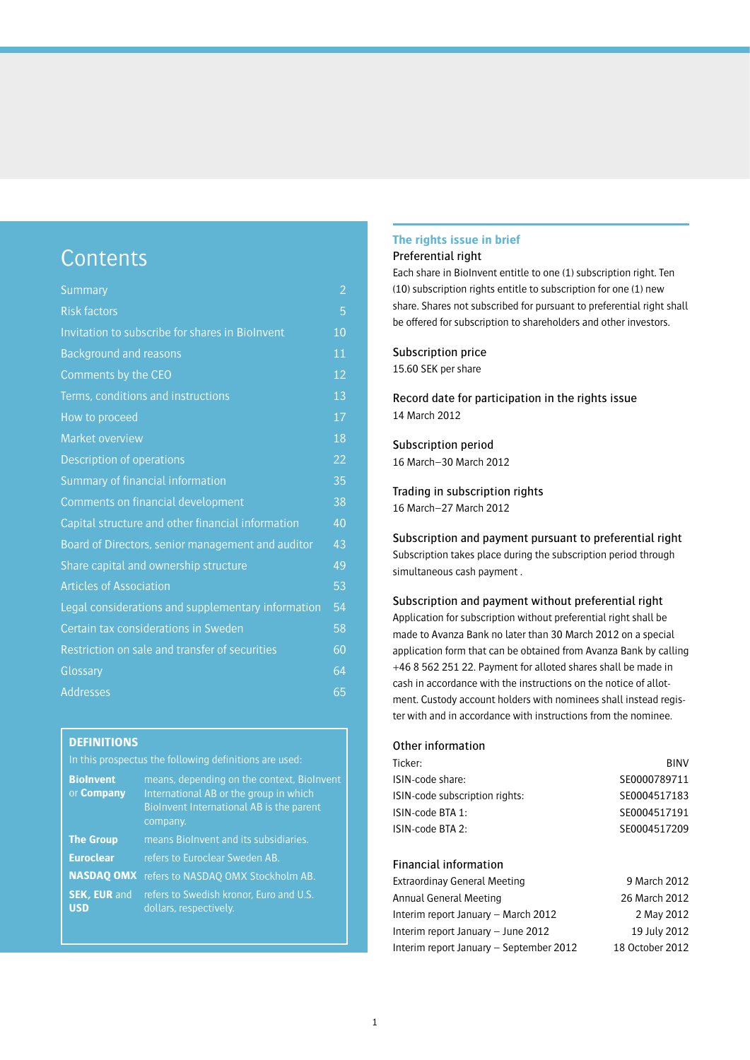# Contents

| | |
|---|---|
| Summary | 2 |
| Risk factors | 5 |
| Invitation to subscribe for shares in BioInvent | 10 |
| Background and reasons | 11 |
| Comments by the CEO | 12 |
| Terms, conditions and instructions | 13 |
| How to proceed | 17 |
| Market overview | 18 |
| Description of operations | 22 |
| Summary of financial information | 35 |
| Comments on financial development | 38 |
| Capital structure and other financial information | 40 |
| Board of Directors, senior management and auditor | 43 |
| Share capital and ownership structure | 49 |
| Articles of Association | 53 |
| Legal considerations and supplementary information | 54 |
| Certain tax considerations in Sweden | 58 |
| Restriction on sale and transfer of securities | 60 |
| Glossary | 64 |
| Addresses | 65 |

## DEFINITIONS

In this prospectus the following definitions are used:

| | |
|---|---|
| **BioInvent** or **Company** | means, depending on the context, BioInvent International AB or the group in which BioInvent International AB is the parent company. |
| **The Group** | means BioInvent and its subsidiaries. |
| **Euroclear** | refers to Euroclear Sweden AB. |
| **NASDAQ OMX** | refers to NASDAQ OMX Stockholm AB. |
| **SEK, EUR** and **USD** | refers to Swedish kronor, Euro and U.S. dollars, respectively. |

## The rights issue in brief

### Preferential right

Each share in BioInvent entitle to one (1) subscription right. Ten (10) subscription rights entitle to subscription for one (1) new share. Shares not subscribed for pursuant to preferential right shall be offered for subscription to shareholders and other investors.

### Subscription price

15.60 SEK per share

### Record date for participation in the rights issue

14 March 2012

### Subscription period

16 March–30 March 2012

### Trading in subscription rights

16 March–27 March 2012

### Subscription and payment pursuant to preferential right

Subscription takes place during the subscription period through simultaneous cash payment .

### Subscription and payment without preferential right

Application for subscription without preferential right shall be made to Avanza Bank no later than 30 March 2012 on a special application form that can be obtained from Avanza Bank by calling +46 8 562 251 22. Payment for alloted shares shall be made in cash in accordance with the instructions on the notice of allotment. Custody account holders with nominees shall instead register with and in accordance with instructions from the nominee.

### Other information

| | |
|---|---|
| Ticker: | BINV |
| ISIN-code share: | SE0000789711 |
| ISIN-code subscription rights: | SE0004517183 |
| ISIN-code BTA 1: | SE0004517191 |
| ISIN-code BTA 2: | SE0004517209 |

### Financial information

| | |
|---|---|
| Extraordinay General Meeting | 9 March 2012 |
| Annual General Meeting | 26 March 2012 |
| Interim report January – March 2012 | 2 May 2012 |
| Interim report January – June 2012 | 19 July 2012 |
| Interim report January – September 2012 | 18 October 2012 |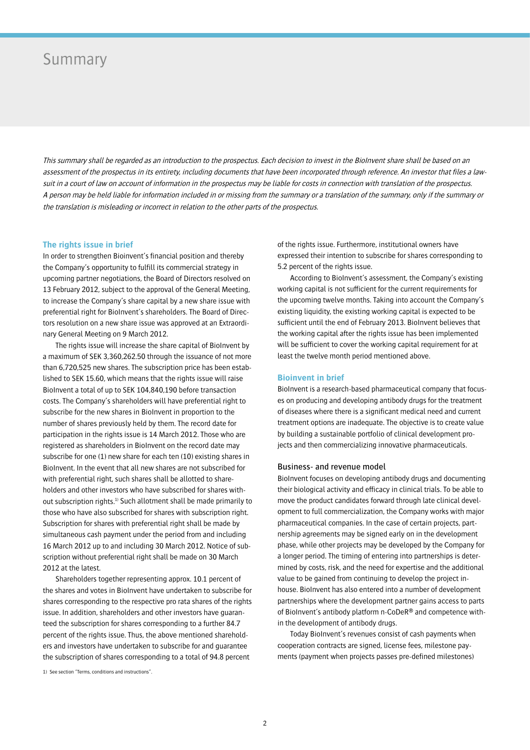# Summary

*This summary shall be regarded as an introduction to the prospectus. Each decision to invest in the BioInvent share shall be based on an assessment of the prospectus in its entirety, including documents that have been incorporated through reference. An investor that files a lawsuit in a court of law on account of information in the prospectus may be liable for costs in connection with translation of the prospectus. A person may be held liable for information included in or missing from the summary or a translation of the summary, only if the summary or the translation is misleading or incorrect in relation to the other parts of the prospectus.*

## The rights issue in brief

In order to strengthen Bioinvent's financial position and thereby the Company's opportunity to fulfill its commercial strategy in upcoming partner negotiations, the Board of Directors resolved on 13 February 2012, subject to the approval of the General Meeting, to increase the Company's share capital by a new share issue with preferential right for BioInvent's shareholders. The Board of Directors resolution on a new share issue was approved at an Extraordinary General Meeting on 9 March 2012.

The rights issue will increase the share capital of BioInvent by a maximum of SEK 3,360,262.50 through the issuance of not more than 6,720,525 new shares. The subscription price has been established to SEK 15.60, which means that the rights issue will raise BioInvent a total of up to SEK 104,840,190 before transaction costs. The Company's shareholders will have preferential right to subscribe for the new shares in BioInvent in proportion to the number of shares previously held by them. The record date for participation in the rights issue is 14 March 2012. Those who are registered as shareholders in BioInvent on the record date may subscribe for one (1) new share for each ten (10) existing shares in BioInvent. In the event that all new shares are not subscribed for with preferential right, such shares shall be allotted to shareholders and other investors who have subscribed for shares without subscription rights.[1] Such allotment shall be made primarily to those who have also subscribed for shares with subscription right. Subscription for shares with preferential right shall be made by simultaneous cash payment under the period from and including 16 March 2012 up to and including 30 March 2012. Notice of subscription without preferential right shall be made on 30 March 2012 at the latest.

Shareholders together representing approx. 10.1 percent of the shares and votes in BioInvent have undertaken to subscribe for shares corresponding to the respective pro rata shares of the rights issue. In addition, shareholders and other investors have guaranteed the subscription for shares corresponding to a further 84.7 percent of the rights issue. Thus, the above mentioned shareholders and investors have undertaken to subscribe for and guarantee the subscription of shares corresponding to a total of 94.8 percent of the rights issue. Furthermore, institutional owners have expressed their intention to subscribe for shares corresponding to 5.2 percent of the rights issue.

According to BioInvent's assessment, the Company's existing working capital is not sufficient for the current requirements for the upcoming twelve months. Taking into account the Company's existing liquidity, the existing working capital is expected to be sufficient until the end of February 2013. BioInvent believes that the working capital after the rights issue has been implemented will be sufficient to cover the working capital requirement for at least the twelve month period mentioned above.

[1] See section "Terms, conditions and instructions".

## Bioinvent in brief

BioInvent is a research-based pharmaceutical company that focuses on producing and developing antibody drugs for the treatment of diseases where there is a significant medical need and current treatment options are inadequate. The objective is to create value by building a sustainable portfolio of clinical development projects and then commercializing innovative pharmaceuticals.

### Business- and revenue model

BioInvent focuses on developing antibody drugs and documenting their biological activity and efficacy in clinical trials. To be able to move the product candidates forward through late clinical development to full commercialization, the Company works with major pharmaceutical companies. In the case of certain projects, partnership agreements may be signed early on in the development phase, while other projects may be developed by the Company for a longer period. The timing of entering into partnerships is determined by costs, risk, and the need for expertise and the additional value to be gained from continuing to develop the project in-house. BioInvent has also entered into a number of development partnerships where the development partner gains access to parts of BioInvent's antibody platform n-CoDeR® and competence within the development of antibody drugs.

Today BioInvent's revenues consist of cash payments when cooperation contracts are signed, license fees, milestone payments (payment when projects passes pre-defined milestones)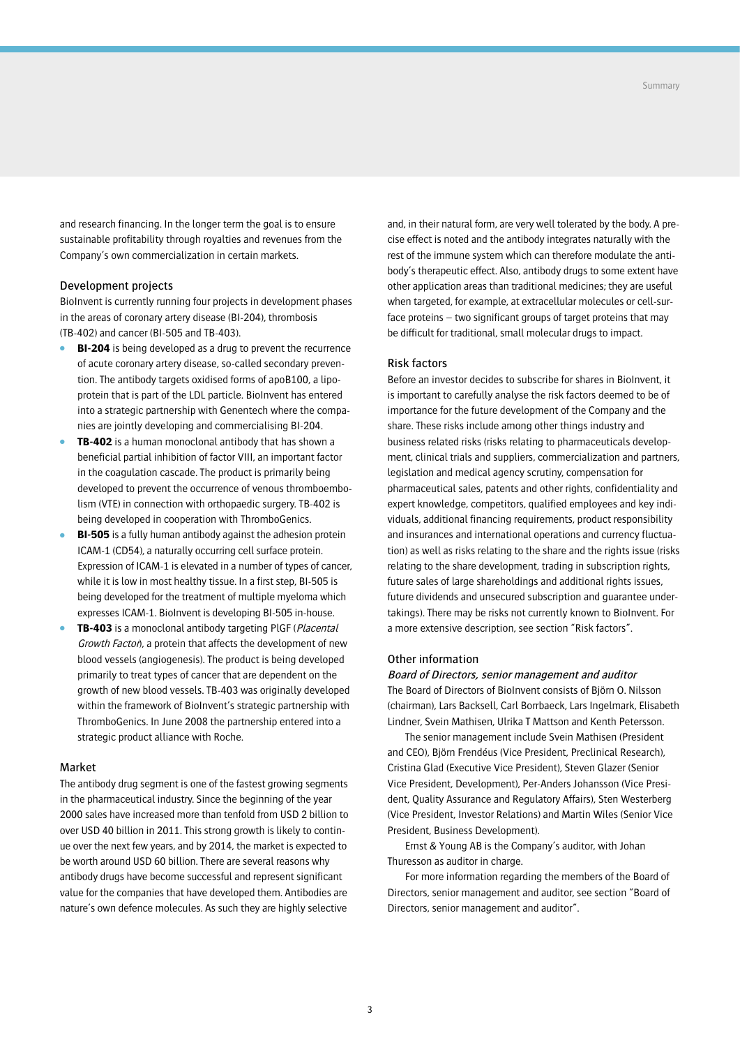and research financing. In the longer term the goal is to ensure sustainable profitability through royalties and revenues from the Company's own commercialization in certain markets.

## Development projects

BioInvent is currently running four projects in development phases in the areas of coronary artery disease (BI-204), thrombosis (TB-402) and cancer (BI-505 and TB-403).

- **BI-204** is being developed as a drug to prevent the recurrence of acute coronary artery disease, so-called secondary prevention. The antibody targets oxidised forms of apoB100, a lipoprotein that is part of the LDL particle. BioInvent has entered into a strategic partnership with Genentech where the companies are jointly developing and commercialising BI-204.
- **TB-402** is a human monoclonal antibody that has shown a beneficial partial inhibition of factor VIII, an important factor in the coagulation cascade. The product is primarily being developed to prevent the occurrence of venous thromboembolism (VTE) in connection with orthopaedic surgery. TB-402 is being developed in cooperation with ThromboGenics.
- **BI-505** is a fully human antibody against the adhesion protein ICAM-1 (CD54), a naturally occurring cell surface protein. Expression of ICAM-1 is elevated in a number of types of cancer, while it is low in most healthy tissue. In a first step, BI-505 is being developed for the treatment of multiple myeloma which expresses ICAM-1. BioInvent is developing BI-505 in-house.
- **TB-403** is a monoclonal antibody targeting PlGF (*Placental Growth Factor*), a protein that affects the development of new blood vessels (angiogenesis). The product is being developed primarily to treat types of cancer that are dependent on the growth of new blood vessels. TB-403 was originally developed within the framework of BioInvent's strategic partnership with ThromboGenics. In June 2008 the partnership entered into a strategic product alliance with Roche.

## Market

The antibody drug segment is one of the fastest growing segments in the pharmaceutical industry. Since the beginning of the year 2000 sales have increased more than tenfold from USD 2 billion to over USD 40 billion in 2011. This strong growth is likely to continue over the next few years, and by 2014, the market is expected to be worth around USD 60 billion. There are several reasons why antibody drugs have become successful and represent significant value for the companies that have developed them. Antibodies are nature's own defence molecules. As such they are highly selective and, in their natural form, are very well tolerated by the body. A precise effect is noted and the antibody integrates naturally with the rest of the immune system which can therefore modulate the antibody's therapeutic effect. Also, antibody drugs to some extent have other application areas than traditional medicines; they are useful when targeted, for example, at extracellular molecules or cell-surface proteins – two significant groups of target proteins that may be difficult for traditional, small molecular drugs to impact.

## Risk factors

Before an investor decides to subscribe for shares in BioInvent, it is important to carefully analyse the risk factors deemed to be of importance for the future development of the Company and the share. These risks include among other things industry and business related risks (risks relating to pharmaceuticals development, clinical trials and suppliers, commercialization and partners, legislation and medical agency scrutiny, compensation for pharmaceutical sales, patents and other rights, confidentiality and expert knowledge, competitors, qualified employees and key individuals, additional financing requirements, product responsibility and insurances and international operations and currency fluctuation) as well as risks relating to the share and the rights issue (risks relating to the share development, trading in subscription rights, future sales of large shareholdings and additional rights issues, future dividends and unsecured subscription and guarantee undertakings). There may be risks not currently known to BioInvent. For a more extensive description, see section "Risk factors".

## Other information

### *Board of Directors, senior management and auditor*

The Board of Directors of BioInvent consists of Björn O. Nilsson (chairman), Lars Backsell, Carl Borrbaeck, Lars Ingelmark, Elisabeth Lindner, Svein Mathisen, Ulrika T Mattson and Kenth Petersson.

The senior management include Svein Mathisen (President and CEO), Björn Frendéus (Vice President, Preclinical Research), Cristina Glad (Executive Vice President), Steven Glazer (Senior Vice President, Development), Per-Anders Johansson (Vice President, Quality Assurance and Regulatory Affairs), Sten Westerberg (Vice President, Investor Relations) and Martin Wiles (Senior Vice President, Business Development).

Ernst & Young AB is the Company's auditor, with Johan Thuresson as auditor in charge.

For more information regarding the members of the Board of Directors, senior management and auditor, see section "Board of Directors, senior management and auditor".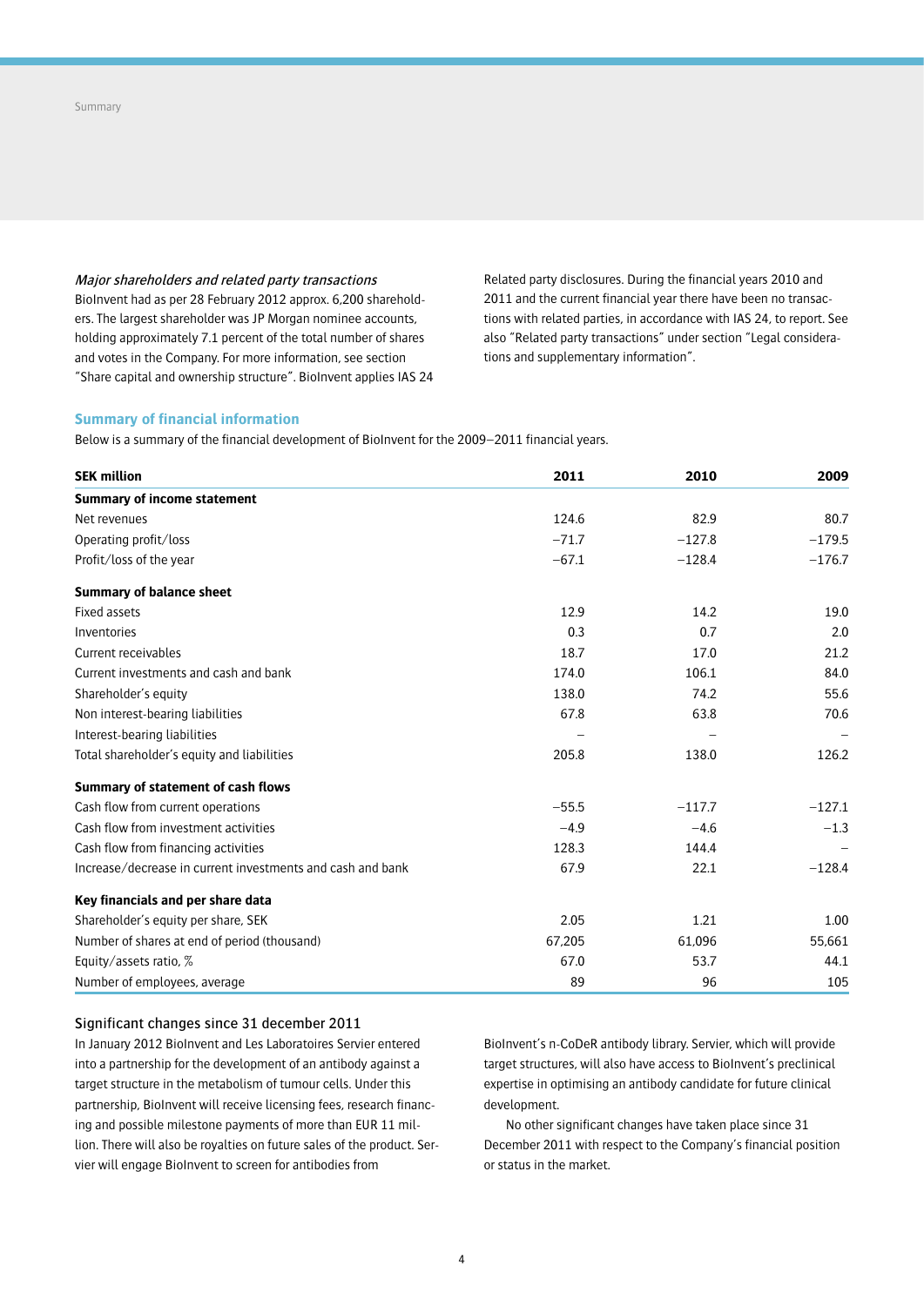### *Major shareholders and related party transactions*

BioInvent had as per 28 February 2012 approx. 6,200 shareholders. The largest shareholder was JP Morgan nominee accounts, holding approximately 7.1 percent of the total number of shares and votes in the Company. For more information, see section "Share capital and ownership structure". BioInvent applies IAS 24 Related party disclosures. During the financial years 2010 and 2011 and the current financial year there have been no transactions with related parties, in accordance with IAS 24, to report. See also "Related party transactions" under section "Legal considerations and supplementary information".

## Summary of financial information

Below is a summary of the financial development of BioInvent for the 2009–2011 financial years.

| SEK million | 2011 | 2010 | 2009 |
|---|---|---|---|
| **Summary of income statement** | | | |
| Net revenues | 124.6 | 82.9 | 80.7 |
| Operating profit/loss | −71.7 | −127.8 | −179.5 |
| Profit/loss of the year | −67.1 | −128.4 | −176.7 |
| **Summary of balance sheet** | | | |
| Fixed assets | 12.9 | 14.2 | 19.0 |
| Inventories | 0.3 | 0.7 | 2.0 |
| Current receivables | 18.7 | 17.0 | 21.2 |
| Current investments and cash and bank | 174.0 | 106.1 | 84.0 |
| Shareholder's equity | 138.0 | 74.2 | 55.6 |
| Non interest-bearing liabilities | 67.8 | 63.8 | 70.6 |
| Interest-bearing liabilities | – | – | – |
| Total shareholder's equity and liabilities | 205.8 | 138.0 | 126.2 |
| **Summary of statement of cash flows** | | | |
| Cash flow from current operations | −55.5 | −117.7 | −127.1 |
| Cash flow from investment activities | −4.9 | −4.6 | −1.3 |
| Cash flow from financing activities | 128.3 | 144.4 | – |
| Increase/decrease in current investments and cash and bank | 67.9 | 22.1 | −128.4 |
| **Key financials and per share data** | | | |
| Shareholder's equity per share, SEK | 2.05 | 1.21 | 1.00 |
| Number of shares at end of period (thousand) | 67,205 | 61,096 | 55,661 |
| Equity/assets ratio, % | 67.0 | 53.7 | 44.1 |
| Number of employees, average | 89 | 96 | 105 |

### Significant changes since 31 december 2011

In January 2012 BioInvent and Les Laboratoires Servier entered into a partnership for the development of an antibody against a target structure in the metabolism of tumour cells. Under this partnership, BioInvent will receive licensing fees, research financing and possible milestone payments of more than EUR 11 million. There will also be royalties on future sales of the product. Servier will engage BioInvent to screen for antibodies from BioInvent's n-CoDeR antibody library. Servier, which will provide target structures, will also have access to BioInvent's preclinical expertise in optimising an antibody candidate for future clinical development.

No other significant changes have taken place since 31 December 2011 with respect to the Company's financial position or status in the market.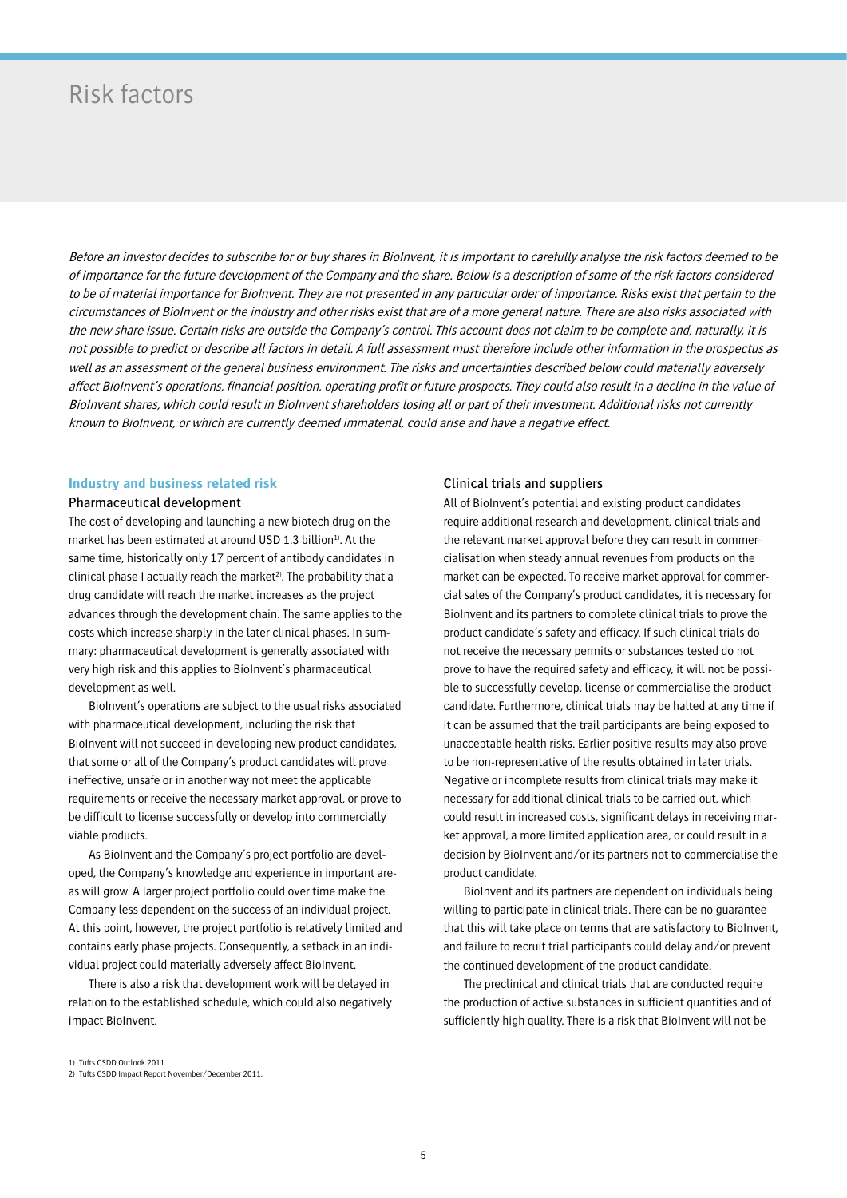# Risk factors

*Before an investor decides to subscribe for or buy shares in BioInvent, it is important to carefully analyse the risk factors deemed to be of importance for the future development of the Company and the share. Below is a description of some of the risk factors considered to be of material importance for BioInvent. They are not presented in any particular order of importance. Risks exist that pertain to the circumstances of BioInvent or the industry and other risks exist that are of a more general nature. There are also risks associated with the new share issue. Certain risks are outside the Company's control. This account does not claim to be complete and, naturally, it is not possible to predict or describe all factors in detail. A full assessment must therefore include other information in the prospectus as well as an assessment of the general business environment. The risks and uncertainties described below could materially adversely affect BioInvent's operations, financial position, operating profit or future prospects. They could also result in a decline in the value of BioInvent shares, which could result in BioInvent shareholders losing all or part of their investment. Additional risks not currently known to BioInvent, or which are currently deemed immaterial, could arise and have a negative effect.*

## Industry and business related risk

### Pharmaceutical development

The cost of developing and launching a new biotech drug on the market has been estimated at around USD 1.3 billion[1]. At the same time, historically only 17 percent of antibody candidates in clinical phase I actually reach the market[2]. The probability that a drug candidate will reach the market increases as the project advances through the development chain. The same applies to the costs which increase sharply in the later clinical phases. In summary: pharmaceutical development is generally associated with very high risk and this applies to BioInvent's pharmaceutical development as well.

BioInvent's operations are subject to the usual risks associated with pharmaceutical development, including the risk that BioInvent will not succeed in developing new product candidates, that some or all of the Company's product candidates will prove ineffective, unsafe or in another way not meet the applicable requirements or receive the necessary market approval, or prove to be difficult to license successfully or develop into commercially viable products.

As BioInvent and the Company's project portfolio are developed, the Company's knowledge and experience in important areas will grow. A larger project portfolio could over time make the Company less dependent on the success of an individual project. At this point, however, the project portfolio is relatively limited and contains early phase projects. Consequently, a setback in an individual project could materially adversely affect BioInvent.

There is also a risk that development work will be delayed in relation to the established schedule, which could also negatively impact BioInvent.

### Clinical trials and suppliers

All of BioInvent's potential and existing product candidates require additional research and development, clinical trials and the relevant market approval before they can result in commercialisation when steady annual revenues from products on the market can be expected. To receive market approval for commercial sales of the Company's product candidates, it is necessary for BioInvent and its partners to complete clinical trials to prove the product candidate's safety and efficacy. If such clinical trials do not receive the necessary permits or substances tested do not prove to have the required safety and efficacy, it will not be possible to successfully develop, license or commercialise the product candidate. Furthermore, clinical trials may be halted at any time if it can be assumed that the trail participants are being exposed to unacceptable health risks. Earlier positive results may also prove to be non-representative of the results obtained in later trials. Negative or incomplete results from clinical trials may make it necessary for additional clinical trials to be carried out, which could result in increased costs, significant delays in receiving market approval, a more limited application area, or could result in a decision by BioInvent and/or its partners not to commercialise the product candidate.

BioInvent and its partners are dependent on individuals being willing to participate in clinical trials. There can be no guarantee that this will take place on terms that are satisfactory to BioInvent, and failure to recruit trial participants could delay and/or prevent the continued development of the product candidate.

The preclinical and clinical trials that are conducted require the production of active substances in sufficient quantities and of sufficiently high quality. There is a risk that BioInvent will not be

1) Tufts CSDD Outlook 2011.
2) Tufts CSDD Impact Report November/December 2011.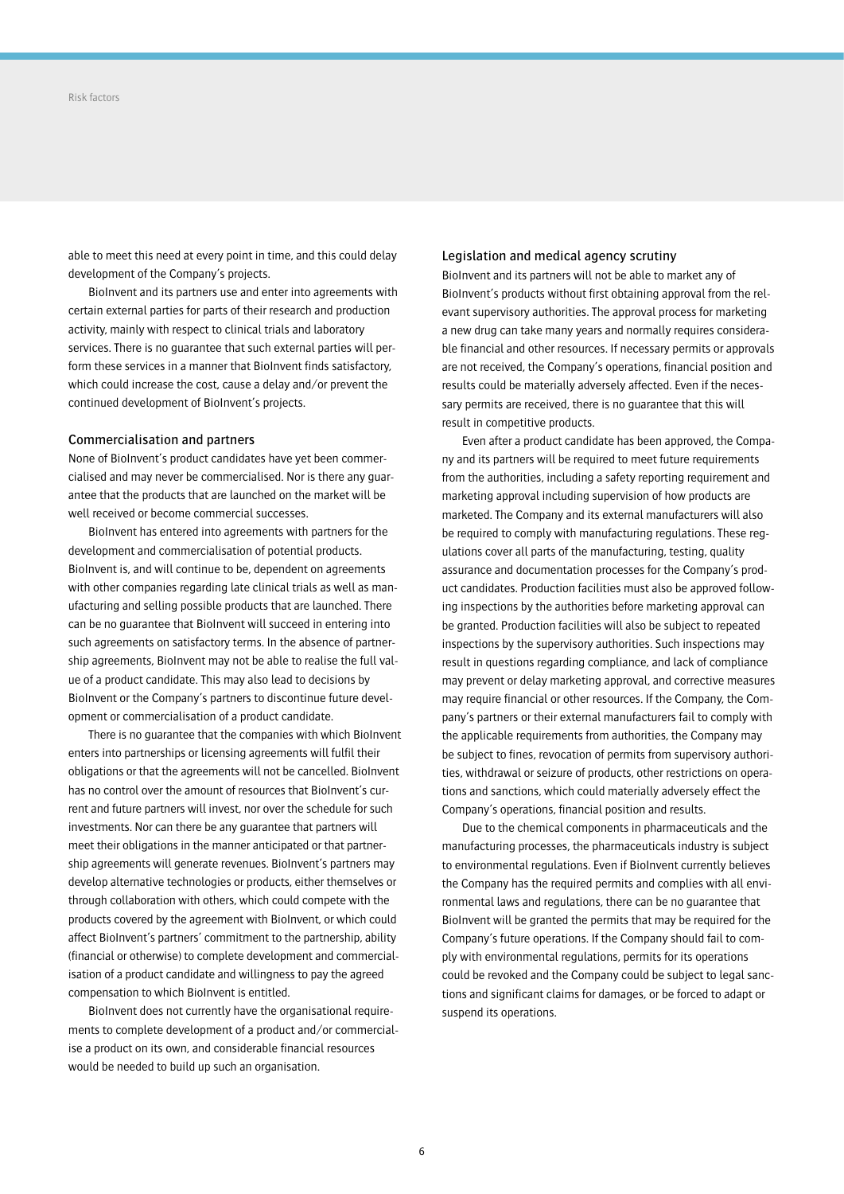able to meet this need at every point in time, and this could delay development of the Company's projects.

BioInvent and its partners use and enter into agreements with certain external parties for parts of their research and production activity, mainly with respect to clinical trials and laboratory services. There is no guarantee that such external parties will perform these services in a manner that BioInvent finds satisfactory, which could increase the cost, cause a delay and/or prevent the continued development of BioInvent's projects.

### Commercialisation and partners

None of BioInvent's product candidates have yet been commercialised and may never be commercialised. Nor is there any guarantee that the products that are launched on the market will be well received or become commercial successes.

BioInvent has entered into agreements with partners for the development and commercialisation of potential products. BioInvent is, and will continue to be, dependent on agreements with other companies regarding late clinical trials as well as manufacturing and selling possible products that are launched. There can be no guarantee that BioInvent will succeed in entering into such agreements on satisfactory terms. In the absence of partnership agreements, BioInvent may not be able to realise the full value of a product candidate. This may also lead to decisions by BioInvent or the Company's partners to discontinue future development or commercialisation of a product candidate.

There is no guarantee that the companies with which BioInvent enters into partnerships or licensing agreements will fulfil their obligations or that the agreements will not be cancelled. BioInvent has no control over the amount of resources that BioInvent's current and future partners will invest, nor over the schedule for such investments. Nor can there be any guarantee that partners will meet their obligations in the manner anticipated or that partnership agreements will generate revenues. BioInvent's partners may develop alternative technologies or products, either themselves or through collaboration with others, which could compete with the products covered by the agreement with BioInvent, or which could affect BioInvent's partners' commitment to the partnership, ability (financial or otherwise) to complete development and commercialisation of a product candidate and willingness to pay the agreed compensation to which BioInvent is entitled.

BioInvent does not currently have the organisational requirements to complete development of a product and/or commercialise a product on its own, and considerable financial resources would be needed to build up such an organisation.

### Legislation and medical agency scrutiny

BioInvent and its partners will not be able to market any of BioInvent's products without first obtaining approval from the relevant supervisory authorities. The approval process for marketing a new drug can take many years and normally requires considerable financial and other resources. If necessary permits or approvals are not received, the Company's operations, financial position and results could be materially adversely affected. Even if the necessary permits are received, there is no guarantee that this will result in competitive products.

Even after a product candidate has been approved, the Company and its partners will be required to meet future requirements from the authorities, including a safety reporting requirement and marketing approval including supervision of how products are marketed. The Company and its external manufacturers will also be required to comply with manufacturing regulations. These regulations cover all parts of the manufacturing, testing, quality assurance and documentation processes for the Company's product candidates. Production facilities must also be approved following inspections by the authorities before marketing approval can be granted. Production facilities will also be subject to repeated inspections by the supervisory authorities. Such inspections may result in questions regarding compliance, and lack of compliance may prevent or delay marketing approval, and corrective measures may require financial or other resources. If the Company, the Company's partners or their external manufacturers fail to comply with the applicable requirements from authorities, the Company may be subject to fines, revocation of permits from supervisory authorities, withdrawal or seizure of products, other restrictions on operations and sanctions, which could materially adversely effect the Company's operations, financial position and results.

Due to the chemical components in pharmaceuticals and the manufacturing processes, the pharmaceuticals industry is subject to environmental regulations. Even if BioInvent currently believes the Company has the required permits and complies with all environmental laws and regulations, there can be no guarantee that BioInvent will be granted the permits that may be required for the Company's future operations. If the Company should fail to comply with environmental regulations, permits for its operations could be revoked and the Company could be subject to legal sanctions and significant claims for damages, or be forced to adapt or suspend its operations.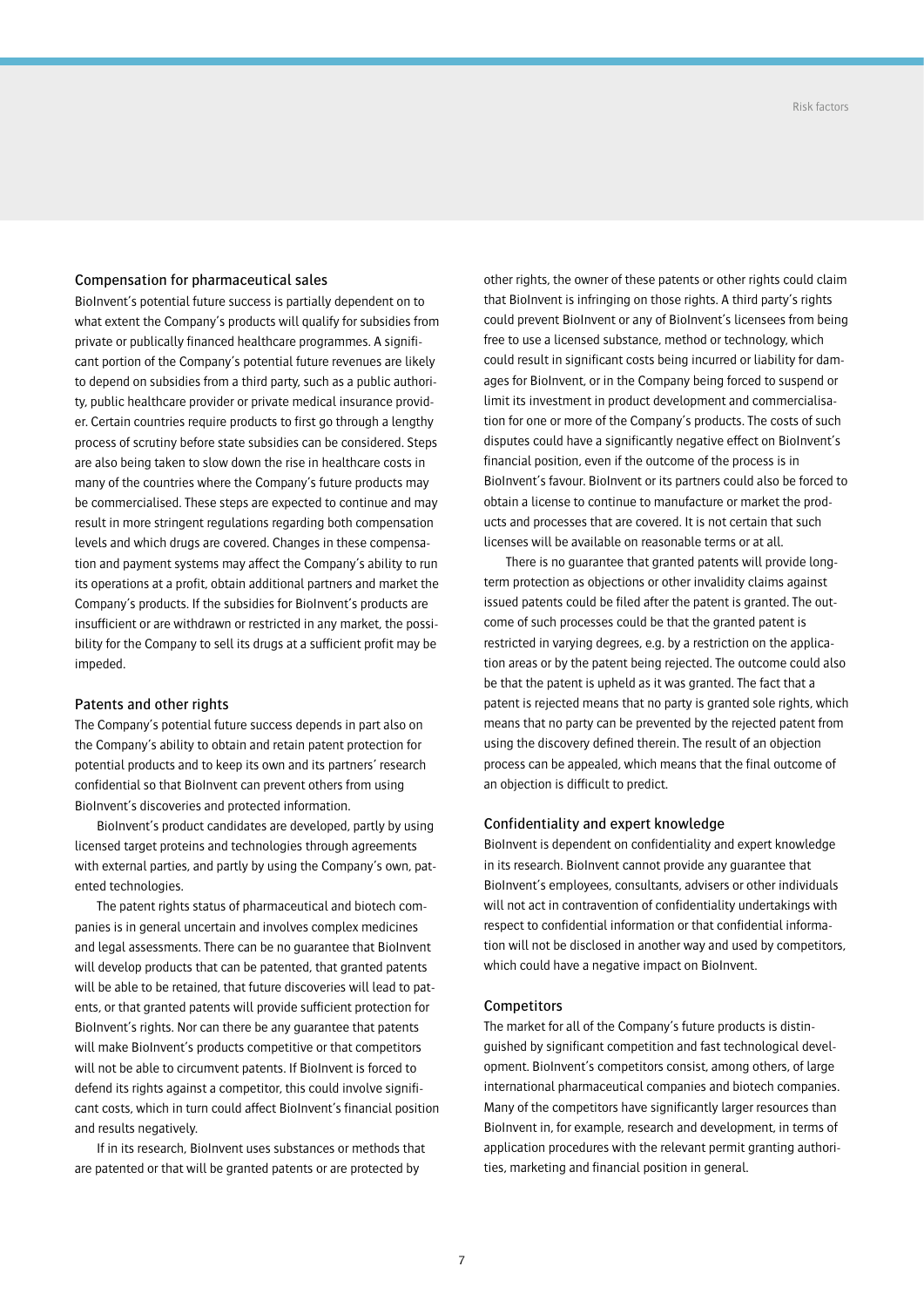## Compensation for pharmaceutical sales

BioInvent's potential future success is partially dependent on to what extent the Company's products will qualify for subsidies from private or publically financed healthcare programmes. A significant portion of the Company's potential future revenues are likely to depend on subsidies from a third party, such as a public authority, public healthcare provider or private medical insurance provider. Certain countries require products to first go through a lengthy process of scrutiny before state subsidies can be considered. Steps are also being taken to slow down the rise in healthcare costs in many of the countries where the Company's future products may be commercialised. These steps are expected to continue and may result in more stringent regulations regarding both compensation levels and which drugs are covered. Changes in these compensation and payment systems may affect the Company's ability to run its operations at a profit, obtain additional partners and market the Company's products. If the subsidies for BioInvent's products are insufficient or are withdrawn or restricted in any market, the possibility for the Company to sell its drugs at a sufficient profit may be impeded.

## Patents and other rights

The Company's potential future success depends in part also on the Company's ability to obtain and retain patent protection for potential products and to keep its own and its partners' research confidential so that BioInvent can prevent others from using BioInvent's discoveries and protected information.

BioInvent's product candidates are developed, partly by using licensed target proteins and technologies through agreements with external parties, and partly by using the Company's own, patented technologies.

The patent rights status of pharmaceutical and biotech companies is in general uncertain and involves complex medicines and legal assessments. There can be no guarantee that BioInvent will develop products that can be patented, that granted patents will be able to be retained, that future discoveries will lead to patents, or that granted patents will provide sufficient protection for BioInvent's rights. Nor can there be any guarantee that patents will make BioInvent's products competitive or that competitors will not be able to circumvent patents. If BioInvent is forced to defend its rights against a competitor, this could involve significant costs, which in turn could affect BioInvent's financial position and results negatively.

If in its research, BioInvent uses substances or methods that are patented or that will be granted patents or are protected by other rights, the owner of these patents or other rights could claim that BioInvent is infringing on those rights. A third party's rights could prevent BioInvent or any of BioInvent's licensees from being free to use a licensed substance, method or technology, which could result in significant costs being incurred or liability for damages for BioInvent, or in the Company being forced to suspend or limit its investment in product development and commercialisation for one or more of the Company's products. The costs of such disputes could have a significantly negative effect on BioInvent's financial position, even if the outcome of the process is in BioInvent's favour. BioInvent or its partners could also be forced to obtain a license to continue to manufacture or market the products and processes that are covered. It is not certain that such licenses will be available on reasonable terms or at all.

There is no guarantee that granted patents will provide long-term protection as objections or other invalidity claims against issued patents could be filed after the patent is granted. The outcome of such processes could be that the granted patent is restricted in varying degrees, e.g. by a restriction on the application areas or by the patent being rejected. The outcome could also be that the patent is upheld as it was granted. The fact that a patent is rejected means that no party is granted sole rights, which means that no party can be prevented by the rejected patent from using the discovery defined therein. The result of an objection process can be appealed, which means that the final outcome of an objection is difficult to predict.

## Confidentiality and expert knowledge

BioInvent is dependent on confidentiality and expert knowledge in its research. BioInvent cannot provide any guarantee that BioInvent's employees, consultants, advisers or other individuals will not act in contravention of confidentiality undertakings with respect to confidential information or that confidential information will not be disclosed in another way and used by competitors, which could have a negative impact on BioInvent.

## Competitors

The market for all of the Company's future products is distinguished by significant competition and fast technological development. BioInvent's competitors consist, among others, of large international pharmaceutical companies and biotech companies. Many of the competitors have significantly larger resources than BioInvent in, for example, research and development, in terms of application procedures with the relevant permit granting authorities, marketing and financial position in general.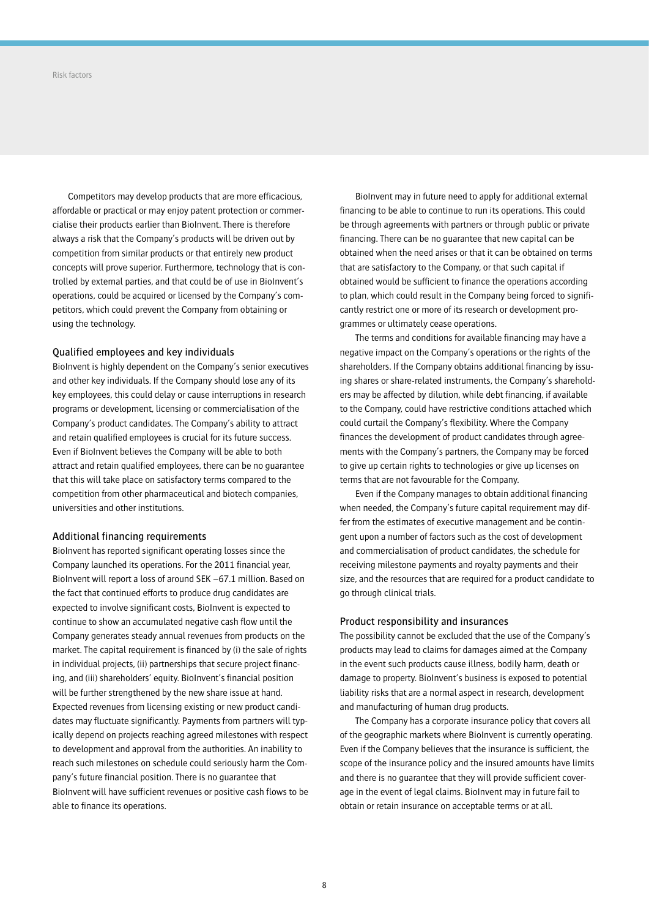Competitors may develop products that are more efficacious, affordable or practical or may enjoy patent protection or commercialise their products earlier than BioInvent. There is therefore always a risk that the Company's products will be driven out by competition from similar products or that entirely new product concepts will prove superior. Furthermore, technology that is controlled by external parties, and that could be of use in BioInvent's operations, could be acquired or licensed by the Company's competitors, which could prevent the Company from obtaining or using the technology.

### Qualified employees and key individuals

BioInvent is highly dependent on the Company's senior executives and other key individuals. If the Company should lose any of its key employees, this could delay or cause interruptions in research programs or development, licensing or commercialisation of the Company's product candidates. The Company's ability to attract and retain qualified employees is crucial for its future success. Even if BioInvent believes the Company will be able to both attract and retain qualified employees, there can be no guarantee that this will take place on satisfactory terms compared to the competition from other pharmaceutical and biotech companies, universities and other institutions.

### Additional financing requirements

BioInvent has reported significant operating losses since the Company launched its operations. For the 2011 financial year, BioInvent will report a loss of around SEK –67.1 million. Based on the fact that continued efforts to produce drug candidates are expected to involve significant costs, BioInvent is expected to continue to show an accumulated negative cash flow until the Company generates steady annual revenues from products on the market. The capital requirement is financed by (i) the sale of rights in individual projects, (ii) partnerships that secure project financing, and (iii) shareholders' equity. BioInvent's financial position will be further strengthened by the new share issue at hand. Expected revenues from licensing existing or new product candidates may fluctuate significantly. Payments from partners will typically depend on projects reaching agreed milestones with respect to development and approval from the authorities. An inability to reach such milestones on schedule could seriously harm the Company's future financial position. There is no guarantee that BioInvent will have sufficient revenues or positive cash flows to be able to finance its operations.

BioInvent may in future need to apply for additional external financing to be able to continue to run its operations. This could be through agreements with partners or through public or private financing. There can be no guarantee that new capital can be obtained when the need arises or that it can be obtained on terms that are satisfactory to the Company, or that such capital if obtained would be sufficient to finance the operations according to plan, which could result in the Company being forced to significantly restrict one or more of its research or development programmes or ultimately cease operations.

The terms and conditions for available financing may have a negative impact on the Company's operations or the rights of the shareholders. If the Company obtains additional financing by issuing shares or share-related instruments, the Company's shareholders may be affected by dilution, while debt financing, if available to the Company, could have restrictive conditions attached which could curtail the Company's flexibility. Where the Company finances the development of product candidates through agreements with the Company's partners, the Company may be forced to give up certain rights to technologies or give up licenses on terms that are not favourable for the Company.

Even if the Company manages to obtain additional financing when needed, the Company's future capital requirement may differ from the estimates of executive management and be contingent upon a number of factors such as the cost of development and commercialisation of product candidates, the schedule for receiving milestone payments and royalty payments and their size, and the resources that are required for a product candidate to go through clinical trials.

### Product responsibility and insurances

The possibility cannot be excluded that the use of the Company's products may lead to claims for damages aimed at the Company in the event such products cause illness, bodily harm, death or damage to property. BioInvent's business is exposed to potential liability risks that are a normal aspect in research, development and manufacturing of human drug products.

The Company has a corporate insurance policy that covers all of the geographic markets where BioInvent is currently operating. Even if the Company believes that the insurance is sufficient, the scope of the insurance policy and the insured amounts have limits and there is no guarantee that they will provide sufficient coverage in the event of legal claims. BioInvent may in future fail to obtain or retain insurance on acceptable terms or at all.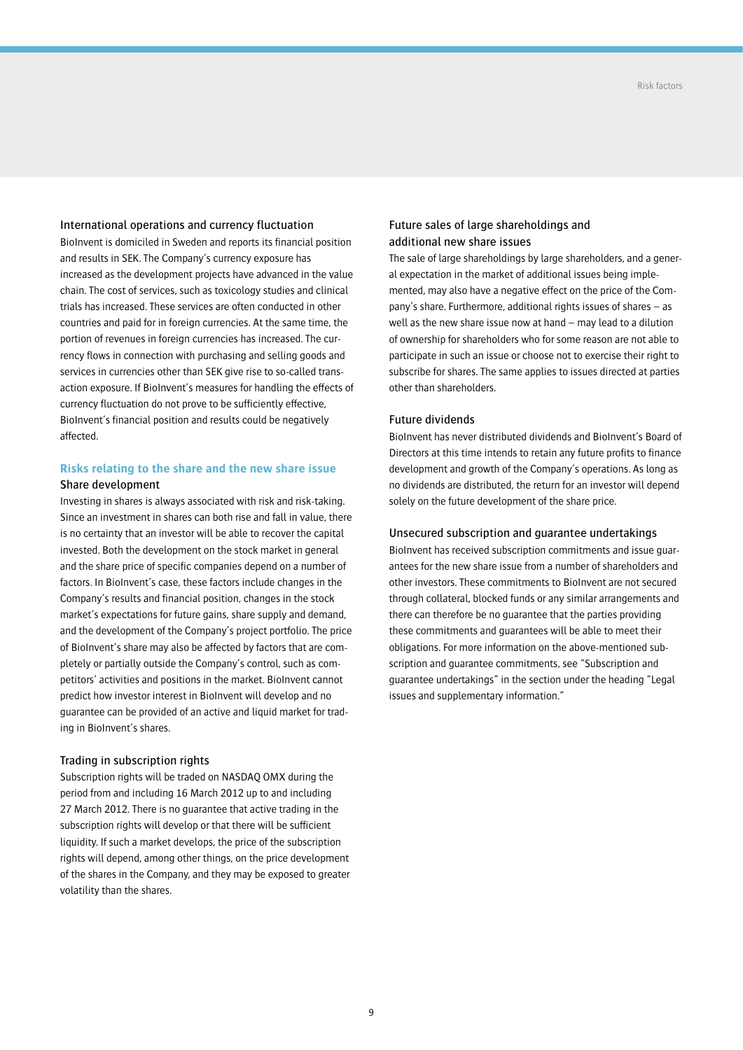### International operations and currency fluctuation

BioInvent is domiciled in Sweden and reports its financial position and results in SEK. The Company's currency exposure has increased as the development projects have advanced in the value chain. The cost of services, such as toxicology studies and clinical trials has increased. These services are often conducted in other countries and paid for in foreign currencies. At the same time, the portion of revenues in foreign currencies has increased. The currency flows in connection with purchasing and selling goods and services in currencies other than SEK give rise to so-called transaction exposure. If BioInvent's measures for handling the effects of currency fluctuation do not prove to be sufficiently effective, BioInvent's financial position and results could be negatively affected.

## Risks relating to the share and the new share issue

### Share development

Investing in shares is always associated with risk and risk-taking. Since an investment in shares can both rise and fall in value, there is no certainty that an investor will be able to recover the capital invested. Both the development on the stock market in general and the share price of specific companies depend on a number of factors. In BioInvent's case, these factors include changes in the Company's results and financial position, changes in the stock market's expectations for future gains, share supply and demand, and the development of the Company's project portfolio. The price of BioInvent's share may also be affected by factors that are completely or partially outside the Company's control, such as competitors' activities and positions in the market. BioInvent cannot predict how investor interest in BioInvent will develop and no guarantee can be provided of an active and liquid market for trading in BioInvent's shares.

### Trading in subscription rights

Subscription rights will be traded on NASDAQ OMX during the period from and including 16 March 2012 up to and including 27 March 2012. There is no guarantee that active trading in the subscription rights will develop or that there will be sufficient liquidity. If such a market develops, the price of the subscription rights will depend, among other things, on the price development of the shares in the Company, and they may be exposed to greater volatility than the shares.

### Future sales of large shareholdings and additional new share issues

The sale of large shareholdings by large shareholders, and a general expectation in the market of additional issues being implemented, may also have a negative effect on the price of the Company's share. Furthermore, additional rights issues of shares – as well as the new share issue now at hand – may lead to a dilution of ownership for shareholders who for some reason are not able to participate in such an issue or choose not to exercise their right to subscribe for shares. The same applies to issues directed at parties other than shareholders.

### Future dividends

BioInvent has never distributed dividends and BioInvent's Board of Directors at this time intends to retain any future profits to finance development and growth of the Company's operations. As long as no dividends are distributed, the return for an investor will depend solely on the future development of the share price.

### Unsecured subscription and guarantee undertakings

BioInvent has received subscription commitments and issue guarantees for the new share issue from a number of shareholders and other investors. These commitments to BioInvent are not secured through collateral, blocked funds or any similar arrangements and there can therefore be no guarantee that the parties providing these commitments and guarantees will be able to meet their obligations. For more information on the above-mentioned subscription and guarantee commitments, see "Subscription and guarantee undertakings" in the section under the heading "Legal issues and supplementary information."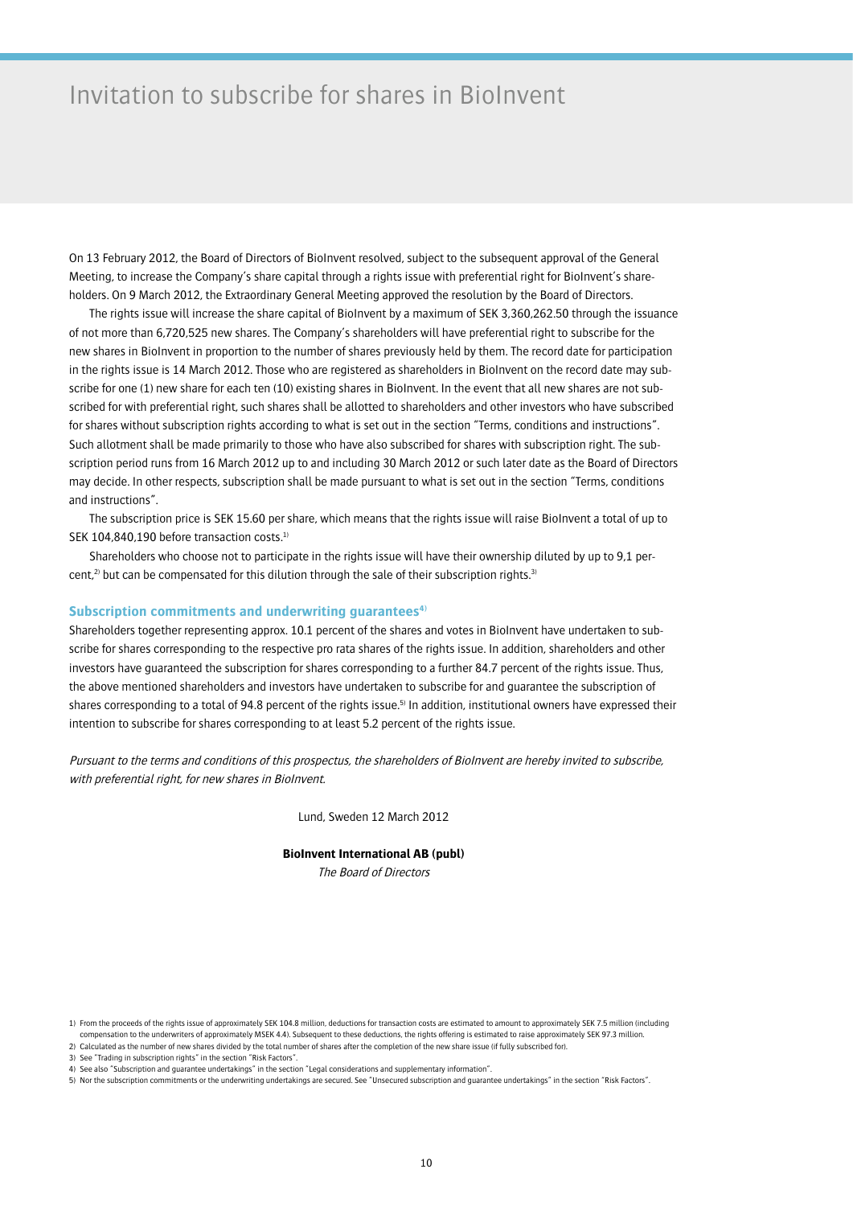# Invitation to subscribe for shares in BioInvent

On 13 February 2012, the Board of Directors of BioInvent resolved, subject to the subsequent approval of the General Meeting, to increase the Company's share capital through a rights issue with preferential right for BioInvent's shareholders. On 9 March 2012, the Extraordinary General Meeting approved the resolution by the Board of Directors.

The rights issue will increase the share capital of BioInvent by a maximum of SEK 3,360,262.50 through the issuance of not more than 6,720,525 new shares. The Company's shareholders will have preferential right to subscribe for the new shares in BioInvent in proportion to the number of shares previously held by them. The record date for participation in the rights issue is 14 March 2012. Those who are registered as shareholders in BioInvent on the record date may subscribe for one (1) new share for each ten (10) existing shares in BioInvent. In the event that all new shares are not subscribed for with preferential right, such shares shall be allotted to shareholders and other investors who have subscribed for shares without subscription rights according to what is set out in the section "Terms, conditions and instructions". Such allotment shall be made primarily to those who have also subscribed for shares with subscription right. The subscription period runs from 16 March 2012 up to and including 30 March 2012 or such later date as the Board of Directors may decide. In other respects, subscription shall be made pursuant to what is set out in the section "Terms, conditions and instructions".

The subscription price is SEK 15.60 per share, which means that the rights issue will raise BioInvent a total of up to SEK 104,840,190 before transaction costs.[1]

Shareholders who choose not to participate in the rights issue will have their ownership diluted by up to 9,1 percent,[2] but can be compensated for this dilution through the sale of their subscription rights.[3]

### Subscription commitments and underwriting guarantees[4]

Shareholders together representing approx. 10.1 percent of the shares and votes in BioInvent have undertaken to subscribe for shares corresponding to the respective pro rata shares of the rights issue. In addition, shareholders and other investors have guaranteed the subscription for shares corresponding to a further 84.7 percent of the rights issue. Thus, the above mentioned shareholders and investors have undertaken to subscribe for and guarantee the subscription of shares corresponding to a total of 94.8 percent of the rights issue.[5] In addition, institutional owners have expressed their intention to subscribe for shares corresponding to at least 5.2 percent of the rights issue.

*Pursuant to the terms and conditions of this prospectus, the shareholders of BioInvent are hereby invited to subscribe, with preferential right, for new shares in BioInvent.*

Lund, Sweden 12 March 2012

**BioInvent International AB (publ)**
*The Board of Directors*

1) From the proceeds of the rights issue of approximately SEK 104.8 million, deductions for transaction costs are estimated to amount to approximately SEK 7.5 million (including compensation to the underwriters of approximately MSEK 4.4). Subsequent to these deductions, the rights offering is estimated to raise approximately SEK 97.3 million.
2) Calculated as the number of new shares divided by the total number of shares after the completion of the new share issue (if fully subscribed for).
3) See "Trading in subscription rights" in the section "Risk Factors".
4) See also "Subscription and guarantee undertakings" in the section "Legal considerations and supplementary information".
5) Nor the subscription commitments or the underwriting undertakings are secured. See "Unsecured subscription and guarantee undertakings" in the section "Risk Factors".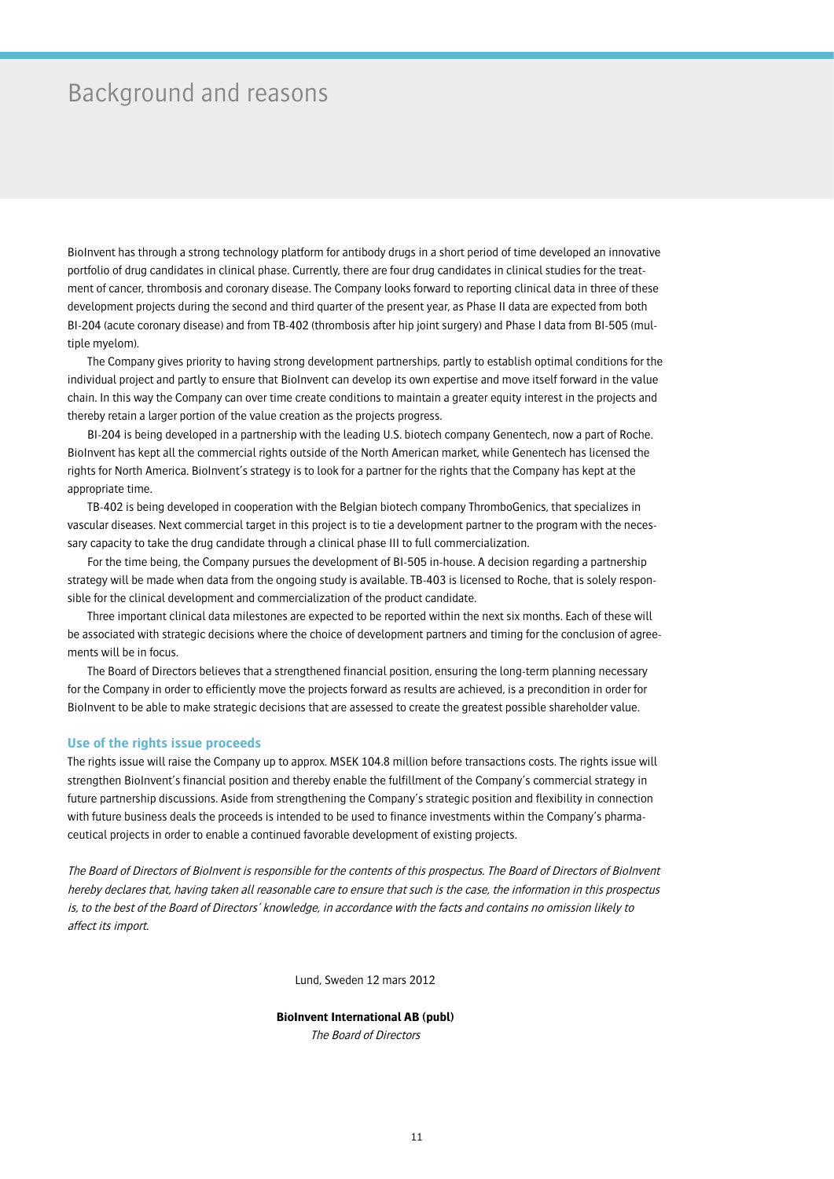# Background and reasons

BioInvent has through a strong technology platform for antibody drugs in a short period of time developed an innovative portfolio of drug candidates in clinical phase. Currently, there are four drug candidates in clinical studies for the treatment of cancer, thrombosis and coronary disease. The Company looks forward to reporting clinical data in three of these development projects during the second and third quarter of the present year, as Phase II data are expected from both BI-204 (acute coronary disease) and from TB-402 (thrombosis after hip joint surgery) and Phase I data from BI-505 (multiple myelom).

The Company gives priority to having strong development partnerships, partly to establish optimal conditions for the individual project and partly to ensure that BioInvent can develop its own expertise and move itself forward in the value chain. In this way the Company can over time create conditions to maintain a greater equity interest in the projects and thereby retain a larger portion of the value creation as the projects progress.

BI-204 is being developed in a partnership with the leading U.S. biotech company Genentech, now a part of Roche. BioInvent has kept all the commercial rights outside of the North American market, while Genentech has licensed the rights for North America. BioInvent's strategy is to look for a partner for the rights that the Company has kept at the appropriate time.

TB-402 is being developed in cooperation with the Belgian biotech company ThromboGenics, that specializes in vascular diseases. Next commercial target in this project is to tie a development partner to the program with the necessary capacity to take the drug candidate through a clinical phase III to full commercialization.

For the time being, the Company pursues the development of BI-505 in-house. A decision regarding a partnership strategy will be made when data from the ongoing study is available. TB-403 is licensed to Roche, that is solely responsible for the clinical development and commercialization of the product candidate.

Three important clinical data milestones are expected to be reported within the next six months. Each of these will be associated with strategic decisions where the choice of development partners and timing for the conclusion of agreements will be in focus.

The Board of Directors believes that a strengthened financial position, ensuring the long-term planning necessary for the Company in order to efficiently move the projects forward as results are achieved, is a precondition in order for BioInvent to be able to make strategic decisions that are assessed to create the greatest possible shareholder value.

### Use of the rights issue proceeds

The rights issue will raise the Company up to approx. MSEK 104.8 million before transactions costs. The rights issue will strengthen BioInvent's financial position and thereby enable the fulfillment of the Company's commercial strategy in future partnership discussions. Aside from strengthening the Company's strategic position and flexibility in connection with future business deals the proceeds is intended to be used to finance investments within the Company's pharmaceutical projects in order to enable a continued favorable development of existing projects.

*The Board of Directors of BioInvent is responsible for the contents of this prospectus. The Board of Directors of BioInvent hereby declares that, having taken all reasonable care to ensure that such is the case, the information in this prospectus is, to the best of the Board of Directors' knowledge, in accordance with the facts and contains no omission likely to affect its import.*

Lund, Sweden 12 mars 2012

**BioInvent International AB (publ)**
*The Board of Directors*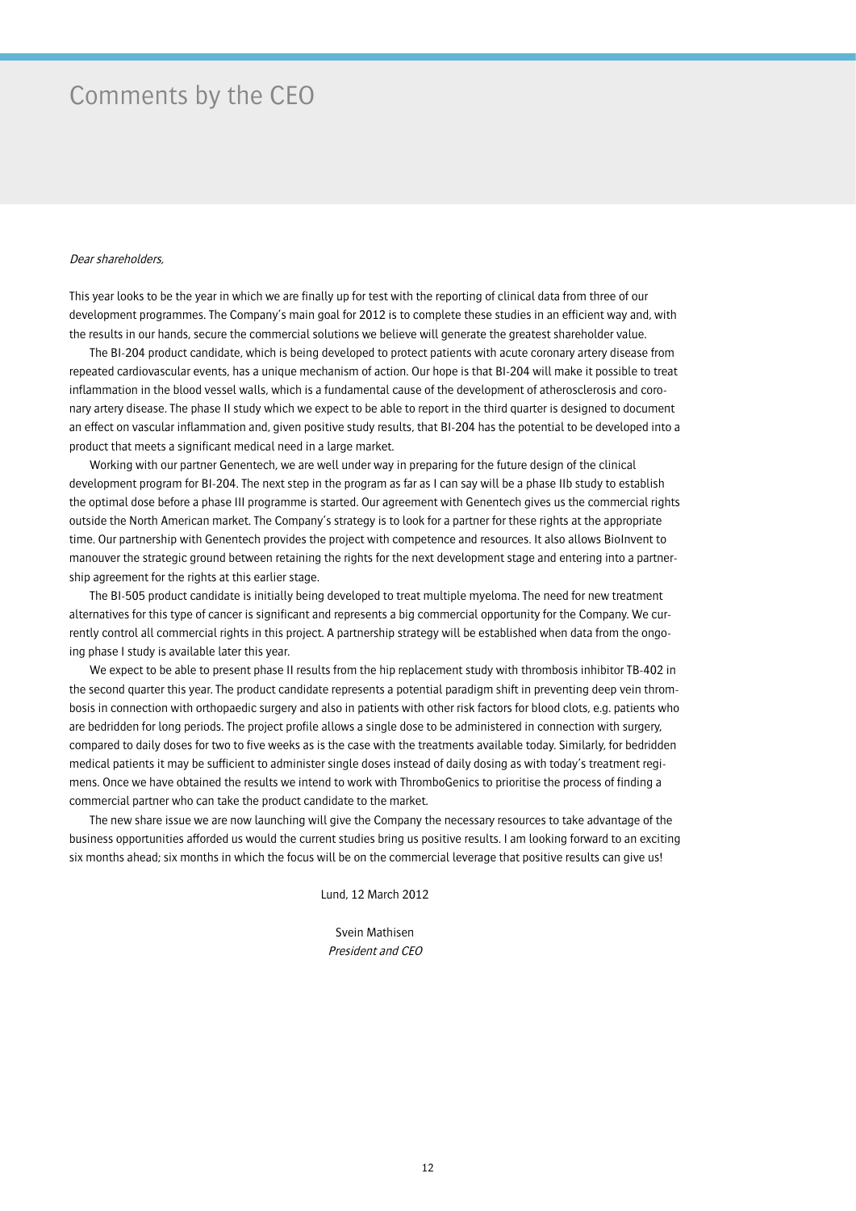# Comments by the CEO

*Dear shareholders,*

This year looks to be the year in which we are finally up for test with the reporting of clinical data from three of our development programmes. The Company's main goal for 2012 is to complete these studies in an efficient way and, with the results in our hands, secure the commercial solutions we believe will generate the greatest shareholder value.

The BI-204 product candidate, which is being developed to protect patients with acute coronary artery disease from repeated cardiovascular events, has a unique mechanism of action. Our hope is that BI-204 will make it possible to treat inflammation in the blood vessel walls, which is a fundamental cause of the development of atherosclerosis and coronary artery disease. The phase II study which we expect to be able to report in the third quarter is designed to document an effect on vascular inflammation and, given positive study results, that BI-204 has the potential to be developed into a product that meets a significant medical need in a large market.

Working with our partner Genentech, we are well under way in preparing for the future design of the clinical development program for BI-204. The next step in the program as far as I can say will be a phase IIb study to establish the optimal dose before a phase III programme is started. Our agreement with Genentech gives us the commercial rights outside the North American market. The Company's strategy is to look for a partner for these rights at the appropriate time. Our partnership with Genentech provides the project with competence and resources. It also allows BioInvent to manouver the strategic ground between retaining the rights for the next development stage and entering into a partnership agreement for the rights at this earlier stage.

The BI-505 product candidate is initially being developed to treat multiple myeloma. The need for new treatment alternatives for this type of cancer is significant and represents a big commercial opportunity for the Company. We currently control all commercial rights in this project. A partnership strategy will be established when data from the ongoing phase I study is available later this year.

We expect to be able to present phase II results from the hip replacement study with thrombosis inhibitor TB-402 in the second quarter this year. The product candidate represents a potential paradigm shift in preventing deep vein thrombosis in connection with orthopaedic surgery and also in patients with other risk factors for blood clots, e.g. patients who are bedridden for long periods. The project profile allows a single dose to be administered in connection with surgery, compared to daily doses for two to five weeks as is the case with the treatments available today. Similarly, for bedridden medical patients it may be sufficient to administer single doses instead of daily dosing as with today's treatment regimens. Once we have obtained the results we intend to work with ThromboGenics to prioritise the process of finding a commercial partner who can take the product candidate to the market.

The new share issue we are now launching will give the Company the necessary resources to take advantage of the business opportunities afforded us would the current studies bring us positive results. I am looking forward to an exciting six months ahead; six months in which the focus will be on the commercial leverage that positive results can give us!

Lund, 12 March 2012

Svein Mathisen
*President and CEO*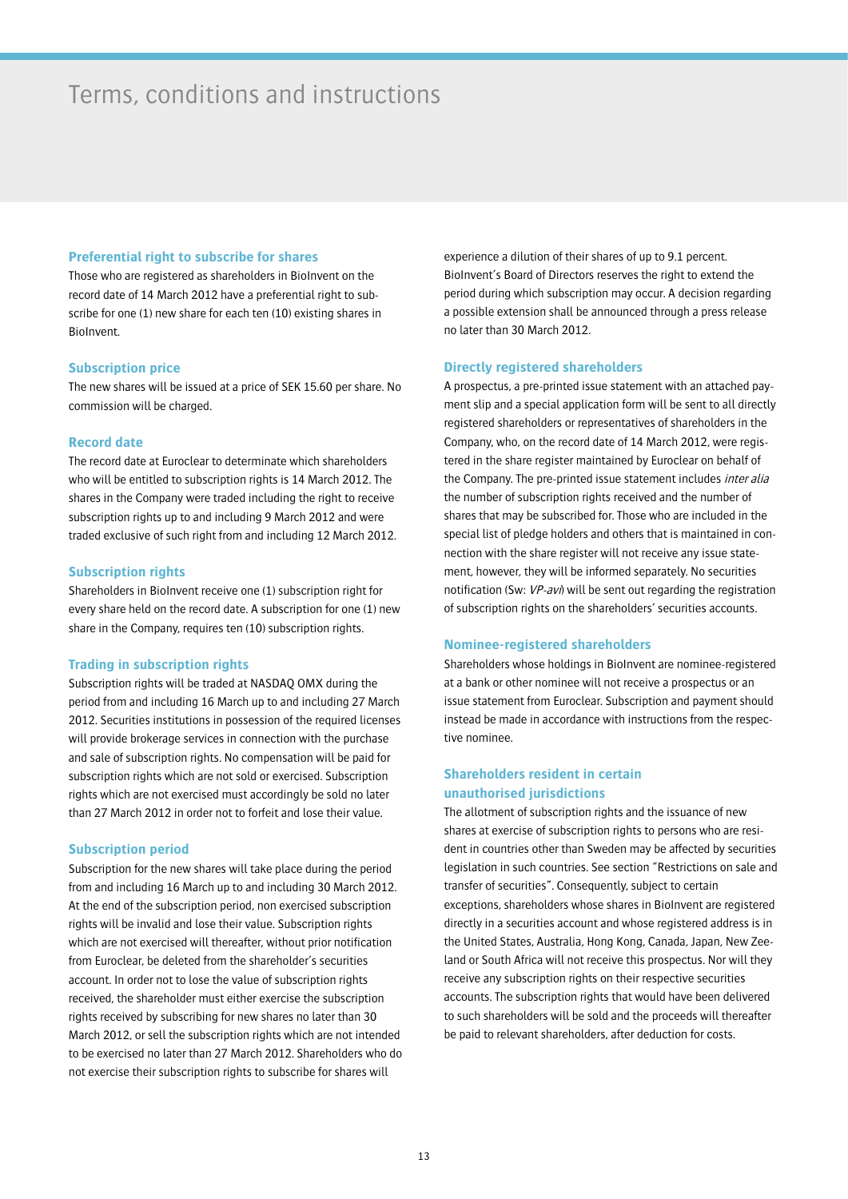# Terms, conditions and instructions

### Preferential right to subscribe for shares

Those who are registered as shareholders in BioInvent on the record date of 14 March 2012 have a preferential right to subscribe for one (1) new share for each ten (10) existing shares in BioInvent.

### Subscription price

The new shares will be issued at a price of SEK 15.60 per share. No commission will be charged.

### Record date

The record date at Euroclear to determinate which shareholders who will be entitled to subscription rights is 14 March 2012. The shares in the Company were traded including the right to receive subscription rights up to and including 9 March 2012 and were traded exclusive of such right from and including 12 March 2012.

### Subscription rights

Shareholders in BioInvent receive one (1) subscription right for every share held on the record date. A subscription for one (1) new share in the Company, requires ten (10) subscription rights.

### Trading in subscription rights

Subscription rights will be traded at NASDAQ OMX during the period from and including 16 March up to and including 27 March 2012. Securities institutions in possession of the required licenses will provide brokerage services in connection with the purchase and sale of subscription rights. No compensation will be paid for subscription rights which are not sold or exercised. Subscription rights which are not exercised must accordingly be sold no later than 27 March 2012 in order not to forfeit and lose their value.

### Subscription period

Subscription for the new shares will take place during the period from and including 16 March up to and including 30 March 2012. At the end of the subscription period, non exercised subscription rights will be invalid and lose their value. Subscription rights which are not exercised will thereafter, without prior notification from Euroclear, be deleted from the shareholder's securities account. In order not to lose the value of subscription rights received, the shareholder must either exercise the subscription rights received by subscribing for new shares no later than 30 March 2012, or sell the subscription rights which are not intended to be exercised no later than 27 March 2012. Shareholders who do not exercise their subscription rights to subscribe for shares will experience a dilution of their shares of up to 9.1 percent. BioInvent's Board of Directors reserves the right to extend the period during which subscription may occur. A decision regarding a possible extension shall be announced through a press release no later than 30 March 2012.

### Directly registered shareholders

A prospectus, a pre-printed issue statement with an attached payment slip and a special application form will be sent to all directly registered shareholders or representatives of shareholders in the Company, who, on the record date of 14 March 2012, were registered in the share register maintained by Euroclear on behalf of the Company. The pre-printed issue statement includes *inter alia* the number of subscription rights received and the number of shares that may be subscribed for. Those who are included in the special list of pledge holders and others that is maintained in connection with the share register will not receive any issue statement, however, they will be informed separately. No securities notification (Sw: *VP-avi*) will be sent out regarding the registration of subscription rights on the shareholders' securities accounts.

### Nominee-registered shareholders

Shareholders whose holdings in BioInvent are nominee-registered at a bank or other nominee will not receive a prospectus or an issue statement from Euroclear. Subscription and payment should instead be made in accordance with instructions from the respective nominee.

### Shareholders resident in certain unauthorised jurisdictions

The allotment of subscription rights and the issuance of new shares at exercise of subscription rights to persons who are resident in countries other than Sweden may be affected by securities legislation in such countries. See section "Restrictions on sale and transfer of securities". Consequently, subject to certain exceptions, shareholders whose shares in BioInvent are registered directly in a securities account and whose registered address is in the United States, Australia, Hong Kong, Canada, Japan, New Zeeland or South Africa will not receive this prospectus. Nor will they receive any subscription rights on their respective securities accounts. The subscription rights that would have been delivered to such shareholders will be sold and the proceeds will thereafter be paid to relevant shareholders, after deduction for costs.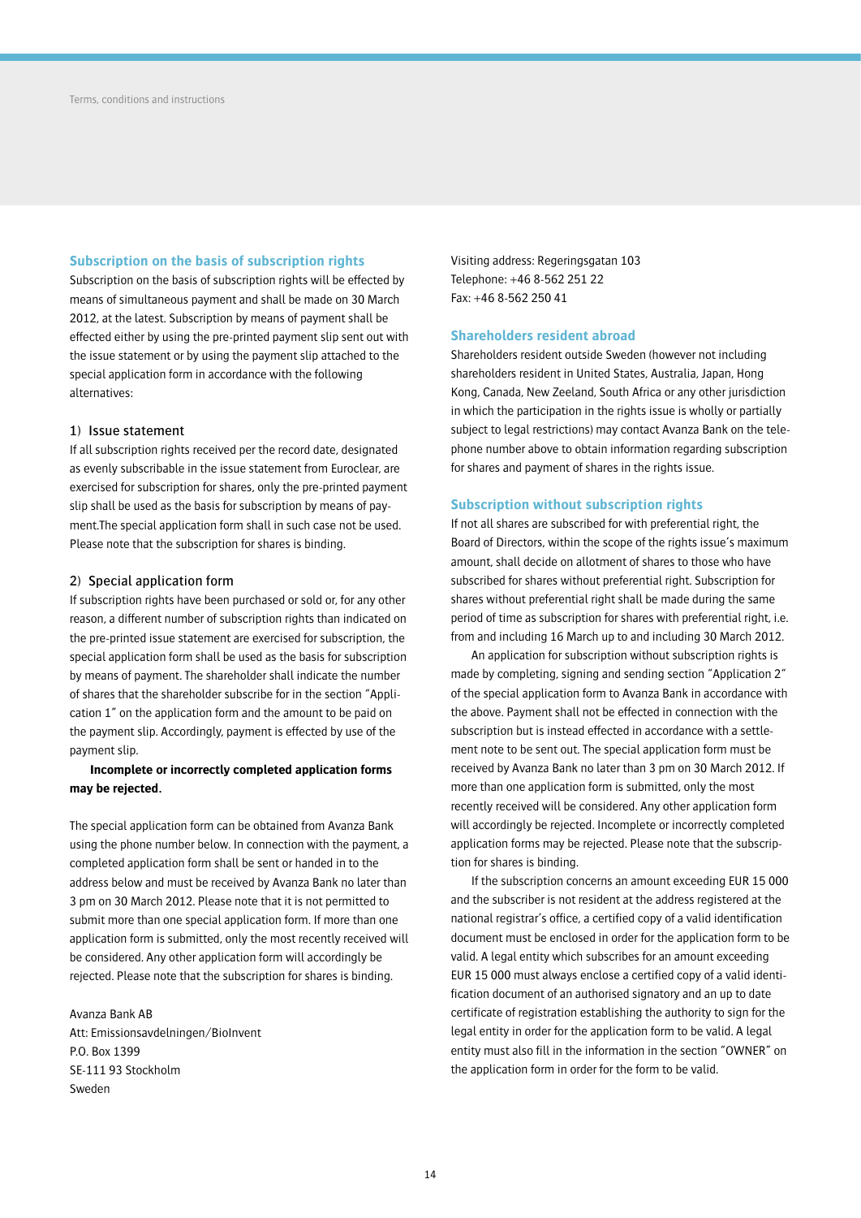## Subscription on the basis of subscription rights

Subscription on the basis of subscription rights will be effected by means of simultaneous payment and shall be made on 30 March 2012, at the latest. Subscription by means of payment shall be effected either by using the pre-printed payment slip sent out with the issue statement or by using the payment slip attached to the special application form in accordance with the following alternatives:

### 1) Issue statement

If all subscription rights received per the record date, designated as evenly subscribable in the issue statement from Euroclear, are exercised for subscription for shares, only the pre-printed payment slip shall be used as the basis for subscription by means of payment.The special application form shall in such case not be used. Please note that the subscription for shares is binding.

### 2) Special application form

If subscription rights have been purchased or sold or, for any other reason, a different number of subscription rights than indicated on the pre-printed issue statement are exercised for subscription, the special application form shall be used as the basis for subscription by means of payment. The shareholder shall indicate the number of shares that the shareholder subscribe for in the section "Application 1" on the application form and the amount to be paid on the payment slip. Accordingly, payment is effected by use of the payment slip.

**Incomplete or incorrectly completed application forms may be rejected.**

The special application form can be obtained from Avanza Bank using the phone number below. In connection with the payment, a completed application form shall be sent or handed in to the address below and must be received by Avanza Bank no later than 3 pm on 30 March 2012. Please note that it is not permitted to submit more than one special application form. If more than one application form is submitted, only the most recently received will be considered. Any other application form will accordingly be rejected. Please note that the subscription for shares is binding.

Avanza Bank AB
Att: Emissionsavdelningen/BioInvent
P.O. Box 1399
SE-111 93 Stockholm
Sweden

Visiting address: Regeringsgatan 103
Telephone: +46 8-562 251 22
Fax: +46 8-562 250 41

## Shareholders resident abroad

Shareholders resident outside Sweden (however not including shareholders resident in United States, Australia, Japan, Hong Kong, Canada, New Zeeland, South Africa or any other jurisdiction in which the participation in the rights issue is wholly or partially subject to legal restrictions) may contact Avanza Bank on the telephone number above to obtain information regarding subscription for shares and payment of shares in the rights issue.

## Subscription without subscription rights

If not all shares are subscribed for with preferential right, the Board of Directors, within the scope of the rights issue's maximum amount, shall decide on allotment of shares to those who have subscribed for shares without preferential right. Subscription for shares without preferential right shall be made during the same period of time as subscription for shares with preferential right, i.e. from and including 16 March up to and including 30 March 2012.

An application for subscription without subscription rights is made by completing, signing and sending section "Application 2" of the special application form to Avanza Bank in accordance with the above. Payment shall not be effected in connection with the subscription but is instead effected in accordance with a settlement note to be sent out. The special application form must be received by Avanza Bank no later than 3 pm on 30 March 2012. If more than one application form is submitted, only the most recently received will be considered. Any other application form will accordingly be rejected. Incomplete or incorrectly completed application forms may be rejected. Please note that the subscription for shares is binding.

If the subscription concerns an amount exceeding EUR 15 000 and the subscriber is not resident at the address registered at the national registrar's office, a certified copy of a valid identification document must be enclosed in order for the application form to be valid. A legal entity which subscribes for an amount exceeding EUR 15 000 must always enclose a certified copy of a valid identification document of an authorised signatory and an up to date certificate of registration establishing the authority to sign for the legal entity in order for the application form to be valid. A legal entity must also fill in the information in the section "OWNER" on the application form in order for the form to be valid.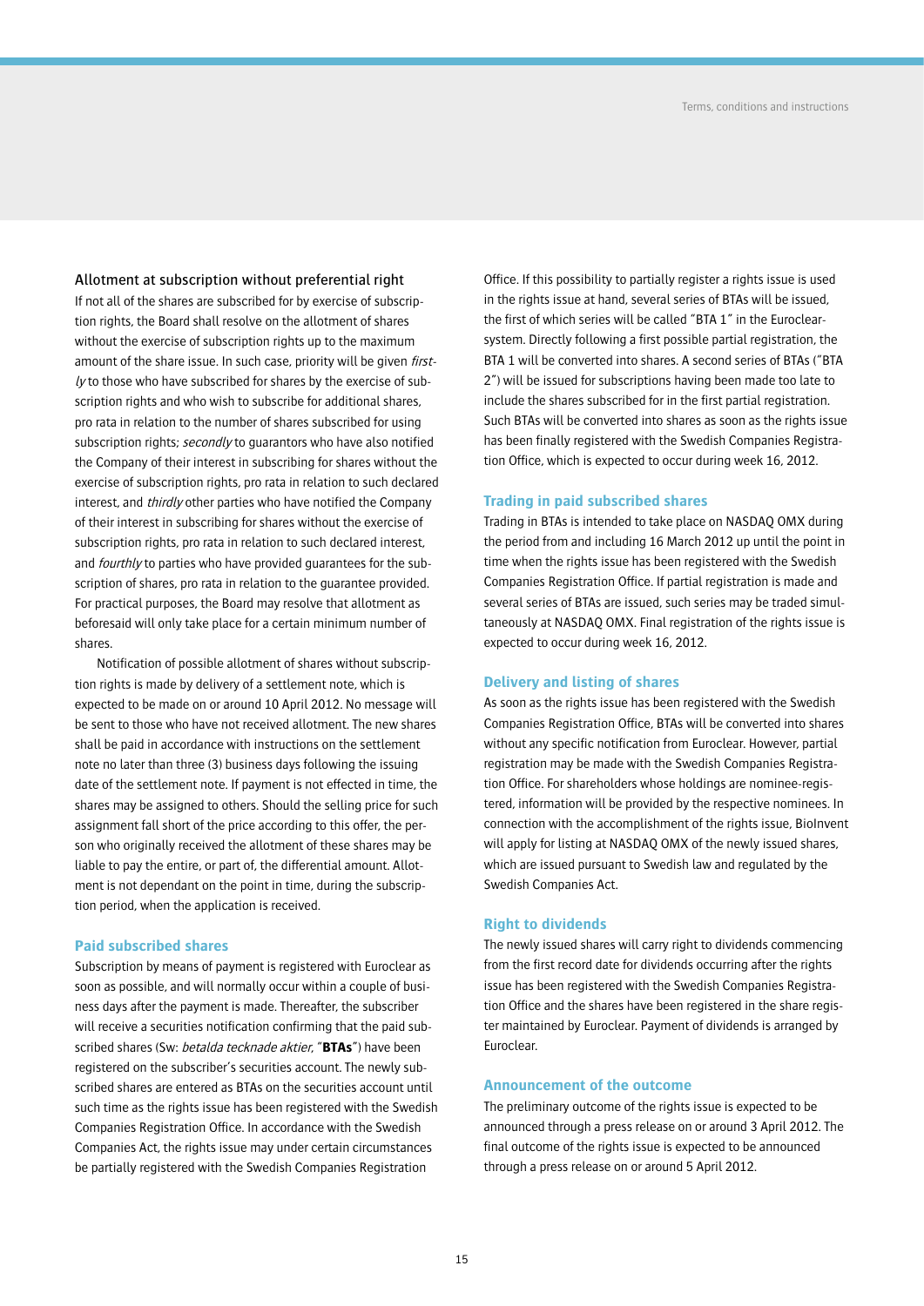### Allotment at subscription without preferential right

If not all of the shares are subscribed for by exercise of subscription rights, the Board shall resolve on the allotment of shares without the exercise of subscription rights up to the maximum amount of the share issue. In such case, priority will be given *firstly* to those who have subscribed for shares by the exercise of subscription rights and who wish to subscribe for additional shares, pro rata in relation to the number of shares subscribed for using subscription rights; *secondly* to guarantors who have also notified the Company of their interest in subscribing for shares without the exercise of subscription rights, pro rata in relation to such declared interest, and *thirdly* other parties who have notified the Company of their interest in subscribing for shares without the exercise of subscription rights, pro rata in relation to such declared interest, and *fourthly* to parties who have provided guarantees for the subscription of shares, pro rata in relation to the guarantee provided. For practical purposes, the Board may resolve that allotment as beforesaid will only take place for a certain minimum number of shares.

Notification of possible allotment of shares without subscription rights is made by delivery of a settlement note, which is expected to be made on or around 10 April 2012. No message will be sent to those who have not received allotment. The new shares shall be paid in accordance with instructions on the settlement note no later than three (3) business days following the issuing date of the settlement note. If payment is not effected in time, the shares may be assigned to others. Should the selling price for such assignment fall short of the price according to this offer, the person who originally received the allotment of these shares may be liable to pay the entire, or part of, the differential amount. Allotment is not dependant on the point in time, during the subscription period, when the application is received.

### Paid subscribed shares

Subscription by means of payment is registered with Euroclear as soon as possible, and will normally occur within a couple of business days after the payment is made. Thereafter, the subscriber will receive a securities notification confirming that the paid subscribed shares (Sw: *betalda tecknade aktier*, "**BTAs**") have been registered on the subscriber's securities account. The newly subscribed shares are entered as BTAs on the securities account until such time as the rights issue has been registered with the Swedish Companies Registration Office. In accordance with the Swedish Companies Act, the rights issue may under certain circumstances be partially registered with the Swedish Companies Registration Office. If this possibility to partially register a rights issue is used in the rights issue at hand, several series of BTAs will be issued, the first of which series will be called "BTA 1" in the Euroclear-system. Directly following a first possible partial registration, the BTA 1 will be converted into shares. A second series of BTAs ("BTA 2") will be issued for subscriptions having been made too late to include the shares subscribed for in the first partial registration. Such BTAs will be converted into shares as soon as the rights issue has been finally registered with the Swedish Companies Registration Office, which is expected to occur during week 16, 2012.

### Trading in paid subscribed shares

Trading in BTAs is intended to take place on NASDAQ OMX during the period from and including 16 March 2012 up until the point in time when the rights issue has been registered with the Swedish Companies Registration Office. If partial registration is made and several series of BTAs are issued, such series may be traded simultaneously at NASDAQ OMX. Final registration of the rights issue is expected to occur during week 16, 2012.

### Delivery and listing of shares

As soon as the rights issue has been registered with the Swedish Companies Registration Office, BTAs will be converted into shares without any specific notification from Euroclear. However, partial registration may be made with the Swedish Companies Registration Office. For shareholders whose holdings are nominee-registered, information will be provided by the respective nominees. In connection with the accomplishment of the rights issue, BioInvent will apply for listing at NASDAQ OMX of the newly issued shares, which are issued pursuant to Swedish law and regulated by the Swedish Companies Act.

### Right to dividends

The newly issued shares will carry right to dividends commencing from the first record date for dividends occurring after the rights issue has been registered with the Swedish Companies Registration Office and the shares have been registered in the share register maintained by Euroclear. Payment of dividends is arranged by Euroclear.

### Announcement of the outcome

The preliminary outcome of the rights issue is expected to be announced through a press release on or around 3 April 2012. The final outcome of the rights issue is expected to be announced through a press release on or around 5 April 2012.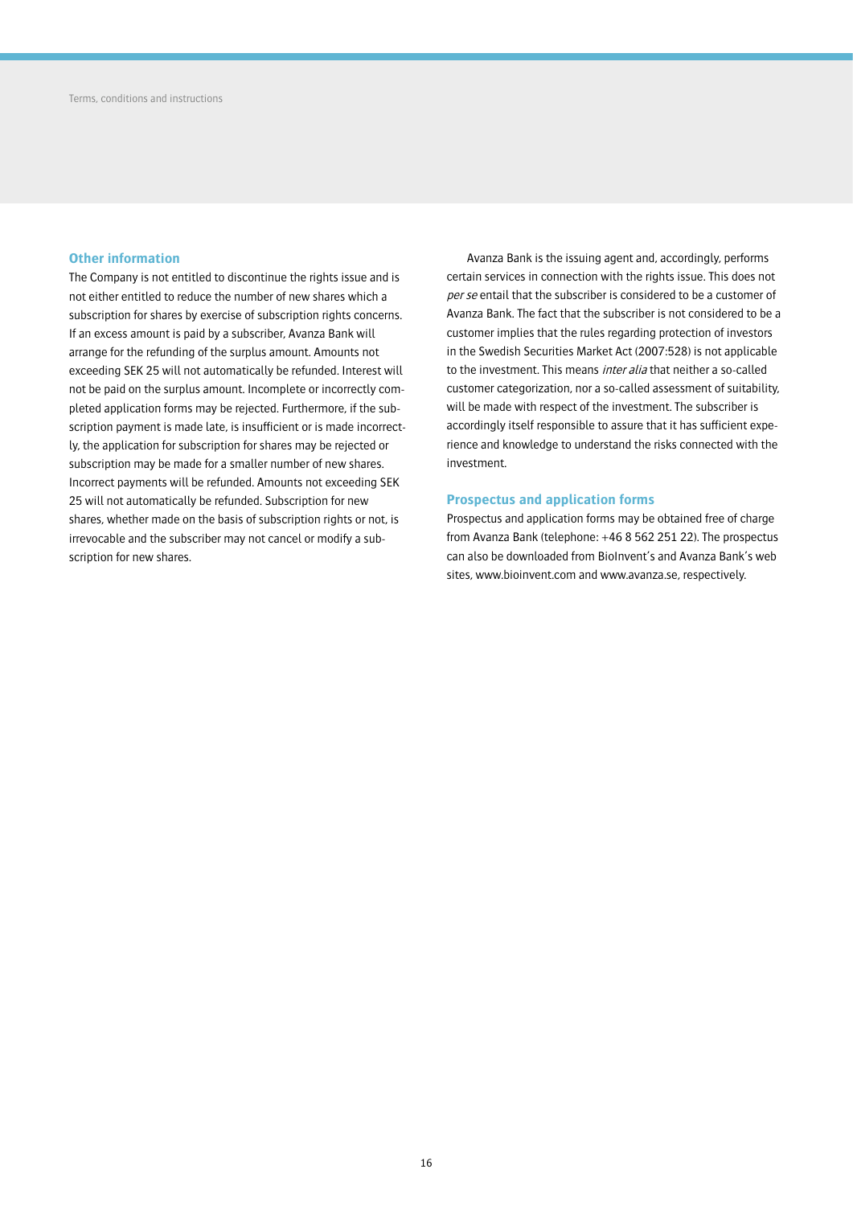## Other information

The Company is not entitled to discontinue the rights issue and is not either entitled to reduce the number of new shares which a subscription for shares by exercise of subscription rights concerns. If an excess amount is paid by a subscriber, Avanza Bank will arrange for the refunding of the surplus amount. Amounts not exceeding SEK 25 will not automatically be refunded. Interest will not be paid on the surplus amount. Incomplete or incorrectly completed application forms may be rejected. Furthermore, if the subscription payment is made late, is insufficient or is made incorrectly, the application for subscription for shares may be rejected or subscription may be made for a smaller number of new shares. Incorrect payments will be refunded. Amounts not exceeding SEK 25 will not automatically be refunded. Subscription for new shares, whether made on the basis of subscription rights or not, is irrevocable and the subscriber may not cancel or modify a subscription for new shares.

Avanza Bank is the issuing agent and, accordingly, performs certain services in connection with the rights issue. This does not *per se* entail that the subscriber is considered to be a customer of Avanza Bank. The fact that the subscriber is not considered to be a customer implies that the rules regarding protection of investors in the Swedish Securities Market Act (2007:528) is not applicable to the investment. This means *inter alia* that neither a so-called customer categorization, nor a so-called assessment of suitability, will be made with respect of the investment. The subscriber is accordingly itself responsible to assure that it has sufficient experience and knowledge to understand the risks connected with the investment.

## Prospectus and application forms

Prospectus and application forms may be obtained free of charge from Avanza Bank (telephone: +46 8 562 251 22). The prospectus can also be downloaded from BioInvent's and Avanza Bank's web sites, www.bioinvent.com and www.avanza.se, respectively.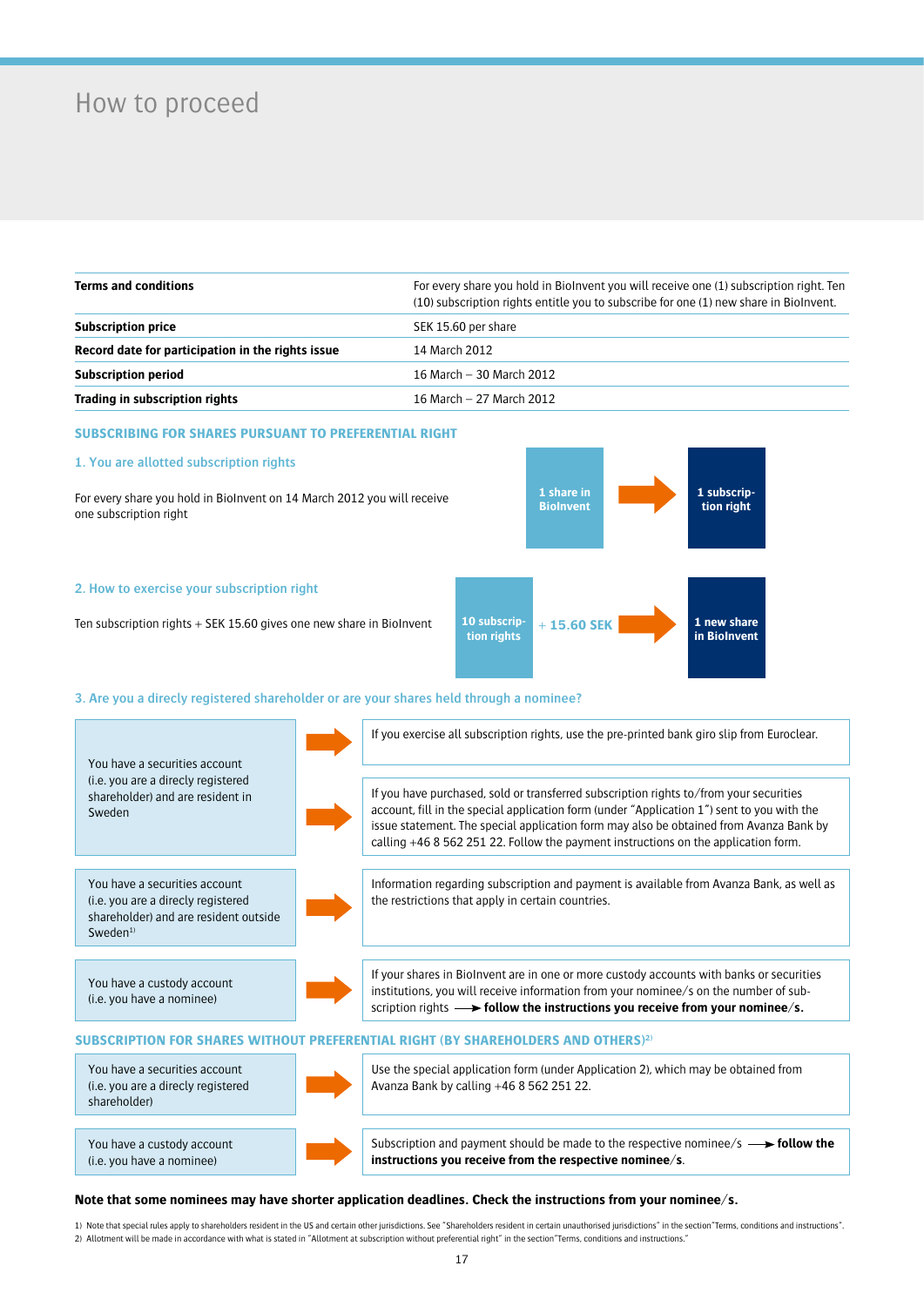# How to proceed

| Terms and conditions | For every share you hold in BioInvent you will receive one (1) subscription right. Ten (10) subscription rights entitle you to subscribe for one (1) new share in BioInvent. |
|---|---|
| **Subscription price** | SEK 15.60 per share |
| **Record date for participation in the rights issue** | 14 March 2012 |
| **Subscription period** | 16 March – 30 March 2012 |
| **Trading in subscription rights** | 16 March – 27 March 2012 |

## SUBSCRIBING FOR SHARES PURSUANT TO PREFERENTIAL RIGHT

### 1. You are allotted subscription rights

For every share you hold in BioInvent on 14 March 2012 you will receive one subscription right

1 share in BioInvent → 1 subscription right

### 2. How to exercise your subscription right

Ten subscription rights + SEK 15.60 gives one new share in BioInvent

10 subscription rights + 15.60 SEK → 1 new share in BioInvent

### 3. Are you a direcly registered shareholder or are your shares held through a nominee?

| | |
|---|---|
| You have a securities account (i.e. you are a direcly registered shareholder) and are resident in Sweden | → If you exercise all subscription rights, use the pre-printed bank giro slip from Euroclear. |
| | → If you have purchased, sold or transferred subscription rights to/from your securities account, fill in the special application form (under "Application 1") sent to you with the issue statement. The special application form may also be obtained from Avanza Bank by calling +46 8 562 251 22. Follow the payment instructions on the application form. |
| You have a securities account (i.e. you are a direcly registered shareholder) and are resident outside Sweden[1] | → Information regarding subscription and payment is available from Avanza Bank, as well as the restrictions that apply in certain countries. |
| You have a custody account (i.e. you have a nominee) | → If your shares in BioInvent are in one or more custody accounts with banks or securities institutions, you will receive information from your nominee/s on the number of subscription rights → **follow the instructions you receive from your nominee/s.** |

## SUBSCRIPTION FOR SHARES WITHOUT PREFERENTIAL RIGHT (BY SHAREHOLDERS AND OTHERS)[2]

| | |
|---|---|
| You have a securities account (i.e. you are a direcly registered shareholder) | → Use the special application form (under Application 2), which may be obtained from Avanza Bank by calling +46 8 562 251 22. |
| You have a custody account (i.e. you have a nominee) | → Subscription and payment should be made to the respective nominee/s → **follow the instructions you receive from the respective nominee/s**. |

**Note that some nominees may have shorter application deadlines. Check the instructions from your nominee/s.**

1) Note that special rules apply to shareholders resident in the US and certain other jurisdictions. See "Shareholders resident in certain unauthorised jurisdictions" in the section "Terms, conditions and instructions".
2) Allotment will be made in accordance with what is stated in "Allotment at subscription without preferential right" in the section "Terms, conditions and instructions."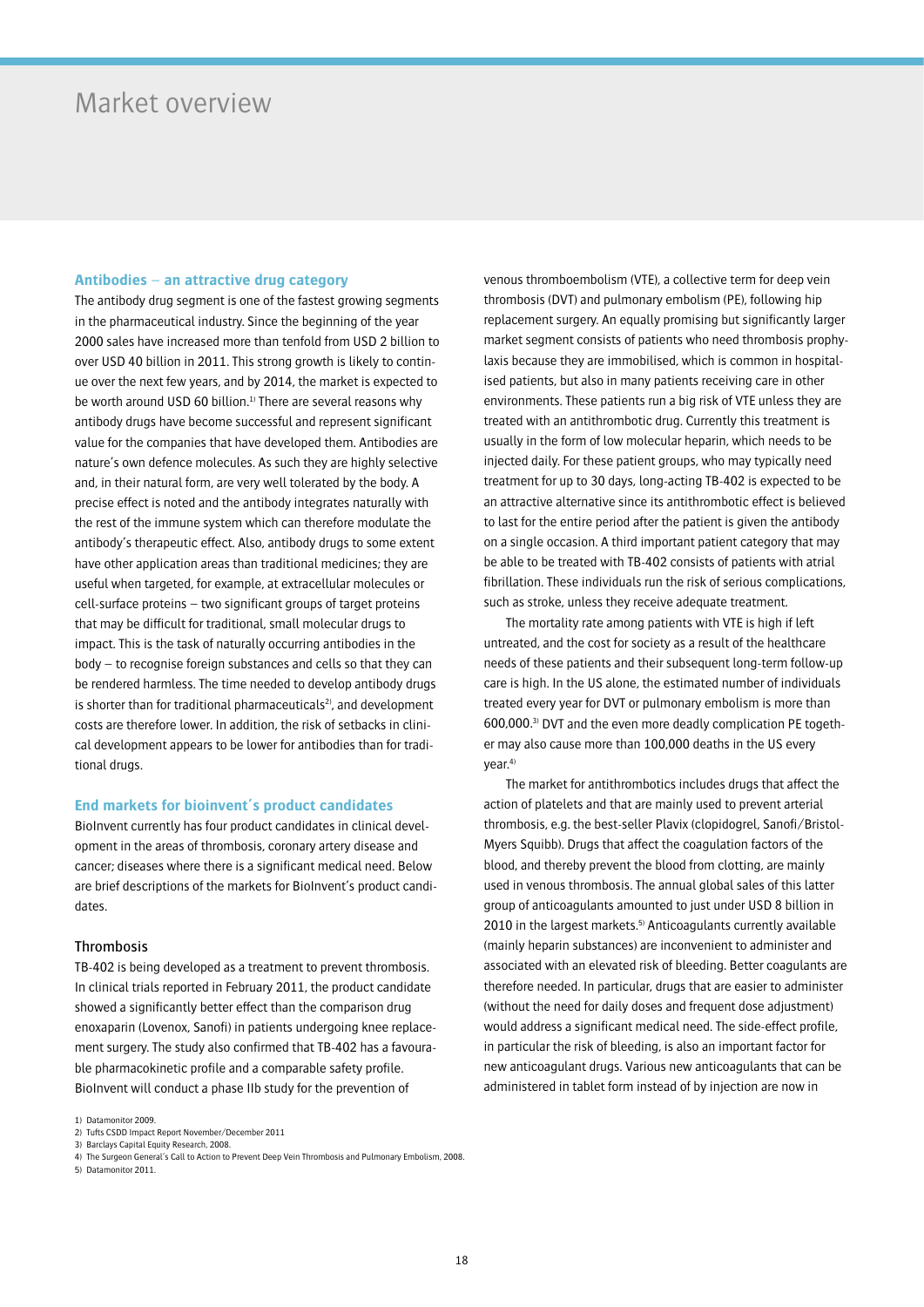# Market overview

## Antibodies – an attractive drug category

The antibody drug segment is one of the fastest growing segments in the pharmaceutical industry. Since the beginning of the year 2000 sales have increased more than tenfold from USD 2 billion to over USD 40 billion in 2011. This strong growth is likely to continue over the next few years, and by 2014, the market is expected to be worth around USD 60 billion.[1] There are several reasons why antibody drugs have become successful and represent significant value for the companies that have developed them. Antibodies are nature's own defence molecules. As such they are highly selective and, in their natural form, are very well tolerated by the body. A precise effect is noted and the antibody integrates naturally with the rest of the immune system which can therefore modulate the antibody's therapeutic effect. Also, antibody drugs to some extent have other application areas than traditional medicines; they are useful when targeted, for example, at extracellular molecules or cell-surface proteins – two significant groups of target proteins that may be difficult for traditional, small molecular drugs to impact. This is the task of naturally occurring antibodies in the body – to recognise foreign substances and cells so that they can be rendered harmless. The time needed to develop antibody drugs is shorter than for traditional pharmaceuticals[2], and development costs are therefore lower. In addition, the risk of setbacks in clinical development appears to be lower for antibodies than for traditional drugs.

## End markets for bioinvent´s product candidates

BioInvent currently has four product candidates in clinical development in the areas of thrombosis, coronary artery disease and cancer; diseases where there is a significant medical need. Below are brief descriptions of the markets for BioInvent's product candidates.

### Thrombosis

TB-402 is being developed as a treatment to prevent thrombosis. In clinical trials reported in February 2011, the product candidate showed a significantly better effect than the comparison drug enoxaparin (Lovenox, Sanofi) in patients undergoing knee replacement surgery. The study also confirmed that TB-402 has a favourable pharmacokinetic profile and a comparable safety profile. BioInvent will conduct a phase IIb study for the prevention of venous thromboembolism (VTE), a collective term for deep vein thrombosis (DVT) and pulmonary embolism (PE), following hip replacement surgery. An equally promising but significantly larger market segment consists of patients who need thrombosis prophylaxis because they are immobilised, which is common in hospitalised patients, but also in many patients receiving care in other environments. These patients run a big risk of VTE unless they are treated with an antithrombotic drug. Currently this treatment is usually in the form of low molecular heparin, which needs to be injected daily. For these patient groups, who may typically need treatment for up to 30 days, long-acting TB-402 is expected to be an attractive alternative since its antithrombotic effect is believed to last for the entire period after the patient is given the antibody on a single occasion. A third important patient category that may be able to be treated with TB-402 consists of patients with atrial fibrillation. These individuals run the risk of serious complications, such as stroke, unless they receive adequate treatment.

The mortality rate among patients with VTE is high if left untreated, and the cost for society as a result of the healthcare needs of these patients and their subsequent long-term follow-up care is high. In the US alone, the estimated number of individuals treated every year for DVT or pulmonary embolism is more than 600,000.[3] DVT and the even more deadly complication PE together may also cause more than 100,000 deaths in the US every year.[4]

The market for antithrombotics includes drugs that affect the action of platelets and that are mainly used to prevent arterial thrombosis, e.g. the best-seller Plavix (clopidogrel, Sanofi/Bristol-Myers Squibb). Drugs that affect the coagulation factors of the blood, and thereby prevent the blood from clotting, are mainly used in venous thrombosis. The annual global sales of this latter group of anticoagulants amounted to just under USD 8 billion in 2010 in the largest markets.[5] Anticoagulants currently available (mainly heparin substances) are inconvenient to administer and associated with an elevated risk of bleeding. Better coagulants are therefore needed. In particular, drugs that are easier to administer (without the need for daily doses and frequent dose adjustment) would address a significant medical need. The side-effect profile, in particular the risk of bleeding, is also an important factor for new anticoagulant drugs. Various new anticoagulants that can be administered in tablet form instead of by injection are now in

1) Datamonitor 2009.
2) Tufts CSDD Impact Report November/December 2011
3) Barclays Capital Equity Research, 2008.
4) The Surgeon General's Call to Action to Prevent Deep Vein Thrombosis and Pulmonary Embolism, 2008.
5) Datamonitor 2011.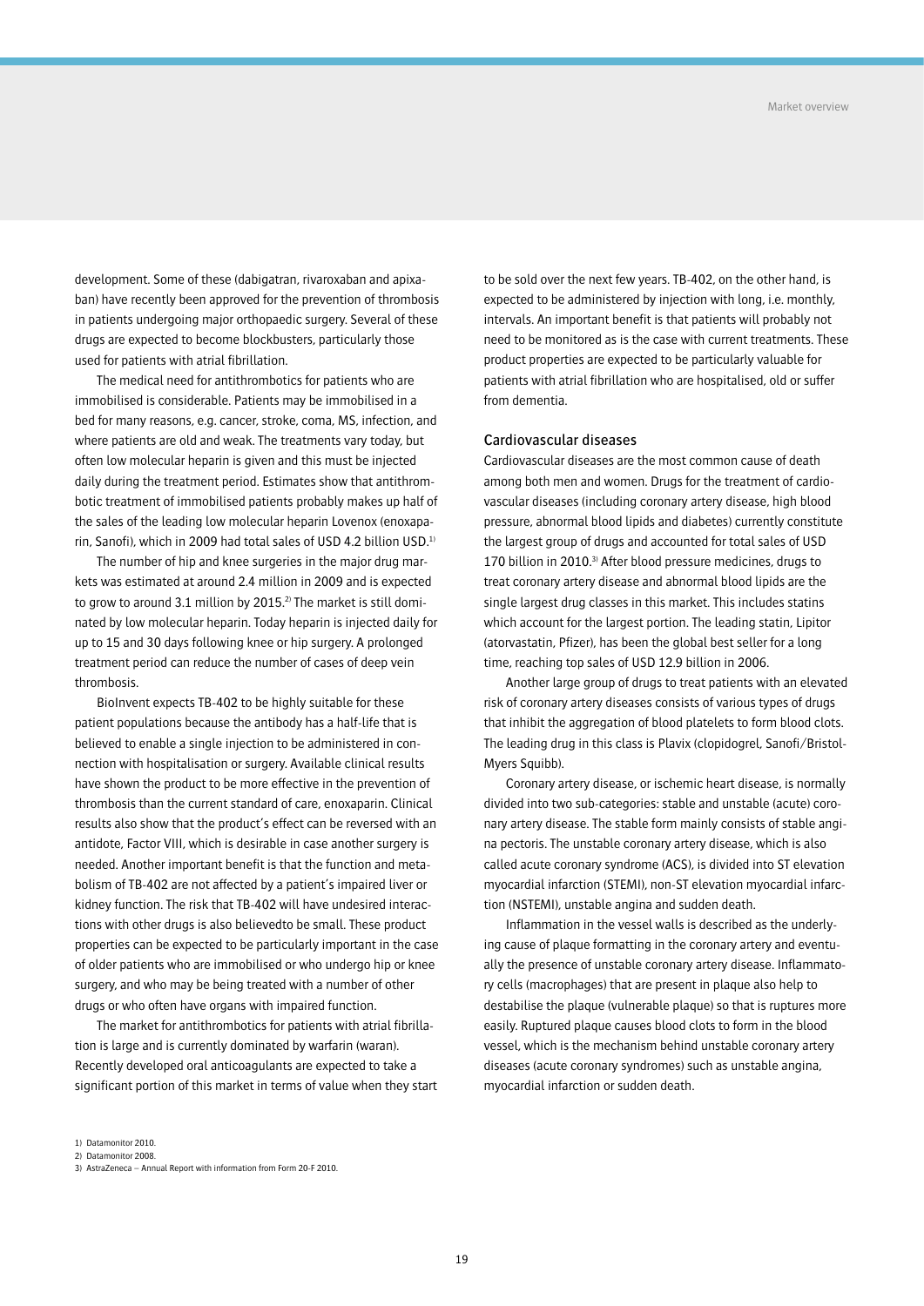development. Some of these (dabigatran, rivaroxaban and apixaban) have recently been approved for the prevention of thrombosis in patients undergoing major orthopaedic surgery. Several of these drugs are expected to become blockbusters, particularly those used for patients with atrial fibrillation.

The medical need for antithrombotics for patients who are immobilised is considerable. Patients may be immobilised in a bed for many reasons, e.g. cancer, stroke, coma, MS, infection, and where patients are old and weak. The treatments vary today, but often low molecular heparin is given and this must be injected daily during the treatment period. Estimates show that antithrombotic treatment of immobilised patients probably makes up half of the sales of the leading low molecular heparin Lovenox (enoxaparin, Sanofi), which in 2009 had total sales of USD 4.2 billion USD.[1]

The number of hip and knee surgeries in the major drug markets was estimated at around 2.4 million in 2009 and is expected to grow to around 3.1 million by 2015.[2] The market is still dominated by low molecular heparin. Today heparin is injected daily for up to 15 and 30 days following knee or hip surgery. A prolonged treatment period can reduce the number of cases of deep vein thrombosis.

BioInvent expects TB-402 to be highly suitable for these patient populations because the antibody has a half-life that is believed to enable a single injection to be administered in connection with hospitalisation or surgery. Available clinical results have shown the product to be more effective in the prevention of thrombosis than the current standard of care, enoxaparin. Clinical results also show that the product's effect can be reversed with an antidote, Factor VIII, which is desirable in case another surgery is needed. Another important benefit is that the function and metabolism of TB-402 are not affected by a patient's impaired liver or kidney function. The risk that TB-402 will have undesired interactions with other drugs is also believedto be small. These product properties can be expected to be particularly important in the case of older patients who are immobilised or who undergo hip or knee surgery, and who may be being treated with a number of other drugs or who often have organs with impaired function.

The market for antithrombotics for patients with atrial fibrillation is large and is currently dominated by warfarin (waran). Recently developed oral anticoagulants are expected to take a significant portion of this market in terms of value when they start to be sold over the next few years. TB-402, on the other hand, is expected to be administered by injection with long, i.e. monthly, intervals. An important benefit is that patients will probably not need to be monitored as is the case with current treatments. These product properties are expected to be particularly valuable for patients with atrial fibrillation who are hospitalised, old or suffer from dementia.

### Cardiovascular diseases

Cardiovascular diseases are the most common cause of death among both men and women. Drugs for the treatment of cardiovascular diseases (including coronary artery disease, high blood pressure, abnormal blood lipids and diabetes) currently constitute the largest group of drugs and accounted for total sales of USD 170 billion in 2010.[3] After blood pressure medicines, drugs to treat coronary artery disease and abnormal blood lipids are the single largest drug classes in this market. This includes statins which account for the largest portion. The leading statin, Lipitor (atorvastatin, Pfizer), has been the global best seller for a long time, reaching top sales of USD 12.9 billion in 2006.

Another large group of drugs to treat patients with an elevated risk of coronary artery diseases consists of various types of drugs that inhibit the aggregation of blood platelets to form blood clots. The leading drug in this class is Plavix (clopidogrel, Sanofi/Bristol-Myers Squibb).

Coronary artery disease, or ischemic heart disease, is normally divided into two sub-categories: stable and unstable (acute) coronary artery disease. The stable form mainly consists of stable angina pectoris. The unstable coronary artery disease, which is also called acute coronary syndrome (ACS), is divided into ST elevation myocardial infarction (STEMI), non-ST elevation myocardial infarction (NSTEMI), unstable angina and sudden death.

Inflammation in the vessel walls is described as the underlying cause of plaque formatting in the coronary artery and eventually the presence of unstable coronary artery disease. Inflammatory cells (macrophages) that are present in plaque also help to destabilise the plaque (vulnerable plaque) so that is ruptures more easily. Ruptured plaque causes blood clots to form in the blood vessel, which is the mechanism behind unstable coronary artery diseases (acute coronary syndromes) such as unstable angina, myocardial infarction or sudden death.

1) Datamonitor 2010.
2) Datamonitor 2008.
3) AstraZeneca – Annual Report with information from Form 20-F 2010.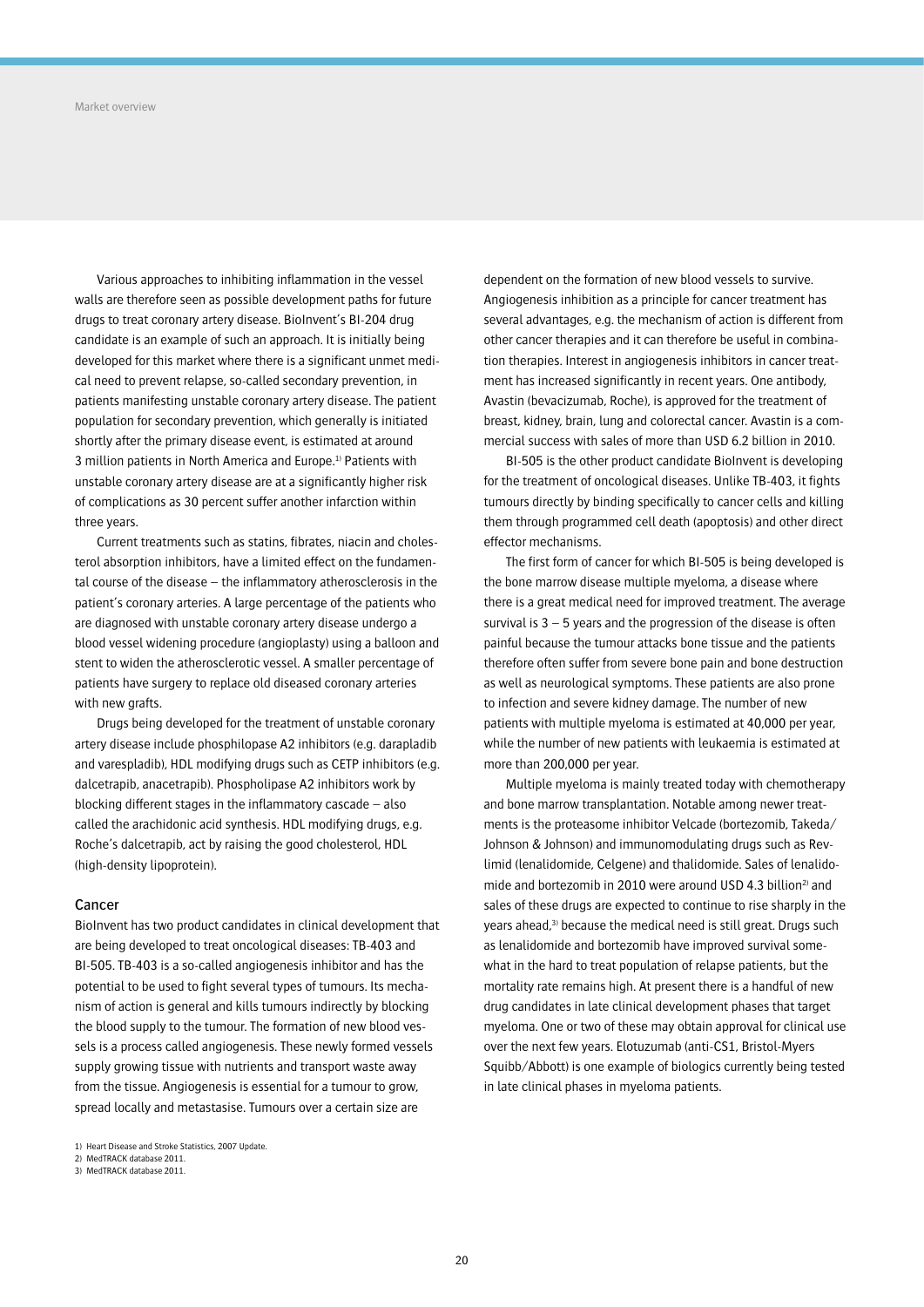Various approaches to inhibiting inflammation in the vessel walls are therefore seen as possible development paths for future drugs to treat coronary artery disease. BioInvent's BI-204 drug candidate is an example of such an approach. It is initially being developed for this market where there is a significant unmet medical need to prevent relapse, so-called secondary prevention, in patients manifesting unstable coronary artery disease. The patient population for secondary prevention, which generally is initiated shortly after the primary disease event, is estimated at around 3 million patients in North America and Europe.[1] Patients with unstable coronary artery disease are at a significantly higher risk of complications as 30 percent suffer another infarction within three years.

Current treatments such as statins, fibrates, niacin and cholesterol absorption inhibitors, have a limited effect on the fundamental course of the disease – the inflammatory atherosclerosis in the patient's coronary arteries. A large percentage of the patients who are diagnosed with unstable coronary artery disease undergo a blood vessel widening procedure (angioplasty) using a balloon and stent to widen the atherosclerotic vessel. A smaller percentage of patients have surgery to replace old diseased coronary arteries with new grafts.

Drugs being developed for the treatment of unstable coronary artery disease include phosphilopase A2 inhibitors (e.g. darapladib and varespladib), HDL modifying drugs such as CETP inhibitors (e.g. dalcetrapib, anacetrapib). Phospholipase A2 inhibitors work by blocking different stages in the inflammatory cascade – also called the arachidonic acid synthesis. HDL modifying drugs, e.g. Roche's dalcetrapib, act by raising the good cholesterol, HDL (high-density lipoprotein).

## Cancer

BioInvent has two product candidates in clinical development that are being developed to treat oncological diseases: TB-403 and BI-505. TB-403 is a so-called angiogenesis inhibitor and has the potential to be used to fight several types of tumours. Its mechanism of action is general and kills tumours indirectly by blocking the blood supply to the tumour. The formation of new blood vessels is a process called angiogenesis. These newly formed vessels supply growing tissue with nutrients and transport waste away from the tissue. Angiogenesis is essential for a tumour to grow, spread locally and metastasise. Tumours over a certain size are dependent on the formation of new blood vessels to survive. Angiogenesis inhibition as a principle for cancer treatment has several advantages, e.g. the mechanism of action is different from other cancer therapies and it can therefore be useful in combination therapies. Interest in angiogenesis inhibitors in cancer treatment has increased significantly in recent years. One antibody, Avastin (bevacizumab, Roche), is approved for the treatment of breast, kidney, brain, lung and colorectal cancer. Avastin is a commercial success with sales of more than USD 6.2 billion in 2010.

BI-505 is the other product candidate BioInvent is developing for the treatment of oncological diseases. Unlike TB-403, it fights tumours directly by binding specifically to cancer cells and killing them through programmed cell death (apoptosis) and other direct effector mechanisms.

The first form of cancer for which BI-505 is being developed is the bone marrow disease multiple myeloma, a disease where there is a great medical need for improved treatment. The average survival is 3 – 5 years and the progression of the disease is often painful because the tumour attacks bone tissue and the patients therefore often suffer from severe bone pain and bone destruction as well as neurological symptoms. These patients are also prone to infection and severe kidney damage. The number of new patients with multiple myeloma is estimated at 40,000 per year, while the number of new patients with leukaemia is estimated at more than 200,000 per year.

Multiple myeloma is mainly treated today with chemotherapy and bone marrow transplantation. Notable among newer treatments is the proteasome inhibitor Velcade (bortezomib, Takeda/Johnson & Johnson) and immunomodulating drugs such as Revlimid (lenalidomide, Celgene) and thalidomide. Sales of lenalidomide and bortezomib in 2010 were around USD 4.3 billion[2] and sales of these drugs are expected to continue to rise sharply in the years ahead,[3] because the medical need is still great. Drugs such as lenalidomide and bortezomib have improved survival somewhat in the hard to treat population of relapse patients, but the mortality rate remains high. At present there is a handful of new drug candidates in late clinical development phases that target myeloma. One or two of these may obtain approval for clinical use over the next few years. Elotuzumab (anti-CS1, Bristol-Myers Squibb/Abbott) is one example of biologics currently being tested in late clinical phases in myeloma patients.

1) Heart Disease and Stroke Statistics, 2007 Update.
2) MedTRACK database 2011.
3) MedTRACK database 2011.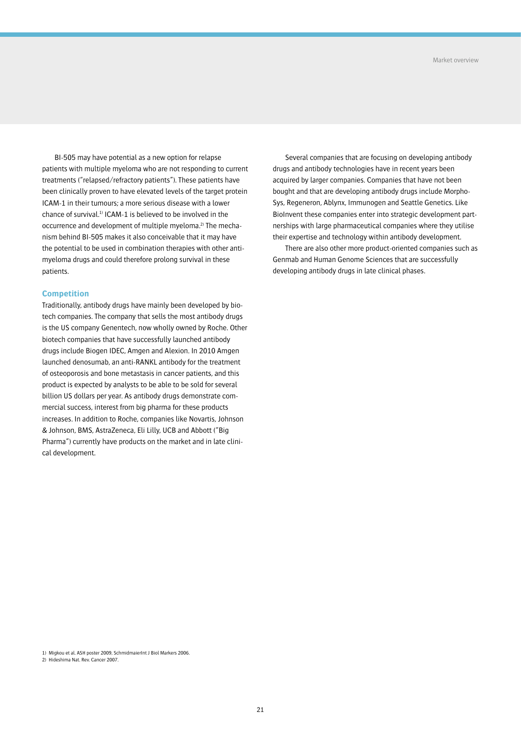BI-505 may have potential as a new option for relapse patients with multiple myeloma who are not responding to current treatments ("relapsed/refractory patients"). These patients have been clinically proven to have elevated levels of the target protein ICAM-1 in their tumours; a more serious disease with a lower chance of survival.[1] ICAM-1 is believed to be involved in the occurrence and development of multiple myeloma.[2] The mechanism behind BI-505 makes it also conceivable that it may have the potential to be used in combination therapies with other anti-myeloma drugs and could therefore prolong survival in these patients.

## Competition

Traditionally, antibody drugs have mainly been developed by biotech companies. The company that sells the most antibody drugs is the US company Genentech, now wholly owned by Roche. Other biotech companies that have successfully launched antibody drugs include Biogen IDEC, Amgen and Alexion. In 2010 Amgen launched denosumab, an anti-RANKL antibody for the treatment of osteoporosis and bone metastasis in cancer patients, and this product is expected by analysts to be able to be sold for several billion US dollars per year. As antibody drugs demonstrate commercial success, interest from big pharma for these products increases. In addition to Roche, companies like Novartis, Johnson & Johnson, BMS, AstraZeneca, Eli Lilly, UCB and Abbott ("Big Pharma") currently have products on the market and in late clinical development.

Several companies that are focusing on developing antibody drugs and antibody technologies have in recent years been acquired by larger companies. Companies that have not been bought and that are developing antibody drugs include MorphoSys, Regeneron, Ablynx, Immunogen and Seattle Genetics. Like BioInvent these companies enter into strategic development partnerships with large pharmaceutical companies where they utilise their expertise and technology within antibody development.

There are also other more product-oriented companies such as Genmab and Human Genome Sciences that are successfully developing antibody drugs in late clinical phases.

1) Migkou et al. ASH poster 2009, SchmidmaierInt J Biol Markers 2006.
2) Hideshima Nat. Rev. Cancer 2007.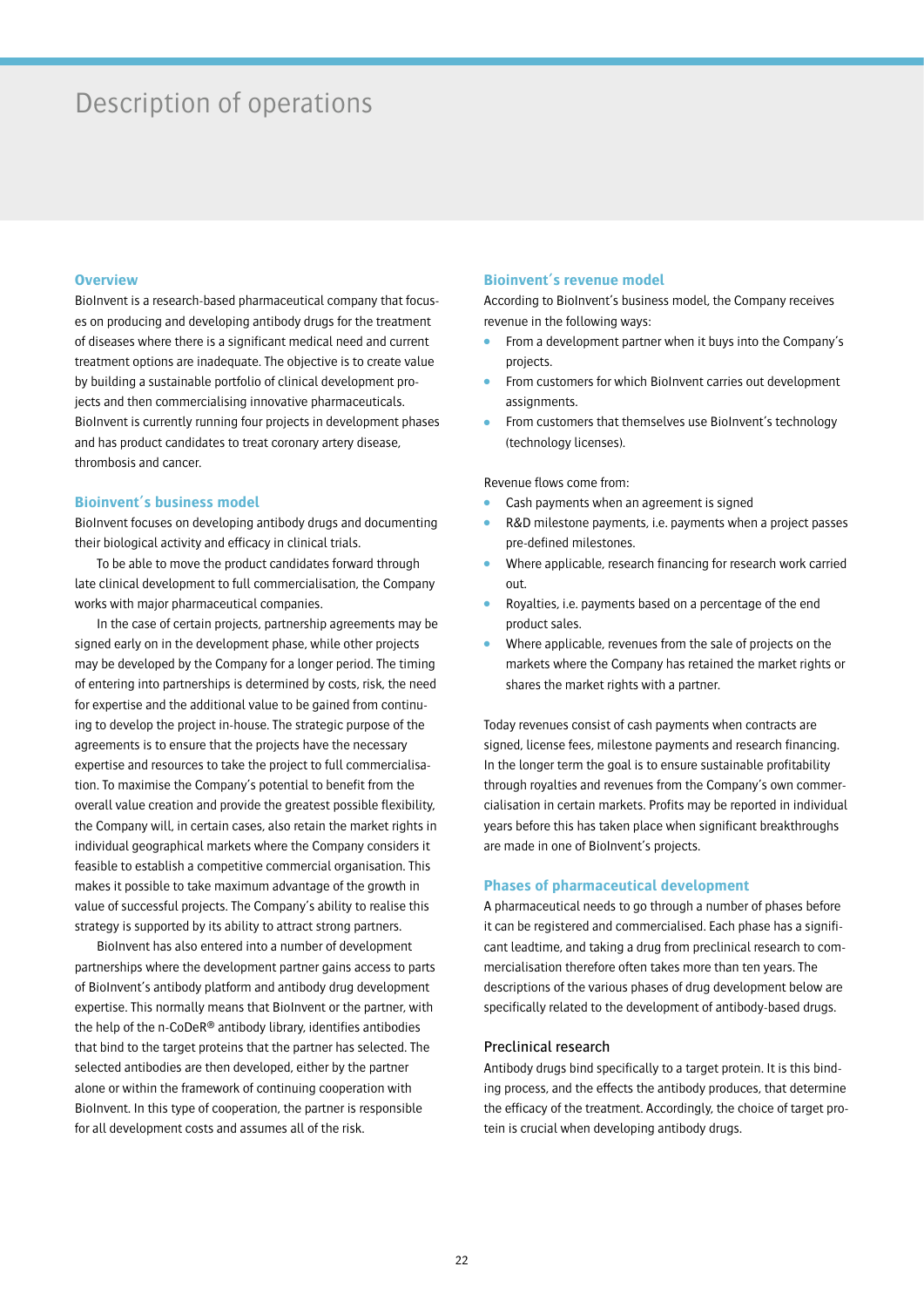# Description of operations

## Overview

BioInvent is a research-based pharmaceutical company that focuses on producing and developing antibody drugs for the treatment of diseases where there is a significant medical need and current treatment options are inadequate. The objective is to create value by building a sustainable portfolio of clinical development projects and then commercialising innovative pharmaceuticals. BioInvent is currently running four projects in development phases and has product candidates to treat coronary artery disease, thrombosis and cancer.

## Bioinvent´s business model

BioInvent focuses on developing antibody drugs and documenting their biological activity and efficacy in clinical trials.

To be able to move the product candidates forward through late clinical development to full commercialisation, the Company works with major pharmaceutical companies.

In the case of certain projects, partnership agreements may be signed early on in the development phase, while other projects may be developed by the Company for a longer period. The timing of entering into partnerships is determined by costs, risk, the need for expertise and the additional value to be gained from continuing to develop the project in-house. The strategic purpose of the agreements is to ensure that the projects have the necessary expertise and resources to take the project to full commercialisation. To maximise the Company's potential to benefit from the overall value creation and provide the greatest possible flexibility, the Company will, in certain cases, also retain the market rights in individual geographical markets where the Company considers it feasible to establish a competitive commercial organisation. This makes it possible to take maximum advantage of the growth in value of successful projects. The Company's ability to realise this strategy is supported by its ability to attract strong partners.

BioInvent has also entered into a number of development partnerships where the development partner gains access to parts of BioInvent's antibody platform and antibody drug development expertise. This normally means that BioInvent or the partner, with the help of the n-CoDeR® antibody library, identifies antibodies that bind to the target proteins that the partner has selected. The selected antibodies are then developed, either by the partner alone or within the framework of continuing cooperation with BioInvent. In this type of cooperation, the partner is responsible for all development costs and assumes all of the risk.

## Bioinvent´s revenue model

According to BioInvent's business model, the Company receives revenue in the following ways:

- From a development partner when it buys into the Company's projects.
- From customers for which BioInvent carries out development assignments.
- From customers that themselves use BioInvent's technology (technology licenses).

Revenue flows come from:

- Cash payments when an agreement is signed
- R&D milestone payments, i.e. payments when a project passes pre-defined milestones.
- Where applicable, research financing for research work carried out.
- Royalties, i.e. payments based on a percentage of the end product sales.
- Where applicable, revenues from the sale of projects on the markets where the Company has retained the market rights or shares the market rights with a partner.

Today revenues consist of cash payments when contracts are signed, license fees, milestone payments and research financing. In the longer term the goal is to ensure sustainable profitability through royalties and revenues from the Company's own commercialisation in certain markets. Profits may be reported in individual years before this has taken place when significant breakthroughs are made in one of BioInvent's projects.

## Phases of pharmaceutical development

A pharmaceutical needs to go through a number of phases before it can be registered and commercialised. Each phase has a significant leadtime, and taking a drug from preclinical research to commercialisation therefore often takes more than ten years. The descriptions of the various phases of drug development below are specifically related to the development of antibody-based drugs.

### Preclinical research

Antibody drugs bind specifically to a target protein. It is this binding process, and the effects the antibody produces, that determine the efficacy of the treatment. Accordingly, the choice of target protein is crucial when developing antibody drugs.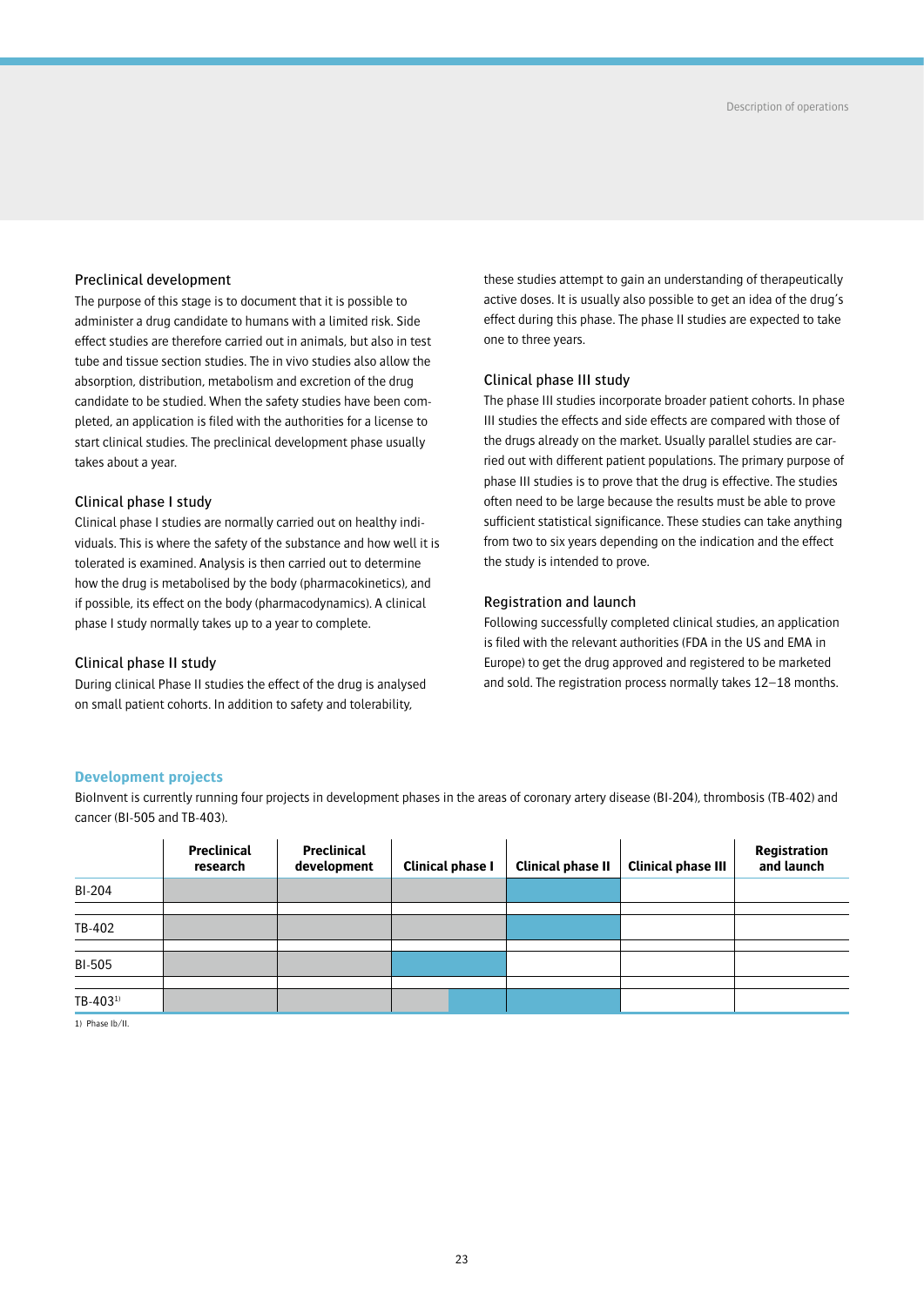### Preclinical development

The purpose of this stage is to document that it is possible to administer a drug candidate to humans with a limited risk. Side effect studies are therefore carried out in animals, but also in test tube and tissue section studies. The in vivo studies also allow the absorption, distribution, metabolism and excretion of the drug candidate to be studied. When the safety studies have been completed, an application is filed with the authorities for a license to start clinical studies. The preclinical development phase usually takes about a year.

### Clinical phase I study

Clinical phase I studies are normally carried out on healthy individuals. This is where the safety of the substance and how well it is tolerated is examined. Analysis is then carried out to determine how the drug is metabolised by the body (pharmacokinetics), and if possible, its effect on the body (pharmacodynamics). A clinical phase I study normally takes up to a year to complete.

### Clinical phase II study

During clinical Phase II studies the effect of the drug is analysed on small patient cohorts. In addition to safety and tolerability, these studies attempt to gain an understanding of therapeutically active doses. It is usually also possible to get an idea of the drug's effect during this phase. The phase II studies are expected to take one to three years.

### Clinical phase III study

The phase III studies incorporate broader patient cohorts. In phase III studies the effects and side effects are compared with those of the drugs already on the market. Usually parallel studies are carried out with different patient populations. The primary purpose of phase III studies is to prove that the drug is effective. The studies often need to be large because the results must be able to prove sufficient statistical significance. These studies can take anything from two to six years depending on the indication and the effect the study is intended to prove.

### Registration and launch

Following successfully completed clinical studies, an application is filed with the relevant authorities (FDA in the US and EMA in Europe) to get the drug approved and registered to be marketed and sold. The registration process normally takes 12–18 months.

## Development projects

BioInvent is currently running four projects in development phases in the areas of coronary artery disease (BI-204), thrombosis (TB-402) and cancer (BI-505 and TB-403).

| | Preclinical research | Preclinical development | Clinical phase I | Clinical phase II | Clinical phase III | Registration and launch |
|---|---|---|---|---|---|---|
| BI-204 | | | | | | |
| TB-402 | | | | | | |
| BI-505 | | | | | | |
| TB-403[1] | | | | | | |

1) Phase Ib/II.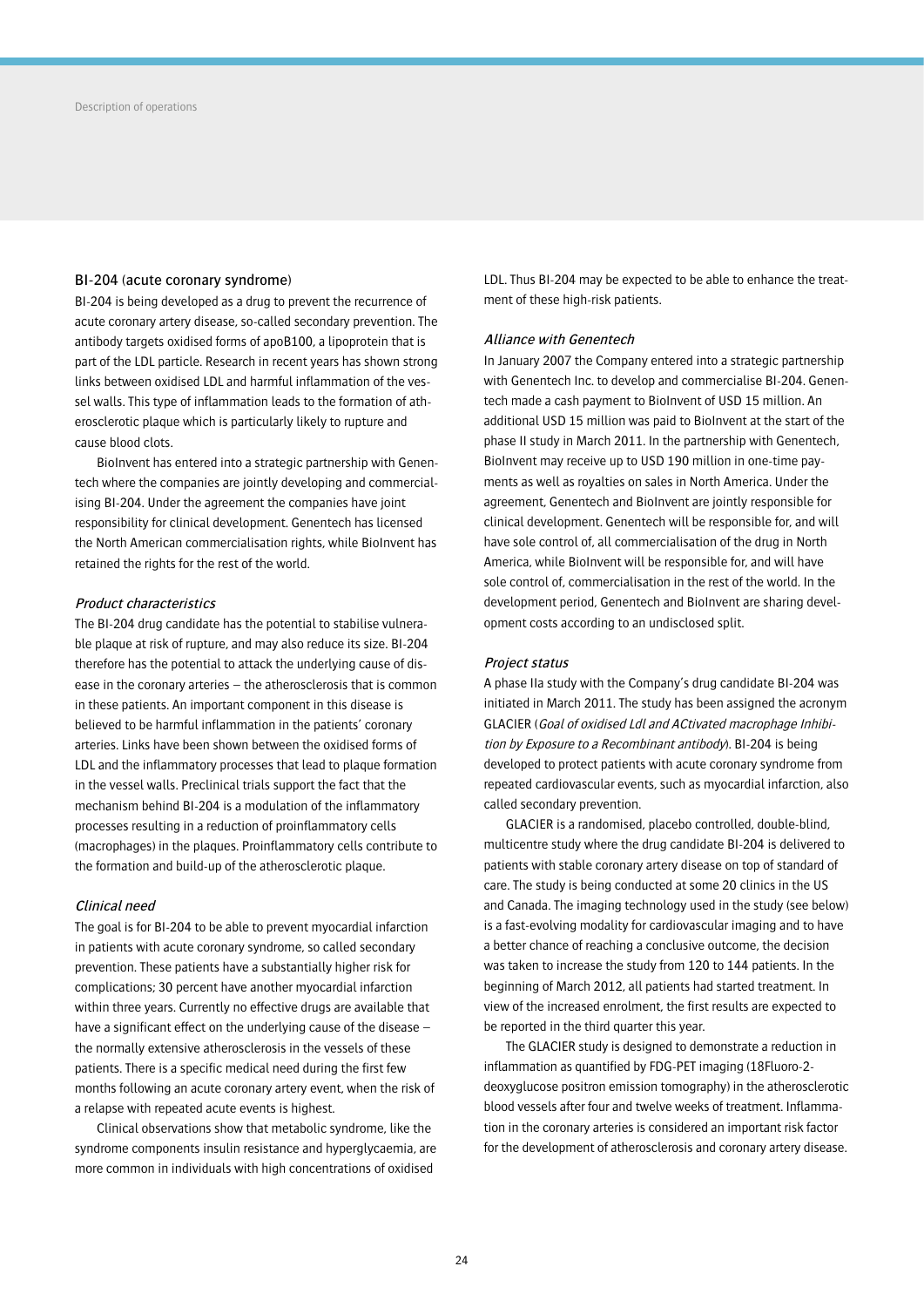## BI-204 (acute coronary syndrome)

BI-204 is being developed as a drug to prevent the recurrence of acute coronary artery disease, so-called secondary prevention. The antibody targets oxidised forms of apoB100, a lipoprotein that is part of the LDL particle. Research in recent years has shown strong links between oxidised LDL and harmful inflammation of the vessel walls. This type of inflammation leads to the formation of atherosclerotic plaque which is particularly likely to rupture and cause blood clots.

BioInvent has entered into a strategic partnership with Genentech where the companies are jointly developing and commercialising BI-204. Under the agreement the companies have joint responsibility for clinical development. Genentech has licensed the North American commercialisation rights, while BioInvent has retained the rights for the rest of the world.

### *Product characteristics*

The BI-204 drug candidate has the potential to stabilise vulnerable plaque at risk of rupture, and may also reduce its size. BI-204 therefore has the potential to attack the underlying cause of disease in the coronary arteries – the atherosclerosis that is common in these patients. An important component in this disease is believed to be harmful inflammation in the patients' coronary arteries. Links have been shown between the oxidised forms of LDL and the inflammatory processes that lead to plaque formation in the vessel walls. Preclinical trials support the fact that the mechanism behind BI-204 is a modulation of the inflammatory processes resulting in a reduction of proinflammatory cells (macrophages) in the plaques. Proinflammatory cells contribute to the formation and build-up of the atherosclerotic plaque.

### *Clinical need*

The goal is for BI-204 to be able to prevent myocardial infarction in patients with acute coronary syndrome, so called secondary prevention. These patients have a substantially higher risk for complications; 30 percent have another myocardial infarction within three years. Currently no effective drugs are available that have a significant effect on the underlying cause of the disease – the normally extensive atherosclerosis in the vessels of these patients. There is a specific medical need during the first few months following an acute coronary artery event, when the risk of a relapse with repeated acute events is highest.

Clinical observations show that metabolic syndrome, like the syndrome components insulin resistance and hyperglycaemia, are more common in individuals with high concentrations of oxidised LDL. Thus BI-204 may be expected to be able to enhance the treatment of these high-risk patients.

### *Alliance with Genentech*

In January 2007 the Company entered into a strategic partnership with Genentech Inc. to develop and commercialise BI-204. Genentech made a cash payment to BioInvent of USD 15 million. An additional USD 15 million was paid to BioInvent at the start of the phase II study in March 2011. In the partnership with Genentech, BioInvent may receive up to USD 190 million in one-time payments as well as royalties on sales in North America. Under the agreement, Genentech and BioInvent are jointly responsible for clinical development. Genentech will be responsible for, and will have sole control of, all commercialisation of the drug in North America, while BioInvent will be responsible for, and will have sole control of, commercialisation in the rest of the world. In the development period, Genentech and BioInvent are sharing development costs according to an undisclosed split.

### *Project status*

A phase IIa study with the Company's drug candidate BI-204 was initiated in March 2011. The study has been assigned the acronym GLACIER (*Goal of oxidised Ldl and ACtivated macrophage Inhibition by Exposure to a Recombinant antibody*). BI-204 is being developed to protect patients with acute coronary syndrome from repeated cardiovascular events, such as myocardial infarction, also called secondary prevention.

GLACIER is a randomised, placebo controlled, double-blind, multicentre study where the drug candidate BI-204 is delivered to patients with stable coronary artery disease on top of standard of care. The study is being conducted at some 20 clinics in the US and Canada. The imaging technology used in the study (see below) is a fast-evolving modality for cardiovascular imaging and to have a better chance of reaching a conclusive outcome, the decision was taken to increase the study from 120 to 144 patients. In the beginning of March 2012, all patients had started treatment. In view of the increased enrolment, the first results are expected to be reported in the third quarter this year.

The GLACIER study is designed to demonstrate a reduction in inflammation as quantified by FDG-PET imaging (18Fluoro-2-deoxyglucose positron emission tomography) in the atherosclerotic blood vessels after four and twelve weeks of treatment. Inflammation in the coronary arteries is considered an important risk factor for the development of atherosclerosis and coronary artery disease.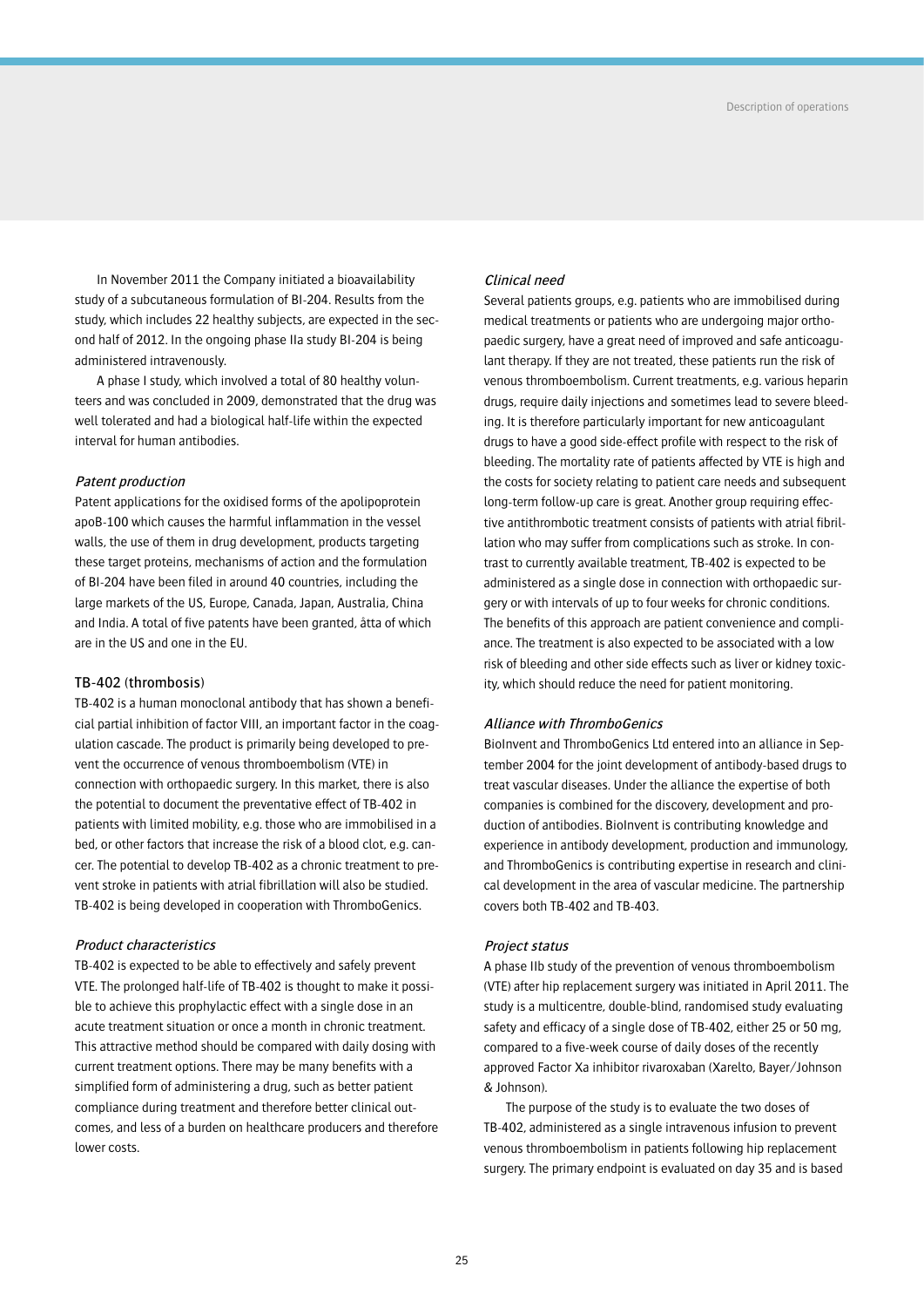In November 2011 the Company initiated a bioavailability study of a subcutaneous formulation of BI-204. Results from the study, which includes 22 healthy subjects, are expected in the second half of 2012. In the ongoing phase IIa study BI-204 is being administered intravenously.

A phase I study, which involved a total of 80 healthy volunteers and was concluded in 2009, demonstrated that the drug was well tolerated and had a biological half-life within the expected interval for human antibodies.

*Patent production*

Patent applications for the oxidised forms of the apolipoprotein apoB-100 which causes the harmful inflammation in the vessel walls, the use of them in drug development, products targeting these target proteins, mechanisms of action and the formulation of BI-204 have been filed in around 40 countries, including the large markets of the US, Europe, Canada, Japan, Australia, China and India. A total of five patents have been granted, åtta of which are in the US and one in the EU.

### TB-402 (thrombosis)

TB-402 is a human monoclonal antibody that has shown a beneficial partial inhibition of factor VIII, an important factor in the coagulation cascade. The product is primarily being developed to prevent the occurrence of venous thromboembolism (VTE) in connection with orthopaedic surgery. In this market, there is also the potential to document the preventative effect of TB-402 in patients with limited mobility, e.g. those who are immobilised in a bed, or other factors that increase the risk of a blood clot, e.g. cancer. The potential to develop TB-402 as a chronic treatment to prevent stroke in patients with atrial fibrillation will also be studied. TB-402 is being developed in cooperation with ThromboGenics.

*Product characteristics*

TB-402 is expected to be able to effectively and safely prevent VTE. The prolonged half-life of TB-402 is thought to make it possible to achieve this prophylactic effect with a single dose in an acute treatment situation or once a month in chronic treatment. This attractive method should be compared with daily dosing with current treatment options. There may be many benefits with a simplified form of administering a drug, such as better patient compliance during treatment and therefore better clinical outcomes, and less of a burden on healthcare producers and therefore lower costs.

*Clinical need*

Several patients groups, e.g. patients who are immobilised during medical treatments or patients who are undergoing major orthopaedic surgery, have a great need of improved and safe anticoagulant therapy. If they are not treated, these patients run the risk of venous thromboembolism. Current treatments, e.g. various heparin drugs, require daily injections and sometimes lead to severe bleeding. It is therefore particularly important for new anticoagulant drugs to have a good side-effect profile with respect to the risk of bleeding. The mortality rate of patients affected by VTE is high and the costs for society relating to patient care needs and subsequent long-term follow-up care is great. Another group requiring effective antithrombotic treatment consists of patients with atrial fibrillation who may suffer from complications such as stroke. In contrast to currently available treatment, TB-402 is expected to be administered as a single dose in connection with orthopaedic surgery or with intervals of up to four weeks for chronic conditions. The benefits of this approach are patient convenience and compliance. The treatment is also expected to be associated with a low risk of bleeding and other side effects such as liver or kidney toxicity, which should reduce the need for patient monitoring.

*Alliance with ThromboGenics*

BioInvent and ThromboGenics Ltd entered into an alliance in September 2004 for the joint development of antibody-based drugs to treat vascular diseases. Under the alliance the expertise of both companies is combined for the discovery, development and production of antibodies. BioInvent is contributing knowledge and experience in antibody development, production and immunology, and ThromboGenics is contributing expertise in research and clinical development in the area of vascular medicine. The partnership covers both TB-402 and TB-403.

*Project status*

A phase IIb study of the prevention of venous thromboembolism (VTE) after hip replacement surgery was initiated in April 2011. The study is a multicentre, double-blind, randomised study evaluating safety and efficacy of a single dose of TB-402, either 25 or 50 mg, compared to a five-week course of daily doses of the recently approved Factor Xa inhibitor rivaroxaban (Xarelto, Bayer/Johnson & Johnson).

The purpose of the study is to evaluate the two doses of TB-402, administered as a single intravenous infusion to prevent venous thromboembolism in patients following hip replacement surgery. The primary endpoint is evaluated on day 35 and is based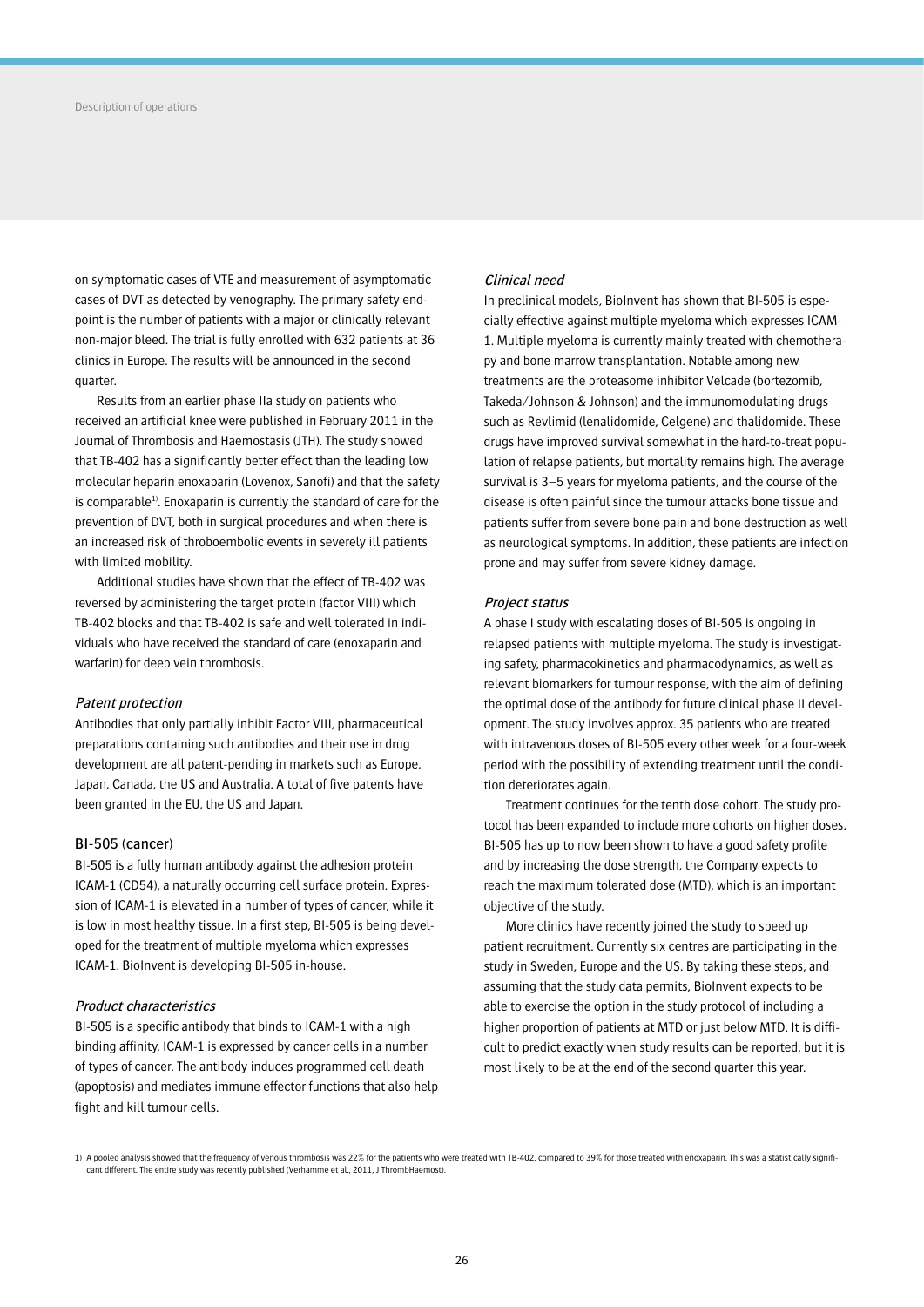on symptomatic cases of VTE and measurement of asymptomatic cases of DVT as detected by venography. The primary safety endpoint is the number of patients with a major or clinically relevant non-major bleed. The trial is fully enrolled with 632 patients at 36 clinics in Europe. The results will be announced in the second quarter.

Results from an earlier phase IIa study on patients who received an artificial knee were published in February 2011 in the Journal of Thrombosis and Haemostasis (JTH). The study showed that TB-402 has a significantly better effect than the leading low molecular heparin enoxaparin (Lovenox, Sanofi) and that the safety is comparable[1]. Enoxaparin is currently the standard of care for the prevention of DVT, both in surgical procedures and when there is an increased risk of throboembolic events in severely ill patients with limited mobility.

Additional studies have shown that the effect of TB-402 was reversed by administering the target protein (factor VIII) which TB-402 blocks and that TB-402 is safe and well tolerated in individuals who have received the standard of care (enoxaparin and warfarin) for deep vein thrombosis.

### *Patent protection*

Antibodies that only partially inhibit Factor VIII, pharmaceutical preparations containing such antibodies and their use in drug development are all patent-pending in markets such as Europe, Japan, Canada, the US and Australia. A total of five patents have been granted in the EU, the US and Japan.

## BI-505 (cancer)

BI-505 is a fully human antibody against the adhesion protein ICAM-1 (CD54), a naturally occurring cell surface protein. Expression of ICAM-1 is elevated in a number of types of cancer, while it is low in most healthy tissue. In a first step, BI-505 is being developed for the treatment of multiple myeloma which expresses ICAM-1. BioInvent is developing BI-505 in-house.

### *Product characteristics*

BI-505 is a specific antibody that binds to ICAM-1 with a high binding affinity. ICAM-1 is expressed by cancer cells in a number of types of cancer. The antibody induces programmed cell death (apoptosis) and mediates immune effector functions that also help fight and kill tumour cells.

### *Clinical need*

In preclinical models, BioInvent has shown that BI-505 is especially effective against multiple myeloma which expresses ICAM-1. Multiple myeloma is currently mainly treated with chemotherapy and bone marrow transplantation. Notable among new treatments are the proteasome inhibitor Velcade (bortezomib, Takeda/Johnson & Johnson) and the immunomodulating drugs such as Revlimid (lenalidomide, Celgene) and thalidomide. These drugs have improved survival somewhat in the hard-to-treat population of relapse patients, but mortality remains high. The average survival is 3–5 years for myeloma patients, and the course of the disease is often painful since the tumour attacks bone tissue and patients suffer from severe bone pain and bone destruction as well as neurological symptoms. In addition, these patients are infection prone and may suffer from severe kidney damage.

### *Project status*

A phase I study with escalating doses of BI-505 is ongoing in relapsed patients with multiple myeloma. The study is investigating safety, pharmacokinetics and pharmacodynamics, as well as relevant biomarkers for tumour response, with the aim of defining the optimal dose of the antibody for future clinical phase II development. The study involves approx. 35 patients who are treated with intravenous doses of BI-505 every other week for a four-week period with the possibility of extending treatment until the condition deteriorates again.

Treatment continues for the tenth dose cohort. The study protocol has been expanded to include more cohorts on higher doses. BI-505 has up to now been shown to have a good safety profile and by increasing the dose strength, the Company expects to reach the maximum tolerated dose (MTD), which is an important objective of the study.

More clinics have recently joined the study to speed up patient recruitment. Currently six centres are participating in the study in Sweden, Europe and the US. By taking these steps, and assuming that the study data permits, BioInvent expects to be able to exercise the option in the study protocol of including a higher proportion of patients at MTD or just below MTD. It is difficult to predict exactly when study results can be reported, but it is most likely to be at the end of the second quarter this year.

1) A pooled analysis showed that the frequency of venous thrombosis was 22% for the patients who were treated with TB-402, compared to 39% for those treated with enoxaparin. This was a statistically significant different. The entire study was recently published (Verhamme et al., 2011, J ThrombHaemost).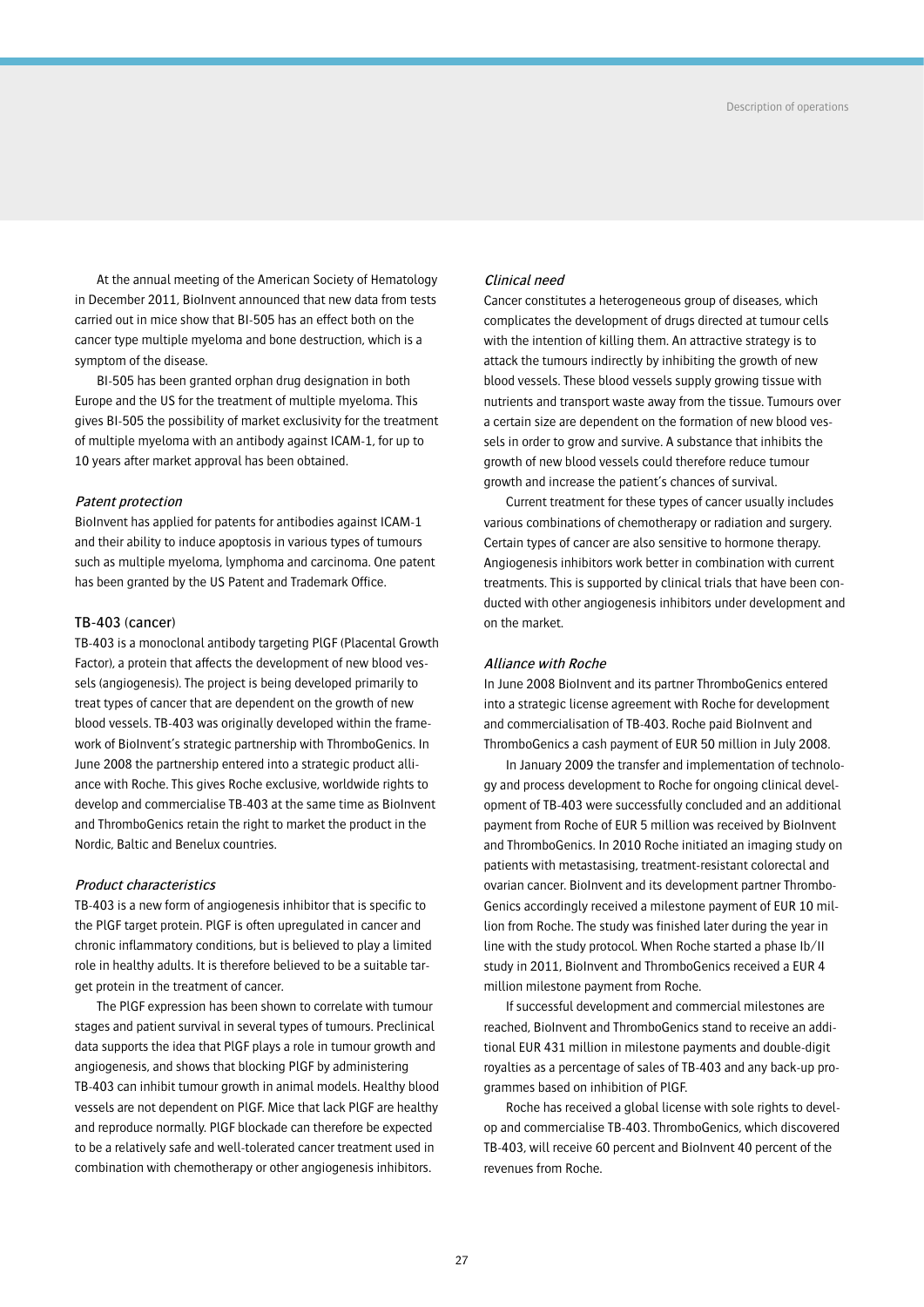At the annual meeting of the American Society of Hematology in December 2011, BioInvent announced that new data from tests carried out in mice show that BI-505 has an effect both on the cancer type multiple myeloma and bone destruction, which is a symptom of the disease.

BI-505 has been granted orphan drug designation in both Europe and the US for the treatment of multiple myeloma. This gives BI-505 the possibility of market exclusivity for the treatment of multiple myeloma with an antibody against ICAM-1, for up to 10 years after market approval has been obtained.

#### *Patent protection*

BioInvent has applied for patents for antibodies against ICAM-1 and their ability to induce apoptosis in various types of tumours such as multiple myeloma, lymphoma and carcinoma. One patent has been granted by the US Patent and Trademark Office.

### TB-403 (cancer)

TB-403 is a monoclonal antibody targeting PlGF (Placental Growth Factor), a protein that affects the development of new blood vessels (angiogenesis). The project is being developed primarily to treat types of cancer that are dependent on the growth of new blood vessels. TB-403 was originally developed within the framework of BioInvent's strategic partnership with ThromboGenics. In June 2008 the partnership entered into a strategic product alliance with Roche. This gives Roche exclusive, worldwide rights to develop and commercialise TB-403 at the same time as BioInvent and ThromboGenics retain the right to market the product in the Nordic, Baltic and Benelux countries.

#### *Product characteristics*

TB-403 is a new form of angiogenesis inhibitor that is specific to the PlGF target protein. PlGF is often upregulated in cancer and chronic inflammatory conditions, but is believed to play a limited role in healthy adults. It is therefore believed to be a suitable target protein in the treatment of cancer.

The PlGF expression has been shown to correlate with tumour stages and patient survival in several types of tumours. Preclinical data supports the idea that PlGF plays a role in tumour growth and angiogenesis, and shows that blocking PlGF by administering TB-403 can inhibit tumour growth in animal models. Healthy blood vessels are not dependent on PlGF. Mice that lack PlGF are healthy and reproduce normally. PlGF blockade can therefore be expected to be a relatively safe and well-tolerated cancer treatment used in combination with chemotherapy or other angiogenesis inhibitors.

#### *Clinical need*

Cancer constitutes a heterogeneous group of diseases, which complicates the development of drugs directed at tumour cells with the intention of killing them. An attractive strategy is to attack the tumours indirectly by inhibiting the growth of new blood vessels. These blood vessels supply growing tissue with nutrients and transport waste away from the tissue. Tumours over a certain size are dependent on the formation of new blood vessels in order to grow and survive. A substance that inhibits the growth of new blood vessels could therefore reduce tumour growth and increase the patient's chances of survival.

Current treatment for these types of cancer usually includes various combinations of chemotherapy or radiation and surgery. Certain types of cancer are also sensitive to hormone therapy. Angiogenesis inhibitors work better in combination with current treatments. This is supported by clinical trials that have been conducted with other angiogenesis inhibitors under development and on the market.

#### *Alliance with Roche*

In June 2008 BioInvent and its partner ThromboGenics entered into a strategic license agreement with Roche for development and commercialisation of TB-403. Roche paid BioInvent and ThromboGenics a cash payment of EUR 50 million in July 2008.

In January 2009 the transfer and implementation of technology and process development to Roche for ongoing clinical development of TB-403 were successfully concluded and an additional payment from Roche of EUR 5 million was received by BioInvent and ThromboGenics. In 2010 Roche initiated an imaging study on patients with metastasising, treatment-resistant colorectal and ovarian cancer. BioInvent and its development partner ThromboGenics accordingly received a milestone payment of EUR 10 million from Roche. The study was finished later during the year in line with the study protocol. When Roche started a phase Ib/II study in 2011, BioInvent and ThromboGenics received a EUR 4 million milestone payment from Roche.

If successful development and commercial milestones are reached, BioInvent and ThromboGenics stand to receive an additional EUR 431 million in milestone payments and double-digit royalties as a percentage of sales of TB-403 and any back-up programmes based on inhibition of PlGF.

Roche has received a global license with sole rights to develop and commercialise TB-403. ThromboGenics, which discovered TB-403, will receive 60 percent and BioInvent 40 percent of the revenues from Roche.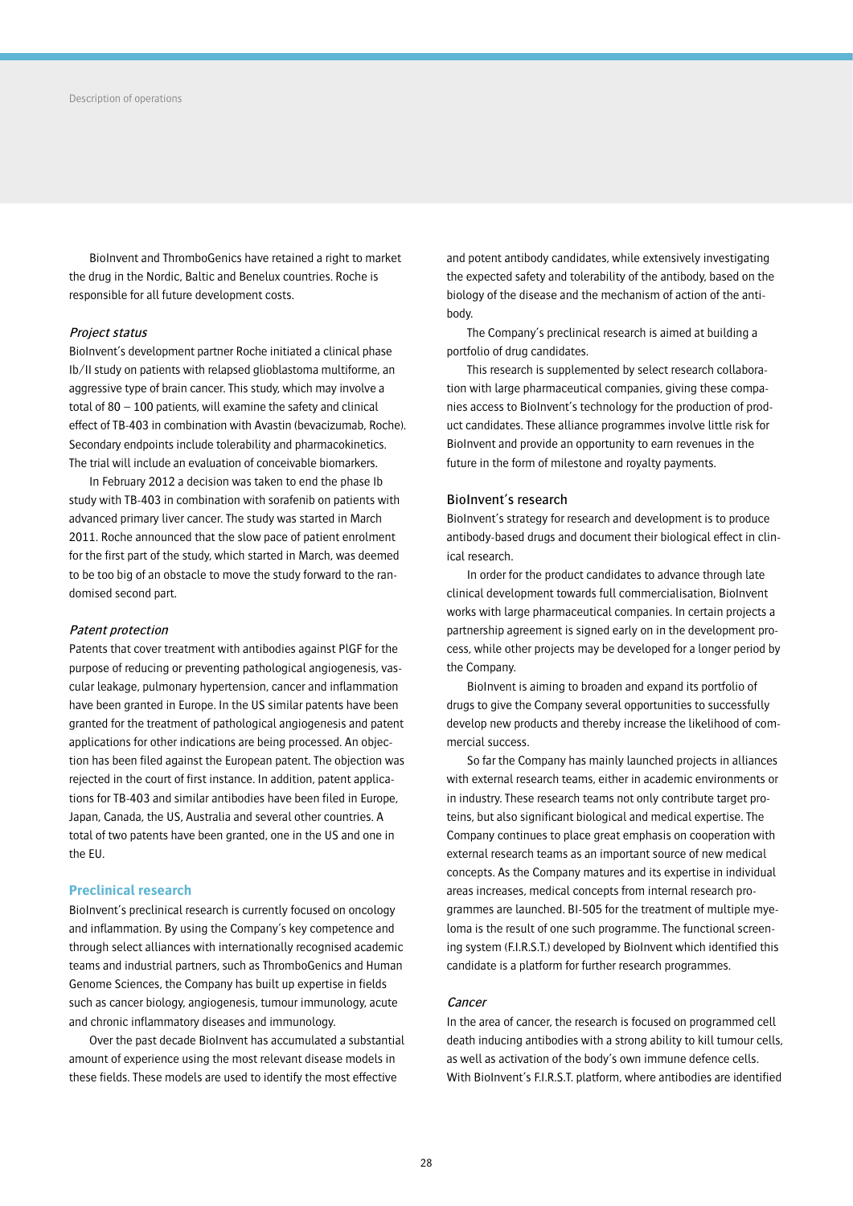BioInvent and ThromboGenics have retained a right to market the drug in the Nordic, Baltic and Benelux countries. Roche is responsible for all future development costs.

*Project status*

BioInvent's development partner Roche initiated a clinical phase Ib/II study on patients with relapsed glioblastoma multiforme, an aggressive type of brain cancer. This study, which may involve a total of 80 – 100 patients, will examine the safety and clinical effect of TB-403 in combination with Avastin (bevacizumab, Roche). Secondary endpoints include tolerability and pharmacokinetics. The trial will include an evaluation of conceivable biomarkers.

In February 2012 a decision was taken to end the phase Ib study with TB-403 in combination with sorafenib on patients with advanced primary liver cancer. The study was started in March 2011. Roche announced that the slow pace of patient enrolment for the first part of the study, which started in March, was deemed to be too big of an obstacle to move the study forward to the randomised second part.

*Patent protection*

Patents that cover treatment with antibodies against PlGF for the purpose of reducing or preventing pathological angiogenesis, vascular leakage, pulmonary hypertension, cancer and inflammation have been granted in Europe. In the US similar patents have been granted for the treatment of pathological angiogenesis and patent applications for other indications are being processed. An objection has been filed against the European patent. The objection was rejected in the court of first instance. In addition, patent applications for TB-403 and similar antibodies have been filed in Europe, Japan, Canada, the US, Australia and several other countries. A total of two patents have been granted, one in the US and one in the EU.

## Preclinical research

BioInvent's preclinical research is currently focused on oncology and inflammation. By using the Company's key competence and through select alliances with internationally recognised academic teams and industrial partners, such as ThromboGenics and Human Genome Sciences, the Company has built up expertise in fields such as cancer biology, angiogenesis, tumour immunology, acute and chronic inflammatory diseases and immunology.

Over the past decade BioInvent has accumulated a substantial amount of experience using the most relevant disease models in these fields. These models are used to identify the most effective and potent antibody candidates, while extensively investigating the expected safety and tolerability of the antibody, based on the biology of the disease and the mechanism of action of the antibody.

The Company's preclinical research is aimed at building a portfolio of drug candidates.

This research is supplemented by select research collaboration with large pharmaceutical companies, giving these companies access to BioInvent's technology for the production of product candidates. These alliance programmes involve little risk for BioInvent and provide an opportunity to earn revenues in the future in the form of milestone and royalty payments.

### BioInvent's research

BioInvent's strategy for research and development is to produce antibody-based drugs and document their biological effect in clinical research.

In order for the product candidates to advance through late clinical development towards full commercialisation, BioInvent works with large pharmaceutical companies. In certain projects a partnership agreement is signed early on in the development process, while other projects may be developed for a longer period by the Company.

BioInvent is aiming to broaden and expand its portfolio of drugs to give the Company several opportunities to successfully develop new products and thereby increase the likelihood of commercial success.

So far the Company has mainly launched projects in alliances with external research teams, either in academic environments or in industry. These research teams not only contribute target proteins, but also significant biological and medical expertise. The Company continues to place great emphasis on cooperation with external research teams as an important source of new medical concepts. As the Company matures and its expertise in individual areas increases, medical concepts from internal research programmes are launched. BI-505 for the treatment of multiple myeloma is the result of one such programme. The functional screening system (F.I.R.S.T.) developed by BioInvent which identified this candidate is a platform for further research programmes.

*Cancer*

In the area of cancer, the research is focused on programmed cell death inducing antibodies with a strong ability to kill tumour cells, as well as activation of the body's own immune defence cells. With BioInvent's F.I.R.S.T. platform, where antibodies are identified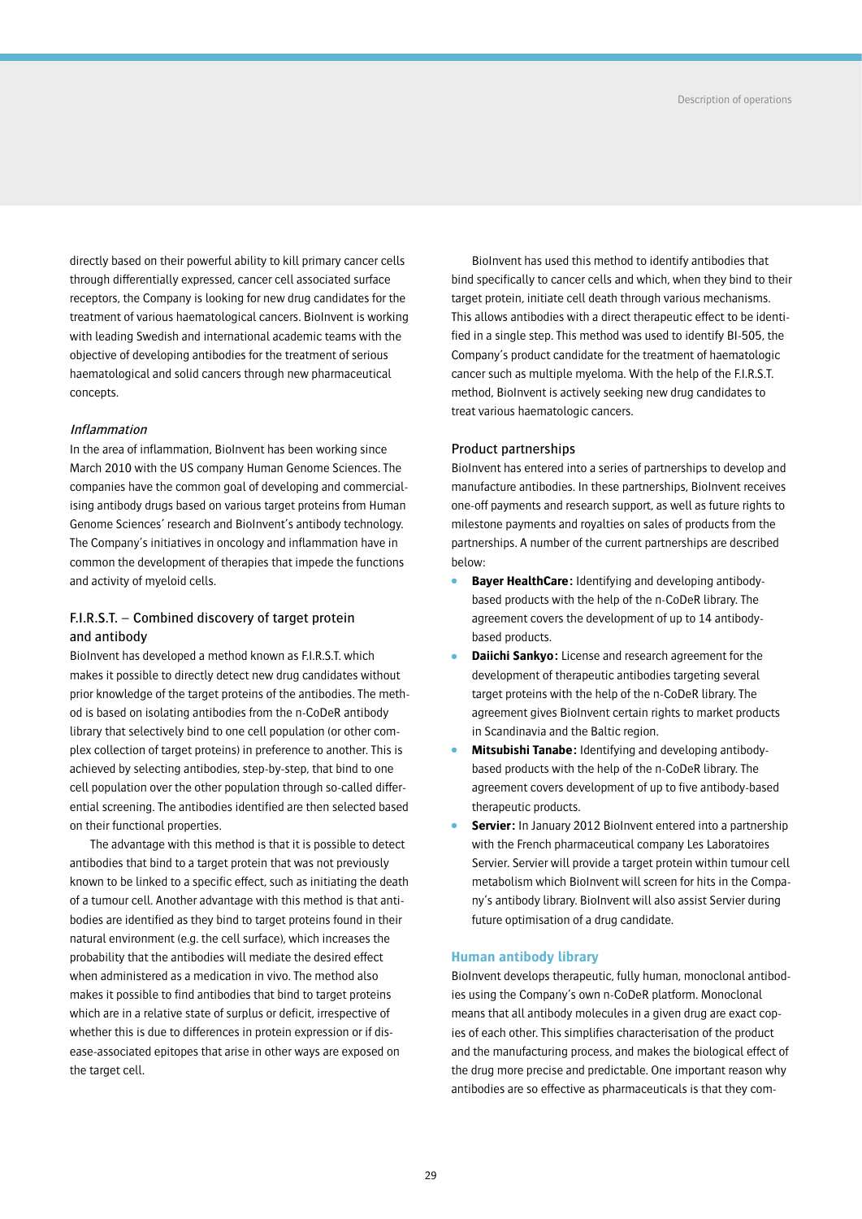directly based on their powerful ability to kill primary cancer cells through differentially expressed, cancer cell associated surface receptors, the Company is looking for new drug candidates for the treatment of various haematological cancers. BioInvent is working with leading Swedish and international academic teams with the objective of developing antibodies for the treatment of serious haematological and solid cancers through new pharmaceutical concepts.

*Inflammation*

In the area of inflammation, BioInvent has been working since March 2010 with the US company Human Genome Sciences. The companies have the common goal of developing and commercialising antibody drugs based on various target proteins from Human Genome Sciences' research and BioInvent's antibody technology. The Company's initiatives in oncology and inflammation have in common the development of therapies that impede the functions and activity of myeloid cells.

### F.I.R.S.T. – Combined discovery of target protein and antibody

BioInvent has developed a method known as F.I.R.S.T. which makes it possible to directly detect new drug candidates without prior knowledge of the target proteins of the antibodies. The method is based on isolating antibodies from the n-CoDeR antibody library that selectively bind to one cell population (or other complex collection of target proteins) in preference to another. This is achieved by selecting antibodies, step-by-step, that bind to one cell population over the other population through so-called differential screening. The antibodies identified are then selected based on their functional properties.

The advantage with this method is that it is possible to detect antibodies that bind to a target protein that was not previously known to be linked to a specific effect, such as initiating the death of a tumour cell. Another advantage with this method is that antibodies are identified as they bind to target proteins found in their natural environment (e.g. the cell surface), which increases the probability that the antibodies will mediate the desired effect when administered as a medication in vivo. The method also makes it possible to find antibodies that bind to target proteins which are in a relative state of surplus or deficit, irrespective of whether this is due to differences in protein expression or if disease-associated epitopes that arise in other ways are exposed on the target cell.

BioInvent has used this method to identify antibodies that bind specifically to cancer cells and which, when they bind to their target protein, initiate cell death through various mechanisms. This allows antibodies with a direct therapeutic effect to be identified in a single step. This method was used to identify BI-505, the Company's product candidate for the treatment of haematologic cancer such as multiple myeloma. With the help of the F.I.R.S.T. method, BioInvent is actively seeking new drug candidates to treat various haematologic cancers.

### Product partnerships

BioInvent has entered into a series of partnerships to develop and manufacture antibodies. In these partnerships, BioInvent receives one-off payments and research support, as well as future rights to milestone payments and royalties on sales of products from the partnerships. A number of the current partnerships are described below:

- **Bayer HealthCare:** Identifying and developing antibody-based products with the help of the n-CoDeR library. The agreement covers the development of up to 14 antibody-based products.
- **Daiichi Sankyo:** License and research agreement for the development of therapeutic antibodies targeting several target proteins with the help of the n-CoDeR library. The agreement gives BioInvent certain rights to market products in Scandinavia and the Baltic region.
- **Mitsubishi Tanabe:** Identifying and developing antibody-based products with the help of the n-CoDeR library. The agreement covers development of up to five antibody-based therapeutic products.
- **Servier:** In January 2012 BioInvent entered into a partnership with the French pharmaceutical company Les Laboratoires Servier. Servier will provide a target protein within tumour cell metabolism which BioInvent will screen for hits in the Company's antibody library. BioInvent will also assist Servier during future optimisation of a drug candidate.

## Human antibody library

BioInvent develops therapeutic, fully human, monoclonal antibodies using the Company's own n-CoDeR platform. Monoclonal means that all antibody molecules in a given drug are exact copies of each other. This simplifies characterisation of the product and the manufacturing process, and makes the biological effect of the drug more precise and predictable. One important reason why antibodies are so effective as pharmaceuticals is that they com-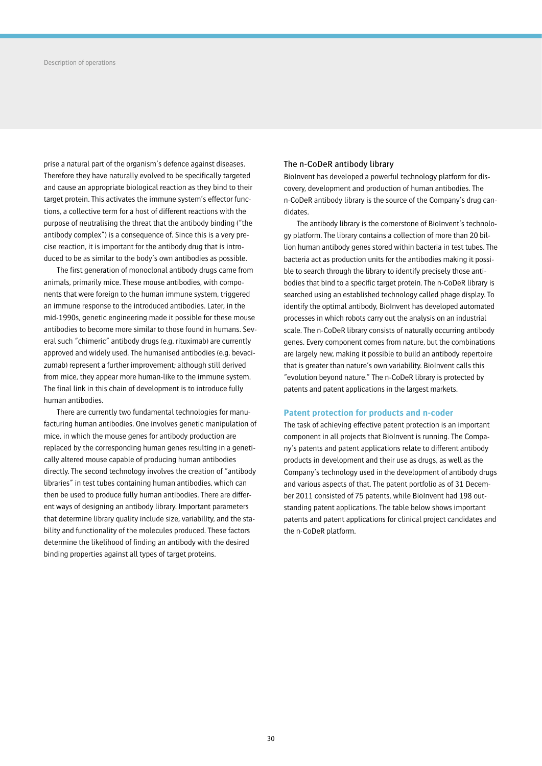prise a natural part of the organism's defence against diseases. Therefore they have naturally evolved to be specifically targeted and cause an appropriate biological reaction as they bind to their target protein. This activates the immune system's effector functions, a collective term for a host of different reactions with the purpose of neutralising the threat that the antibody binding ("the antibody complex") is a consequence of. Since this is a very precise reaction, it is important for the antibody drug that is introduced to be as similar to the body's own antibodies as possible.

The first generation of monoclonal antibody drugs came from animals, primarily mice. These mouse antibodies, with components that were foreign to the human immune system, triggered an immune response to the introduced antibodies. Later, in the mid-1990s, genetic engineering made it possible for these mouse antibodies to become more similar to those found in humans. Several such "chimeric" antibody drugs (e.g. rituximab) are currently approved and widely used. The humanised antibodies (e.g. bevacizumab) represent a further improvement; although still derived from mice, they appear more human-like to the immune system. The final link in this chain of development is to introduce fully human antibodies.

There are currently two fundamental technologies for manufacturing human antibodies. One involves genetic manipulation of mice, in which the mouse genes for antibody production are replaced by the corresponding human genes resulting in a genetically altered mouse capable of producing human antibodies directly. The second technology involves the creation of "antibody libraries" in test tubes containing human antibodies, which can then be used to produce fully human antibodies. There are different ways of designing an antibody library. Important parameters that determine library quality include size, variability, and the stability and functionality of the molecules produced. These factors determine the likelihood of finding an antibody with the desired binding properties against all types of target proteins.

### The n-CoDeR antibody library

BioInvent has developed a powerful technology platform for discovery, development and production of human antibodies. The n-CoDeR antibody library is the source of the Company's drug candidates.

The antibody library is the cornerstone of BioInvent's technology platform. The library contains a collection of more than 20 billion human antibody genes stored within bacteria in test tubes. The bacteria act as production units for the antibodies making it possible to search through the library to identify precisely those antibodies that bind to a specific target protein. The n-CoDeR library is searched using an established technology called phage display. To identify the optimal antibody, BioInvent has developed automated processes in which robots carry out the analysis on an industrial scale. The n-CoDeR library consists of naturally occurring antibody genes. Every component comes from nature, but the combinations are largely new, making it possible to build an antibody repertoire that is greater than nature's own variability. BioInvent calls this "evolution beyond nature." The n-CoDeR library is protected by patents and patent applications in the largest markets.

## Patent protection for products and n-coder

The task of achieving effective patent protection is an important component in all projects that BioInvent is running. The Company's patents and patent applications relate to different antibody products in development and their use as drugs, as well as the Company's technology used in the development of antibody drugs and various aspects of that. The patent portfolio as of 31 December 2011 consisted of 75 patents, while BioInvent had 198 outstanding patent applications. The table below shows important patents and patent applications for clinical project candidates and the n-CoDeR platform.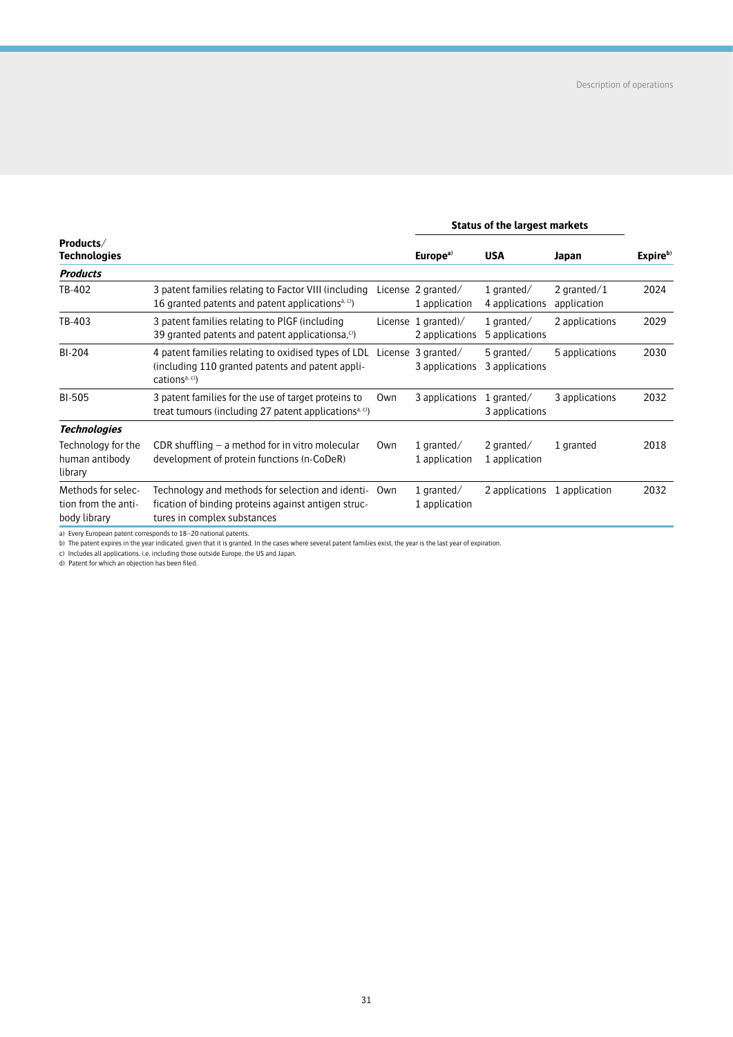| Products/ Technologies | | | Status of the largest markets | | | Expire[b] |
|---|---|---|---|---|---|---|
| | | | Europe[a] | USA | Japan | |
| ***Products*** | | | | | | |
| TB-402 | 3 patent families relating to Factor VIII (including 16 granted patents and patent applications[a, c]) | License | 2 granted/ 1 application | 1 granted/ 4 applications | 2 granted/1 application | 2024 |
| TB-403 | 3 patent families relating to PlGF (including 39 granted patents and patent applicationsa,[c]) | License | 1 granted)/ 2 applications | 1 granted/ 5 applications | 2 applications | 2029 |
| BI-204 | 4 patent families relating to oxidised types of LDL (including 110 granted patents and patent applications[a, c]) | License | 3 granted/ 3 applications | 5 granted/ 3 applications | 5 applications | 2030 |
| BI-505 | 3 patent families for the use of target proteins to treat tumours (including 27 patent applications[a, c]) | Own | 3 applications | 1 granted/ 3 applications | 3 applications | 2032 |
| ***Technologies*** | | | | | | |
| Technology for the human antibody library | CDR shuffling – a method for in vitro molecular development of protein functions (n-CoDeR) | Own | 1 granted/ 1 application | 2 granted/ 1 application | 1 granted | 2018 |
| Methods for selection from the antibody library | Technology and methods for selection and identification of binding proteins against antigen structures in complex substances | Own | 1 granted/ 1 application | 2 applications | 1 application | 2032 |

a) Every European patent corresponds to 18–20 national patents.
b) The patent expires in the year indicated, given that it is granted. In the cases where several patent families exist, the year is the last year of expiration.
c) Includes all applications, i.e. including those outside Europe, the US and Japan.
d) Patent for which an objection has been filed.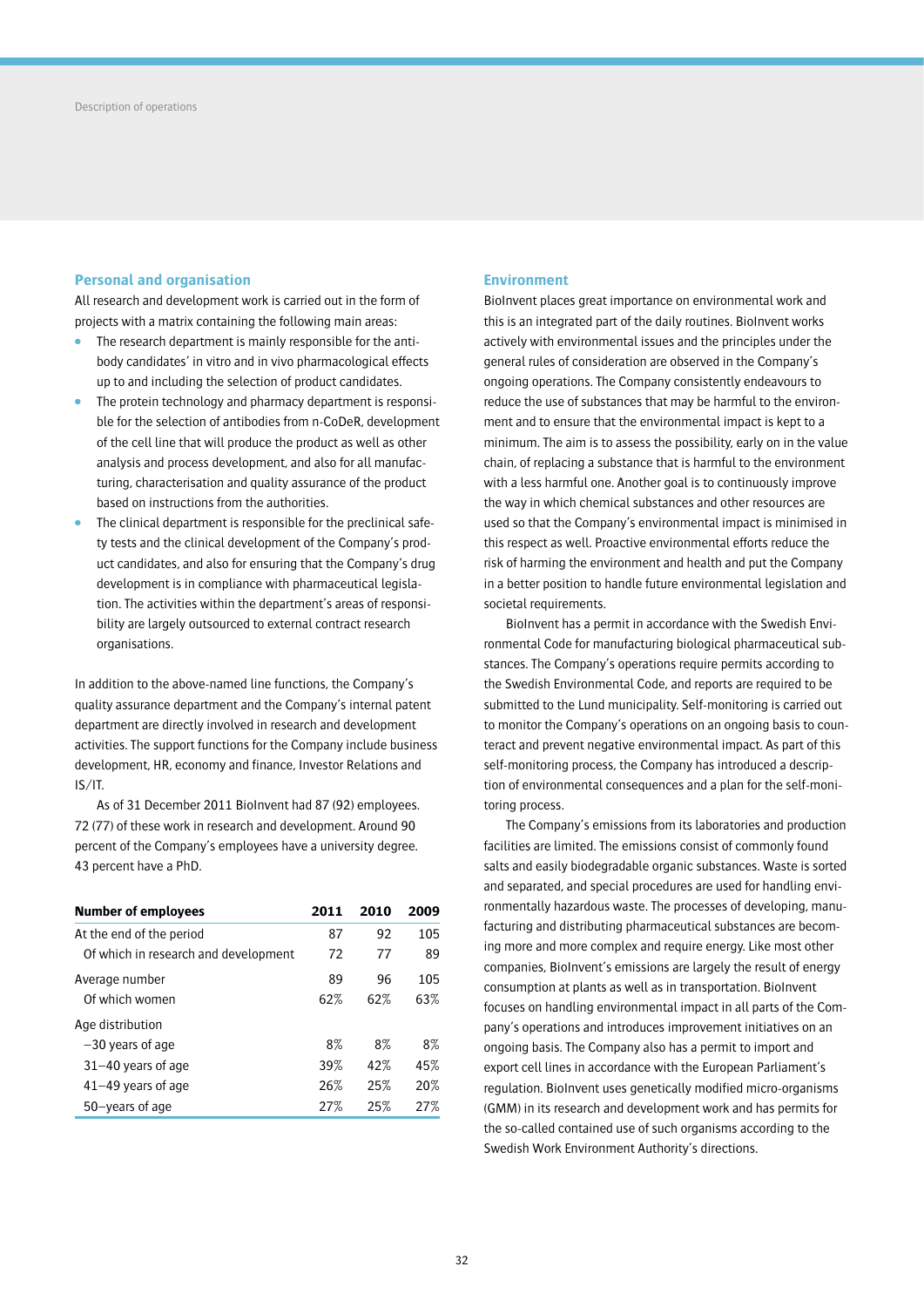## Personal and organisation

All research and development work is carried out in the form of projects with a matrix containing the following main areas:

- The research department is mainly responsible for the antibody candidates' in vitro and in vivo pharmacological effects up to and including the selection of product candidates.
- The protein technology and pharmacy department is responsible for the selection of antibodies from n-CoDeR, development of the cell line that will produce the product as well as other analysis and process development, and also for all manufacturing, characterisation and quality assurance of the product based on instructions from the authorities.
- The clinical department is responsible for the preclinical safety tests and the clinical development of the Company's product candidates, and also for ensuring that the Company's drug development is in compliance with pharmaceutical legislation. The activities within the department's areas of responsibility are largely outsourced to external contract research organisations.

In addition to the above-named line functions, the Company's quality assurance department and the Company's internal patent department are directly involved in research and development activities. The support functions for the Company include business development, HR, economy and finance, Investor Relations and IS/IT.

As of 31 December 2011 BioInvent had 87 (92) employees. 72 (77) of these work in research and development. Around 90 percent of the Company's employees have a university degree. 43 percent have a PhD.

| Number of employees | 2011 | 2010 | 2009 |
|---|---|---|---|
| At the end of the period | 87 | 92 | 105 |
| Of which in research and development | 72 | 77 | 89 |
| Average number | 89 | 96 | 105 |
| Of which women | 62% | 62% | 63% |
| Age distribution | | | |
| –30 years of age | 8% | 8% | 8% |
| 31–40 years of age | 39% | 42% | 45% |
| 41–49 years of age | 26% | 25% | 20% |
| 50–years of age | 27% | 25% | 27% |

## Environment

BioInvent places great importance on environmental work and this is an integrated part of the daily routines. BioInvent works actively with environmental issues and the principles under the general rules of consideration are observed in the Company's ongoing operations. The Company consistently endeavours to reduce the use of substances that may be harmful to the environment and to ensure that the environmental impact is kept to a minimum. The aim is to assess the possibility, early on in the value chain, of replacing a substance that is harmful to the environment with a less harmful one. Another goal is to continuously improve the way in which chemical substances and other resources are used so that the Company's environmental impact is minimised in this respect as well. Proactive environmental efforts reduce the risk of harming the environment and health and put the Company in a better position to handle future environmental legislation and societal requirements.

BioInvent has a permit in accordance with the Swedish Environmental Code for manufacturing biological pharmaceutical substances. The Company's operations require permits according to the Swedish Environmental Code, and reports are required to be submitted to the Lund municipality. Self-monitoring is carried out to monitor the Company's operations on an ongoing basis to counteract and prevent negative environmental impact. As part of this self-monitoring process, the Company has introduced a description of environmental consequences and a plan for the self-monitoring process.

The Company's emissions from its laboratories and production facilities are limited. The emissions consist of commonly found salts and easily biodegradable organic substances. Waste is sorted and separated, and special procedures are used for handling environmentally hazardous waste. The processes of developing, manufacturing and distributing pharmaceutical substances are becoming more and more complex and require energy. Like most other companies, BioInvent's emissions are largely the result of energy consumption at plants as well as in transportation. BioInvent focuses on handling environmental impact in all parts of the Company's operations and introduces improvement initiatives on an ongoing basis. The Company also has a permit to import and export cell lines in accordance with the European Parliament's regulation. BioInvent uses genetically modified micro-organisms (GMM) in its research and development work and has permits for the so-called contained use of such organisms according to the Swedish Work Environment Authority's directions.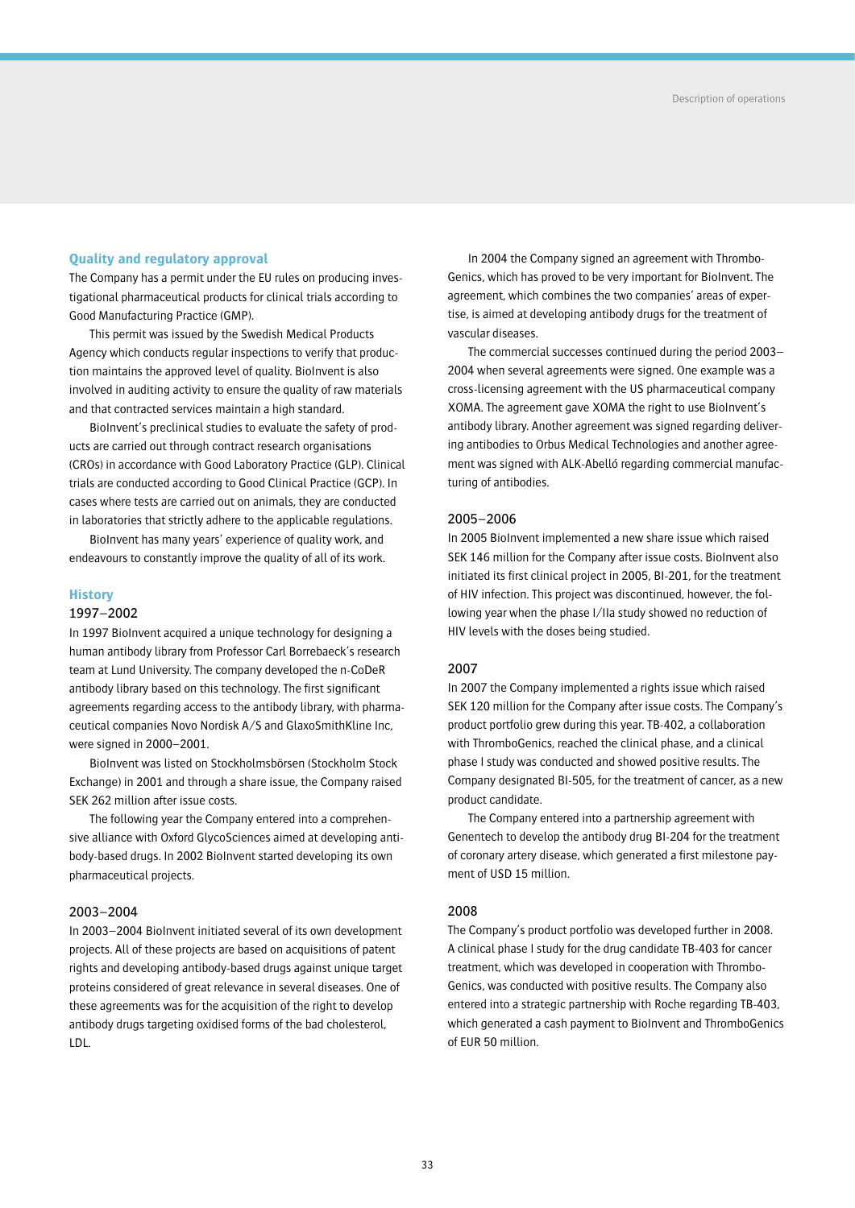## Quality and regulatory approval

The Company has a permit under the EU rules on producing investigational pharmaceutical products for clinical trials according to Good Manufacturing Practice (GMP).

This permit was issued by the Swedish Medical Products Agency which conducts regular inspections to verify that production maintains the approved level of quality. BioInvent is also involved in auditing activity to ensure the quality of raw materials and that contracted services maintain a high standard.

BioInvent's preclinical studies to evaluate the safety of products are carried out through contract research organisations (CROs) in accordance with Good Laboratory Practice (GLP). Clinical trials are conducted according to Good Clinical Practice (GCP). In cases where tests are carried out on animals, they are conducted in laboratories that strictly adhere to the applicable regulations.

BioInvent has many years' experience of quality work, and endeavours to constantly improve the quality of all of its work.

## History

### 1997–2002

In 1997 BioInvent acquired a unique technology for designing a human antibody library from Professor Carl Borrebaeck's research team at Lund University. The company developed the n-CoDeR antibody library based on this technology. The first significant agreements regarding access to the antibody library, with pharmaceutical companies Novo Nordisk A/S and GlaxoSmithKline Inc, were signed in 2000–2001.

BioInvent was listed on Stockholmsbörsen (Stockholm Stock Exchange) in 2001 and through a share issue, the Company raised SEK 262 million after issue costs.

The following year the Company entered into a comprehensive alliance with Oxford GlycoSciences aimed at developing antibody-based drugs. In 2002 BioInvent started developing its own pharmaceutical projects.

### 2003–2004

In 2003–2004 BioInvent initiated several of its own development projects. All of these projects are based on acquisitions of patent rights and developing antibody-based drugs against unique target proteins considered of great relevance in several diseases. One of these agreements was for the acquisition of the right to develop antibody drugs targeting oxidised forms of the bad cholesterol, LDL.

In 2004 the Company signed an agreement with ThromboGenics, which has proved to be very important for BioInvent. The agreement, which combines the two companies' areas of expertise, is aimed at developing antibody drugs for the treatment of vascular diseases.

The commercial successes continued during the period 2003–2004 when several agreements were signed. One example was a cross-licensing agreement with the US pharmaceutical company XOMA. The agreement gave XOMA the right to use BioInvent's antibody library. Another agreement was signed regarding delivering antibodies to Orbus Medical Technologies and another agreement was signed with ALK-Abelló regarding commercial manufacturing of antibodies.

### 2005–2006

In 2005 BioInvent implemented a new share issue which raised SEK 146 million for the Company after issue costs. BioInvent also initiated its first clinical project in 2005, BI-201, for the treatment of HIV infection. This project was discontinued, however, the following year when the phase I/IIa study showed no reduction of HIV levels with the doses being studied.

### 2007

In 2007 the Company implemented a rights issue which raised SEK 120 million for the Company after issue costs. The Company's product portfolio grew during this year. TB-402, a collaboration with ThromboGenics, reached the clinical phase, and a clinical phase I study was conducted and showed positive results. The Company designated BI-505, for the treatment of cancer, as a new product candidate.

The Company entered into a partnership agreement with Genentech to develop the antibody drug BI-204 for the treatment of coronary artery disease, which generated a first milestone payment of USD 15 million.

### 2008

The Company's product portfolio was developed further in 2008. A clinical phase I study for the drug candidate TB-403 for cancer treatment, which was developed in cooperation with ThromboGenics, was conducted with positive results. The Company also entered into a strategic partnership with Roche regarding TB-403, which generated a cash payment to BioInvent and ThromboGenics of EUR 50 million.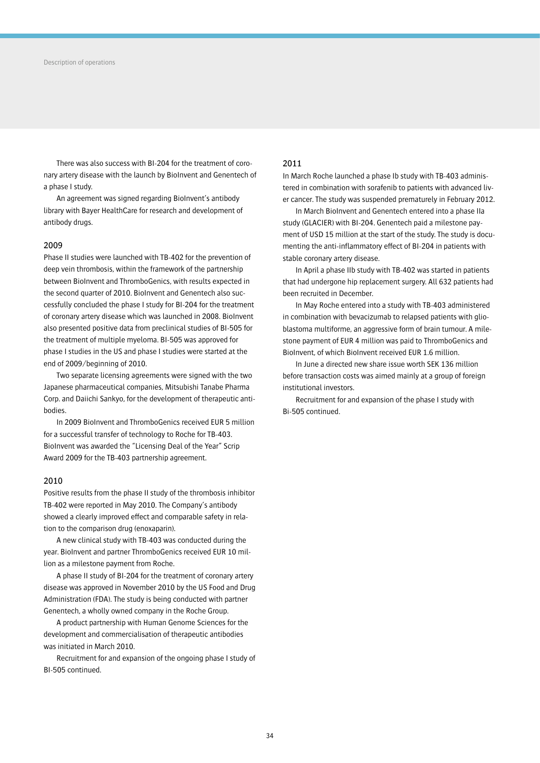There was also success with BI-204 for the treatment of coronary artery disease with the launch by BioInvent and Genentech of a phase I study.

An agreement was signed regarding BioInvent's antibody library with Bayer HealthCare for research and development of antibody drugs.

## 2009

Phase II studies were launched with TB-402 for the prevention of deep vein thrombosis, within the framework of the partnership between BioInvent and ThromboGenics, with results expected in the second quarter of 2010. BioInvent and Genentech also successfully concluded the phase I study for BI-204 for the treatment of coronary artery disease which was launched in 2008. BioInvent also presented positive data from preclinical studies of BI-505 for the treatment of multiple myeloma. BI-505 was approved for phase I studies in the US and phase I studies were started at the end of 2009/beginning of 2010.

Two separate licensing agreements were signed with the two Japanese pharmaceutical companies, Mitsubishi Tanabe Pharma Corp. and Daiichi Sankyo, for the development of therapeutic antibodies.

In 2009 BioInvent and ThromboGenics received EUR 5 million for a successful transfer of technology to Roche for TB-403. BioInvent was awarded the "Licensing Deal of the Year" Scrip Award 2009 for the TB-403 partnership agreement.

## 2010

Positive results from the phase II study of the thrombosis inhibitor TB-402 were reported in May 2010. The Company's antibody showed a clearly improved effect and comparable safety in relation to the comparison drug (enoxaparin).

A new clinical study with TB-403 was conducted during the year. BioInvent and partner ThromboGenics received EUR 10 million as a milestone payment from Roche.

A phase II study of BI-204 for the treatment of coronary artery disease was approved in November 2010 by the US Food and Drug Administration (FDA). The study is being conducted with partner Genentech, a wholly owned company in the Roche Group.

A product partnership with Human Genome Sciences for the development and commercialisation of therapeutic antibodies was initiated in March 2010.

Recruitment for and expansion of the ongoing phase I study of BI-505 continued.

## 2011

In March Roche launched a phase Ib study with TB-403 administered in combination with sorafenib to patients with advanced liver cancer. The study was suspended prematurely in February 2012.

In March BioInvent and Genentech entered into a phase IIa study (GLACIER) with BI-204. Genentech paid a milestone payment of USD 15 million at the start of the study. The study is documenting the anti-inflammatory effect of BI-204 in patients with stable coronary artery disease.

In April a phase IIb study with TB-402 was started in patients that had undergone hip replacement surgery. All 632 patients had been recruited in December.

In May Roche entered into a study with TB-403 administered in combination with bevacizumab to relapsed patients with glioblastoma multiforme, an aggressive form of brain tumour. A milestone payment of EUR 4 million was paid to ThromboGenics and BioInvent, of which BioInvent received EUR 1.6 million.

In June a directed new share issue worth SEK 136 million before transaction costs was aimed mainly at a group of foreign institutional investors.

Recruitment for and expansion of the phase I study with Bi-505 continued.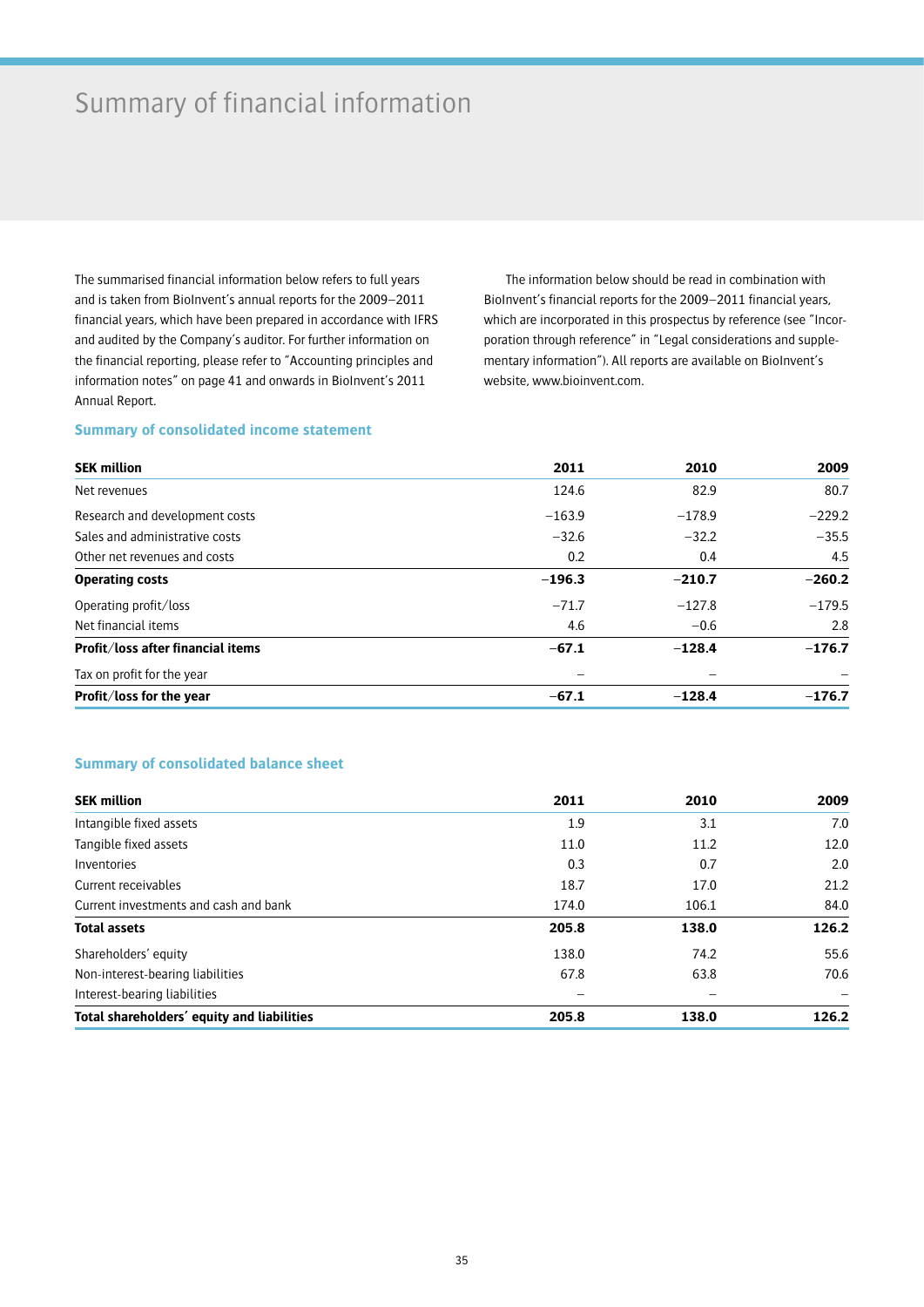# Summary of financial information

The summarised financial information below refers to full years and is taken from BioInvent's annual reports for the 2009–2011 financial years, which have been prepared in accordance with IFRS and audited by the Company's auditor. For further information on the financial reporting, please refer to "Accounting principles and information notes" on page 41 and onwards in BioInvent's 2011 Annual Report.

The information below should be read in combination with BioInvent's financial reports for the 2009–2011 financial years, which are incorporated in this prospectus by reference (see "Incorporation through reference" in "Legal considerations and supplementary information"). All reports are available on BioInvent's website, www.bioinvent.com.

### Summary of consolidated income statement

| SEK million | 2011 | 2010 | 2009 |
|---|---|---|---|
| Net revenues | 124.6 | 82.9 | 80.7 |
| Research and development costs | −163.9 | −178.9 | −229.2 |
| Sales and administrative costs | −32.6 | −32.2 | −35.5 |
| Other net revenues and costs | 0.2 | 0.4 | 4.5 |
| **Operating costs** | **−196.3** | **−210.7** | **−260.2** |
| Operating profit/loss | −71.7 | −127.8 | −179.5 |
| Net financial items | 4.6 | −0.6 | 2.8 |
| **Profit/loss after financial items** | **−67.1** | **−128.4** | **−176.7** |
| Tax on profit for the year | – | – | – |
| **Profit/loss for the year** | **−67.1** | **−128.4** | **−176.7** |

### Summary of consolidated balance sheet

| SEK million | 2011 | 2010 | 2009 |
|---|---|---|---|
| Intangible fixed assets | 1.9 | 3.1 | 7.0 |
| Tangible fixed assets | 11.0 | 11.2 | 12.0 |
| Inventories | 0.3 | 0.7 | 2.0 |
| Current receivables | 18.7 | 17.0 | 21.2 |
| Current investments and cash and bank | 174.0 | 106.1 | 84.0 |
| **Total assets** | **205.8** | **138.0** | **126.2** |
| Shareholders' equity | 138.0 | 74.2 | 55.6 |
| Non-interest-bearing liabilities | 67.8 | 63.8 | 70.6 |
| Interest-bearing liabilities | – | – | – |
| **Total shareholders' equity and liabilities** | **205.8** | **138.0** | **126.2** |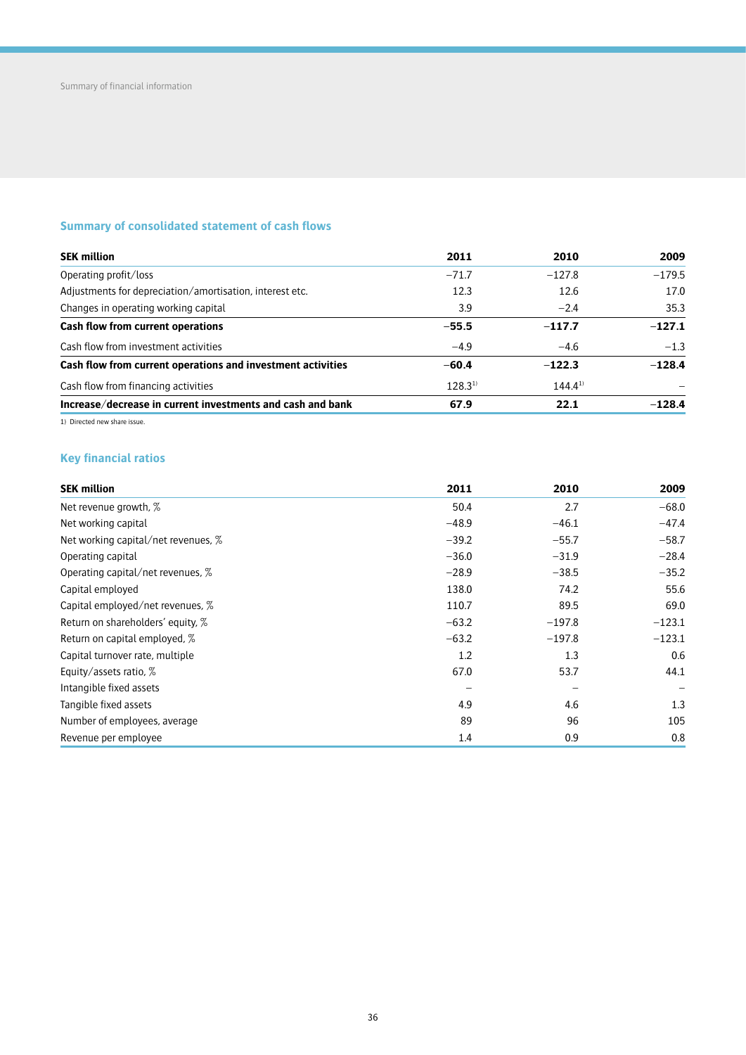## Summary of consolidated statement of cash flows

| SEK million | 2011 | 2010 | 2009 |
|---|---|---|---|
| Operating profit/loss | −71.7 | −127.8 | −179.5 |
| Adjustments for depreciation/amortisation, interest etc. | 12.3 | 12.6 | 17.0 |
| Changes in operating working capital | 3.9 | −2.4 | 35.3 |
| **Cash flow from current operations** | **−55.5** | **−117.7** | **−127.1** |
| Cash flow from investment activities | −4.9 | −4.6 | −1.3 |
| **Cash flow from current operations and investment activities** | **−60.4** | **−122.3** | **−128.4** |
| Cash flow from financing activities | 128.3[1)] | 144.4[1)] | – |
| **Increase/decrease in current investments and cash and bank** | **67.9** | **22.1** | **−128.4** |

1) Directed new share issue.

## Key financial ratios

| SEK million | 2011 | 2010 | 2009 |
|---|---|---|---|
| Net revenue growth, % | 50.4 | 2.7 | −68.0 |
| Net working capital | −48.9 | −46.1 | −47.4 |
| Net working capital/net revenues, % | −39.2 | −55.7 | −58.7 |
| Operating capital | −36.0 | −31.9 | −28.4 |
| Operating capital/net revenues, % | −28.9 | −38.5 | −35.2 |
| Capital employed | 138.0 | 74.2 | 55.6 |
| Capital employed/net revenues, % | 110.7 | 89.5 | 69.0 |
| Return on shareholders' equity, % | −63.2 | −197.8 | −123.1 |
| Return on capital employed, % | −63.2 | −197.8 | −123.1 |
| Capital turnover rate, multiple | 1.2 | 1.3 | 0.6 |
| Equity/assets ratio, % | 67.0 | 53.7 | 44.1 |
| Intangible fixed assets | – | – | – |
| Tangible fixed assets | 4.9 | 4.6 | 1.3 |
| Number of employees, average | 89 | 96 | 105 |
| Revenue per employee | 1.4 | 0.9 | 0.8 |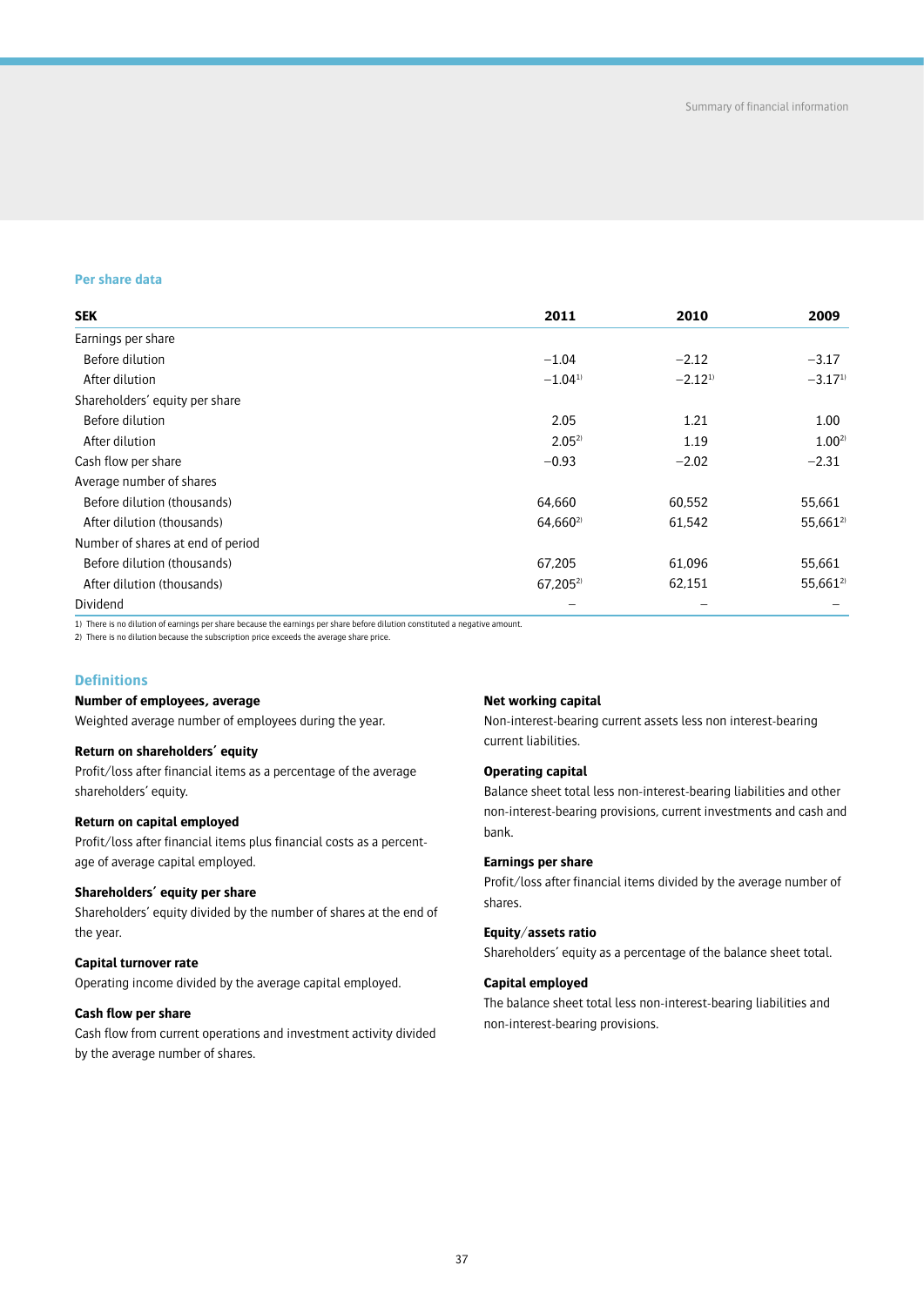## Per share data

| SEK | 2011 | 2010 | 2009 |
|---|---|---|---|
| Earnings per share | | | |
| Before dilution | −1.04 | −2.12 | −3.17 |
| After dilution | −1.04[1)] | −2.12[1)] | −3.17[1)] |
| Shareholders' equity per share | | | |
| Before dilution | 2.05 | 1.21 | 1.00 |
| After dilution | 2.05[2)] | 1.19 | 1.00[2)] |
| Cash flow per share | −0.93 | −2.02 | −2.31 |
| Average number of shares | | | |
| Before dilution (thousands) | 64,660 | 60,552 | 55,661 |
| After dilution (thousands) | 64,660[2)] | 61,542 | 55,661[2)] |
| Number of shares at end of period | | | |
| Before dilution (thousands) | 67,205 | 61,096 | 55,661 |
| After dilution (thousands) | 67,205[2)] | 62,151 | 55,661[2)] |
| Dividend | – | – | – |

1) There is no dilution of earnings per share because the earnings per share before dilution constituted a negative amount.
2) There is no dilution because the subscription price exceeds the average share price.

## Definitions

**Number of employees, average**
Weighted average number of employees during the year.

**Return on shareholders' equity**
Profit/loss after financial items as a percentage of the average shareholders' equity.

**Return on capital employed**
Profit/loss after financial items plus financial costs as a percentage of average capital employed.

**Shareholders' equity per share**
Shareholders' equity divided by the number of shares at the end of the year.

**Capital turnover rate**
Operating income divided by the average capital employed.

**Cash flow per share**
Cash flow from current operations and investment activity divided by the average number of shares.

**Net working capital**
Non-interest-bearing current assets less non interest-bearing current liabilities.

**Operating capital**
Balance sheet total less non-interest-bearing liabilities and other non-interest-bearing provisions, current investments and cash and bank.

**Earnings per share**
Profit/loss after financial items divided by the average number of shares.

**Equity/assets ratio**
Shareholders' equity as a percentage of the balance sheet total.

**Capital employed**
The balance sheet total less non-interest-bearing liabilities and non-interest-bearing provisions.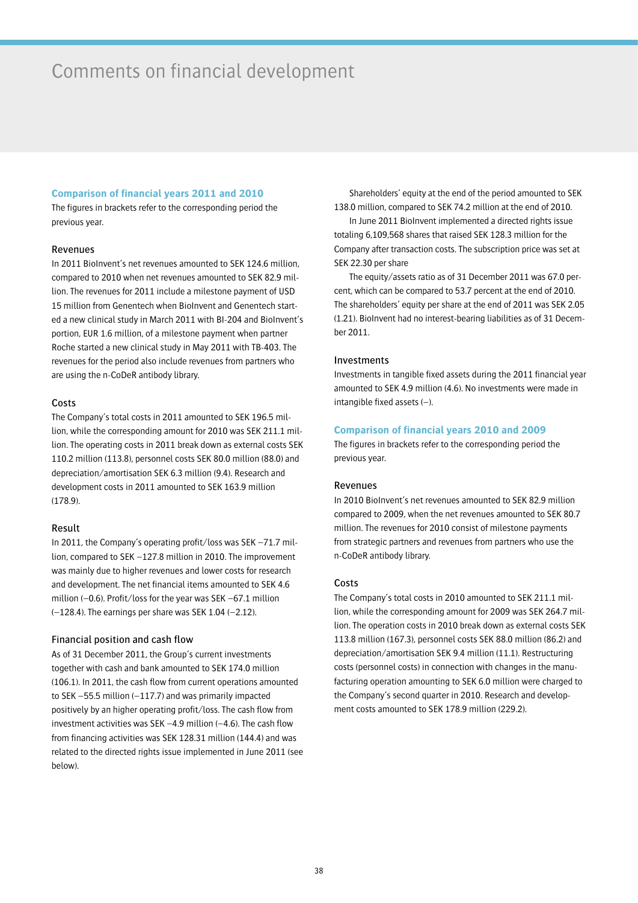# Comments on financial development

## Comparison of financial years 2011 and 2010

The figures in brackets refer to the corresponding period the previous year.

### Revenues

In 2011 BioInvent's net revenues amounted to SEK 124.6 million, compared to 2010 when net revenues amounted to SEK 82.9 million. The revenues for 2011 include a milestone payment of USD 15 million from Genentech when BioInvent and Genentech started a new clinical study in March 2011 with BI-204 and BioInvent's portion, EUR 1.6 million, of a milestone payment when partner Roche started a new clinical study in May 2011 with TB-403. The revenues for the period also include revenues from partners who are using the n-CoDeR antibody library.

### Costs

The Company's total costs in 2011 amounted to SEK 196.5 million, while the corresponding amount for 2010 was SEK 211.1 million. The operating costs in 2011 break down as external costs SEK 110.2 million (113.8), personnel costs SEK 80.0 million (88.0) and depreciation/amortisation SEK 6.3 million (9.4). Research and development costs in 2011 amounted to SEK 163.9 million (178.9).

### Result

In 2011, the Company's operating profit/loss was SEK –71.7 million, compared to SEK –127.8 million in 2010. The improvement was mainly due to higher revenues and lower costs for research and development. The net financial items amounted to SEK 4.6 million (–0.6). Profit/loss for the year was SEK –67.1 million (–128.4). The earnings per share was SEK 1.04 (–2.12).

### Financial position and cash flow

As of 31 December 2011, the Group's current investments together with cash and bank amounted to SEK 174.0 million (106.1). In 2011, the cash flow from current operations amounted to SEK –55.5 million (–117.7) and was primarily impacted positively by an higher operating profit/loss. The cash flow from investment activities was SEK –4.9 million (–4.6). The cash flow from financing activities was SEK 128.31 million (144.4) and was related to the directed rights issue implemented in June 2011 (see below).

Shareholders' equity at the end of the period amounted to SEK 138.0 million, compared to SEK 74.2 million at the end of 2010.

In June 2011 BioInvent implemented a directed rights issue totaling 6,109,568 shares that raised SEK 128.3 million for the Company after transaction costs. The subscription price was set at SEK 22.30 per share

The equity/assets ratio as of 31 December 2011 was 67.0 percent, which can be compared to 53.7 percent at the end of 2010. The shareholders' equity per share at the end of 2011 was SEK 2.05 (1.21). BioInvent had no interest-bearing liabilities as of 31 December 2011.

### Investments

Investments in tangible fixed assets during the 2011 financial year amounted to SEK 4.9 million (4.6). No investments were made in intangible fixed assets (–).

## Comparison of financial years 2010 and 2009

The figures in brackets refer to the corresponding period the previous year.

### Revenues

In 2010 BioInvent's net revenues amounted to SEK 82.9 million compared to 2009, when the net revenues amounted to SEK 80.7 million. The revenues for 2010 consist of milestone payments from strategic partners and revenues from partners who use the n-CoDeR antibody library.

### Costs

The Company's total costs in 2010 amounted to SEK 211.1 million, while the corresponding amount for 2009 was SEK 264.7 million. The operation costs in 2010 break down as external costs SEK 113.8 million (167.3), personnel costs SEK 88.0 million (86.2) and depreciation/amortisation SEK 9.4 million (11.1). Restructuring costs (personnel costs) in connection with changes in the manufacturing operation amounting to SEK 6.0 million were charged to the Company's second quarter in 2010. Research and development costs amounted to SEK 178.9 million (229.2).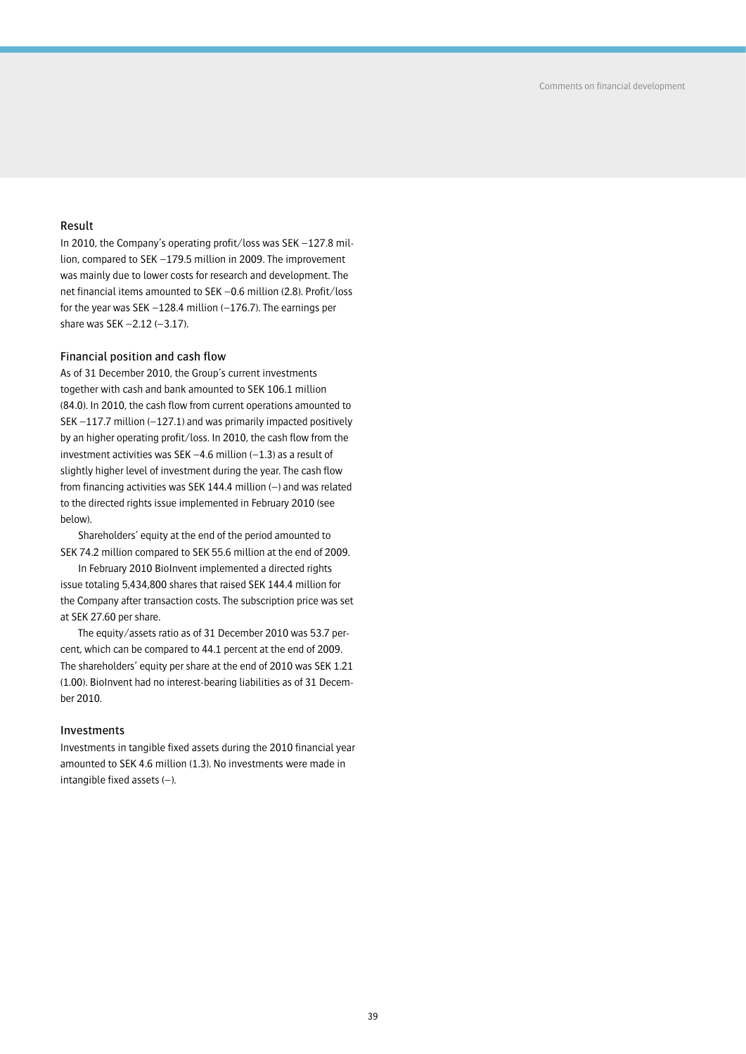## Result

In 2010, the Company's operating profit/loss was SEK –127.8 million, compared to SEK –179.5 million in 2009. The improvement was mainly due to lower costs for research and development. The net financial items amounted to SEK –0.6 million (2.8). Profit/loss for the year was SEK –128.4 million (–176.7). The earnings per share was SEK –2.12 (–3.17).

## Financial position and cash flow

As of 31 December 2010, the Group's current investments together with cash and bank amounted to SEK 106.1 million (84.0). In 2010, the cash flow from current operations amounted to SEK –117.7 million (–127.1) and was primarily impacted positively by an higher operating profit/loss. In 2010, the cash flow from the investment activities was SEK –4.6 million (–1.3) as a result of slightly higher level of investment during the year. The cash flow from financing activities was SEK 144.4 million (–) and was related to the directed rights issue implemented in February 2010 (see below).

Shareholders' equity at the end of the period amounted to SEK 74.2 million compared to SEK 55.6 million at the end of 2009.

In February 2010 BioInvent implemented a directed rights issue totaling 5,434,800 shares that raised SEK 144.4 million for the Company after transaction costs. The subscription price was set at SEK 27.60 per share.

The equity/assets ratio as of 31 December 2010 was 53.7 percent, which can be compared to 44.1 percent at the end of 2009. The shareholders' equity per share at the end of 2010 was SEK 1.21 (1.00). BioInvent had no interest-bearing liabilities as of 31 December 2010.

## Investments

Investments in tangible fixed assets during the 2010 financial year amounted to SEK 4.6 million (1.3). No investments were made in intangible fixed assets (–).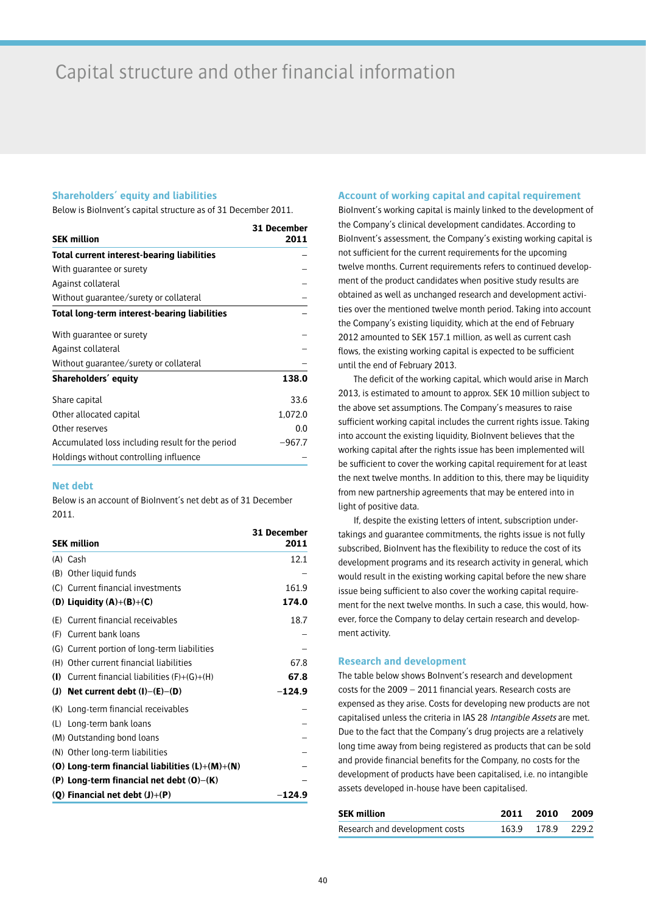# Capital structure and other financial information

## Shareholders´ equity and liabilities

Below is BioInvent's capital structure as of 31 December 2011.

| SEK million | 31 December 2011 |
|---|---|
| **Total current interest-bearing liabilities** | – |
| With guarantee or surety | – |
| Against collateral | – |
| Without guarantee/surety or collateral | – |
| **Total long-term interest-bearing liabilities** | – |
| With guarantee or surety | – |
| Against collateral | – |
| Without guarantee/surety or collateral | – |
| **Shareholders´ equity** | **138.0** |
| Share capital | 33.6 |
| Other allocated capital | 1,072.0 |
| Other reserves | 0.0 |
| Accumulated loss including result for the period | −967.7 |
| Holdings without controlling influence | – |

## Net debt

Below is an account of BioInvent's net debt as of 31 December 2011.

| SEK million | 31 December 2011 |
|---|---|
| (A) Cash | 12.1 |
| (B) Other liquid funds | – |
| (C) Current financial investments | 161.9 |
| **(D) Liquidity (A)+(B)+(C)** | **174.0** |
| (E) Current financial receivables | 18.7 |
| (F) Current bank loans | – |
| (G) Current portion of long-term liabilities | – |
| (H) Other current financial liabilities | 67.8 |
| **(I)** Current financial liabilities (F)+(G)+(H) | **67.8** |
| **(J) Net current debt (I)−(E)−(D)** | **−124.9** |
| (K) Long-term financial receivables | – |
| (L) Long-term bank loans | – |
| (M) Outstanding bond loans | – |
| (N) Other long-term liabilities | – |
| **(O) Long-term financial liabilities (L)+(M)+(N)** | – |
| **(P) Long-term financial net debt (O)−(K)** | – |
| **(Q) Financial net debt (J)+(P)** | **−124.9** |

## Account of working capital and capital requirement

BioInvent's working capital is mainly linked to the development of the Company's clinical development candidates. According to BioInvent's assessment, the Company's existing working capital is not sufficient for the current requirements for the upcoming twelve months. Current requirements refers to continued development of the product candidates when positive study results are obtained as well as unchanged research and development activities over the mentioned twelve month period. Taking into account the Company's existing liquidity, which at the end of February 2012 amounted to SEK 157.1 million, as well as current cash flows, the existing working capital is expected to be sufficient until the end of February 2013.

The deficit of the working capital, which would arise in March 2013, is estimated to amount to approx. SEK 10 million subject to the above set assumptions. The Company's measures to raise sufficient working capital includes the current rights issue. Taking into account the existing liquidity, BioInvent believes that the working capital after the rights issue has been implemented will be sufficient to cover the working capital requirement for at least the next twelve months. In addition to this, there may be liquidity from new partnership agreements that may be entered into in light of positive data.

If, despite the existing letters of intent, subscription undertakings and guarantee commitments, the rights issue is not fully subscribed, BioInvent has the flexibility to reduce the cost of its development programs and its research activity in general, which would result in the existing working capital before the new share issue being sufficient to also cover the working capital requirement for the next twelve months. In such a case, this would, however, force the Company to delay certain research and development activity.

## Research and development

The table below shows BoInvent's research and development costs for the 2009 – 2011 financial years. Research costs are expensed as they arise. Costs for developing new products are not capitalised unless the criteria in IAS 28 *Intangible Assets* are met. Due to the fact that the Company's drug projects are a relatively long time away from being registered as products that can be sold and provide financial benefits for the Company, no costs for the development of products have been capitalised, i.e. no intangible assets developed in-house have been capitalised.

| SEK million | 2011 | 2010 | 2009 |
|---|---|---|---|
| Research and development costs | 163.9 | 178.9 | 229.2 |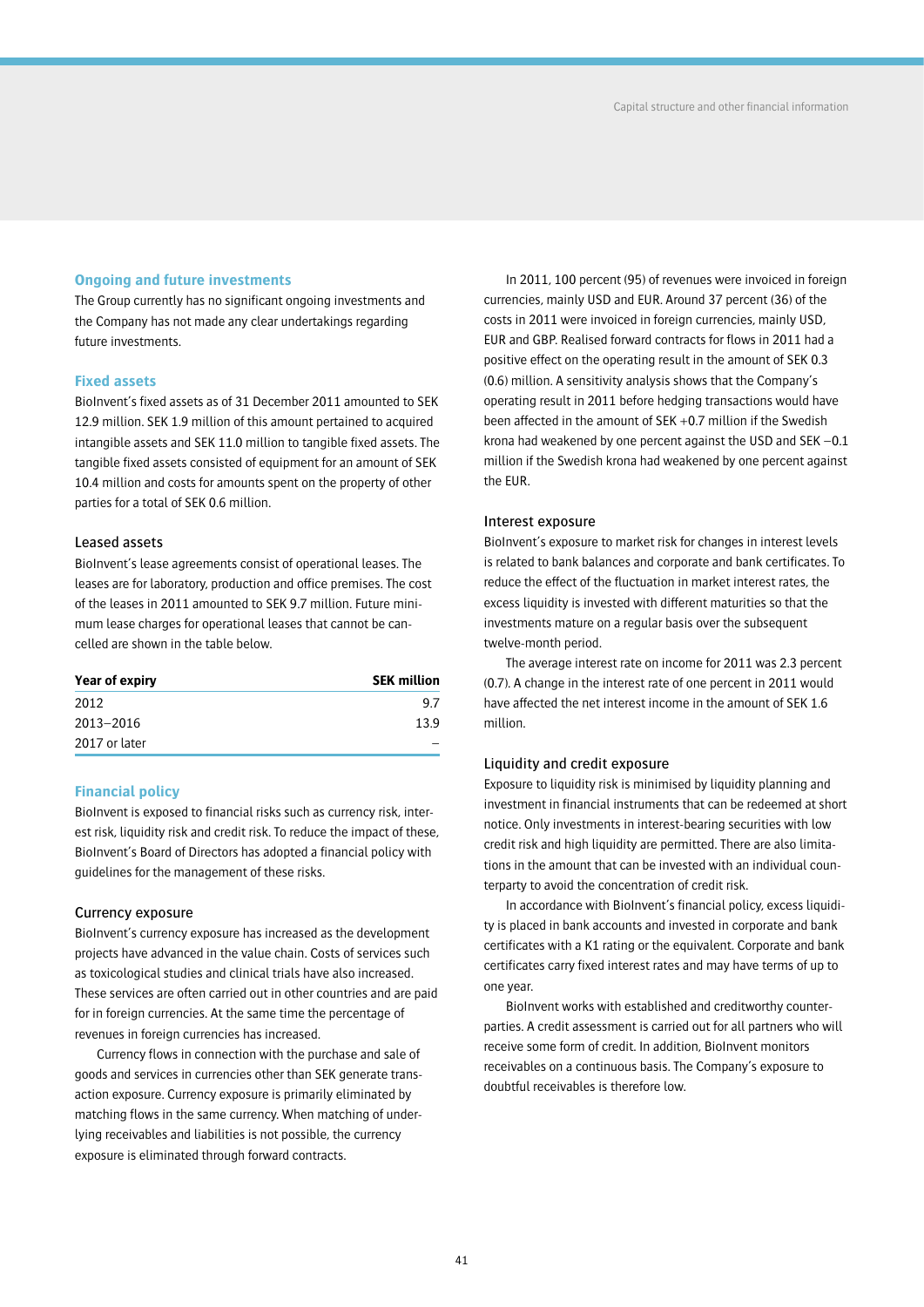## Ongoing and future investments

The Group currently has no significant ongoing investments and the Company has not made any clear undertakings regarding future investments.

## Fixed assets

BioInvent's fixed assets as of 31 December 2011 amounted to SEK 12.9 million. SEK 1.9 million of this amount pertained to acquired intangible assets and SEK 11.0 million to tangible fixed assets. The tangible fixed assets consisted of equipment for an amount of SEK 10.4 million and costs for amounts spent on the property of other parties for a total of SEK 0.6 million.

### Leased assets

BioInvent's lease agreements consist of operational leases. The leases are for laboratory, production and office premises. The cost of the leases in 2011 amounted to SEK 9.7 million. Future minimum lease charges for operational leases that cannot be cancelled are shown in the table below.

| Year of expiry | SEK million |
|---|---|
| 2012 | 9.7 |
| 2013–2016 | 13.9 |
| 2017 or later | – |

## Financial policy

BioInvent is exposed to financial risks such as currency risk, interest risk, liquidity risk and credit risk. To reduce the impact of these, BioInvent's Board of Directors has adopted a financial policy with guidelines for the management of these risks.

### Currency exposure

BioInvent's currency exposure has increased as the development projects have advanced in the value chain. Costs of services such as toxicological studies and clinical trials have also increased. These services are often carried out in other countries and are paid for in foreign currencies. At the same time the percentage of revenues in foreign currencies has increased.

Currency flows in connection with the purchase and sale of goods and services in currencies other than SEK generate transaction exposure. Currency exposure is primarily eliminated by matching flows in the same currency. When matching of underlying receivables and liabilities is not possible, the currency exposure is eliminated through forward contracts.

In 2011, 100 percent (95) of revenues were invoiced in foreign currencies, mainly USD and EUR. Around 37 percent (36) of the costs in 2011 were invoiced in foreign currencies, mainly USD, EUR and GBP. Realised forward contracts for flows in 2011 had a positive effect on the operating result in the amount of SEK 0.3 (0.6) million. A sensitivity analysis shows that the Company's operating result in 2011 before hedging transactions would have been affected in the amount of SEK +0.7 million if the Swedish krona had weakened by one percent against the USD and SEK –0.1 million if the Swedish krona had weakened by one percent against the EUR.

### Interest exposure

BioInvent's exposure to market risk for changes in interest levels is related to bank balances and corporate and bank certificates. To reduce the effect of the fluctuation in market interest rates, the excess liquidity is invested with different maturities so that the investments mature on a regular basis over the subsequent twelve-month period.

The average interest rate on income for 2011 was 2.3 percent (0.7). A change in the interest rate of one percent in 2011 would have affected the net interest income in the amount of SEK 1.6 million.

### Liquidity and credit exposure

Exposure to liquidity risk is minimised by liquidity planning and investment in financial instruments that can be redeemed at short notice. Only investments in interest-bearing securities with low credit risk and high liquidity are permitted. There are also limitations in the amount that can be invested with an individual counterparty to avoid the concentration of credit risk.

In accordance with BioInvent's financial policy, excess liquidity is placed in bank accounts and invested in corporate and bank certificates with a K1 rating or the equivalent. Corporate and bank certificates carry fixed interest rates and may have terms of up to one year.

BioInvent works with established and creditworthy counterparties. A credit assessment is carried out for all partners who will receive some form of credit. In addition, BioInvent monitors receivables on a continuous basis. The Company's exposure to doubtful receivables is therefore low.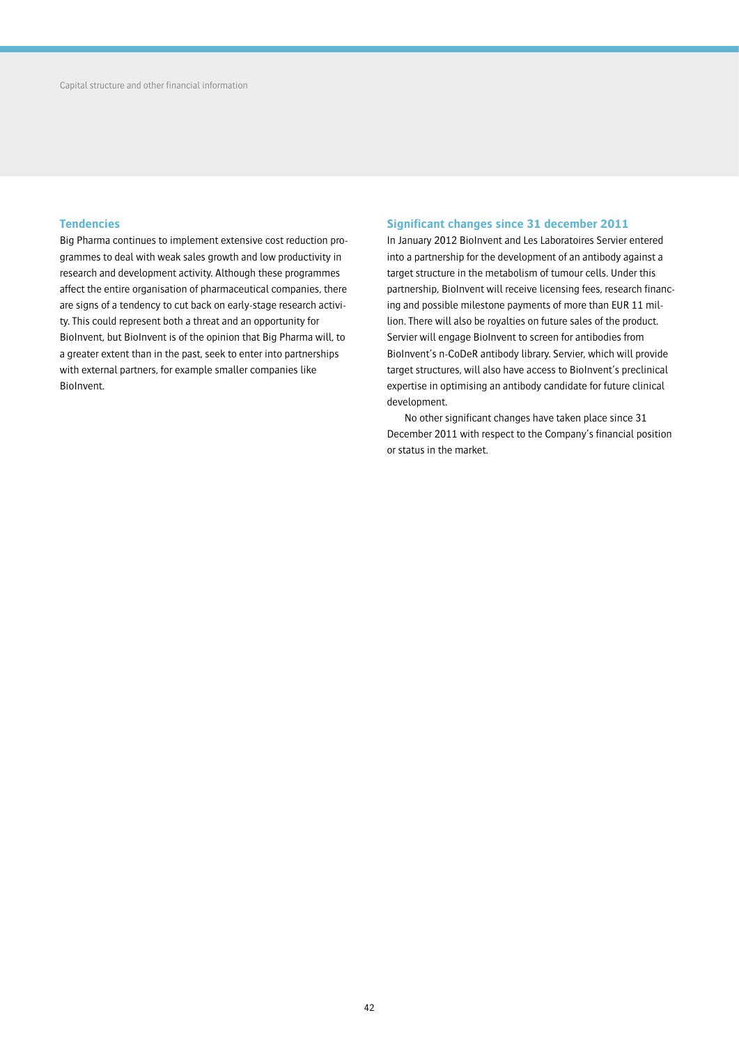## Tendencies

Big Pharma continues to implement extensive cost reduction programmes to deal with weak sales growth and low productivity in research and development activity. Although these programmes affect the entire organisation of pharmaceutical companies, there are signs of a tendency to cut back on early-stage research activity. This could represent both a threat and an opportunity for BioInvent, but BioInvent is of the opinion that Big Pharma will, to a greater extent than in the past, seek to enter into partnerships with external partners, for example smaller companies like BioInvent.

## Significant changes since 31 december 2011

In January 2012 BioInvent and Les Laboratoires Servier entered into a partnership for the development of an antibody against a target structure in the metabolism of tumour cells. Under this partnership, BioInvent will receive licensing fees, research financing and possible milestone payments of more than EUR 11 million. There will also be royalties on future sales of the product. Servier will engage BioInvent to screen for antibodies from BioInvent's n-CoDeR antibody library. Servier, which will provide target structures, will also have access to BioInvent's preclinical expertise in optimising an antibody candidate for future clinical development.

No other significant changes have taken place since 31 December 2011 with respect to the Company's financial position or status in the market.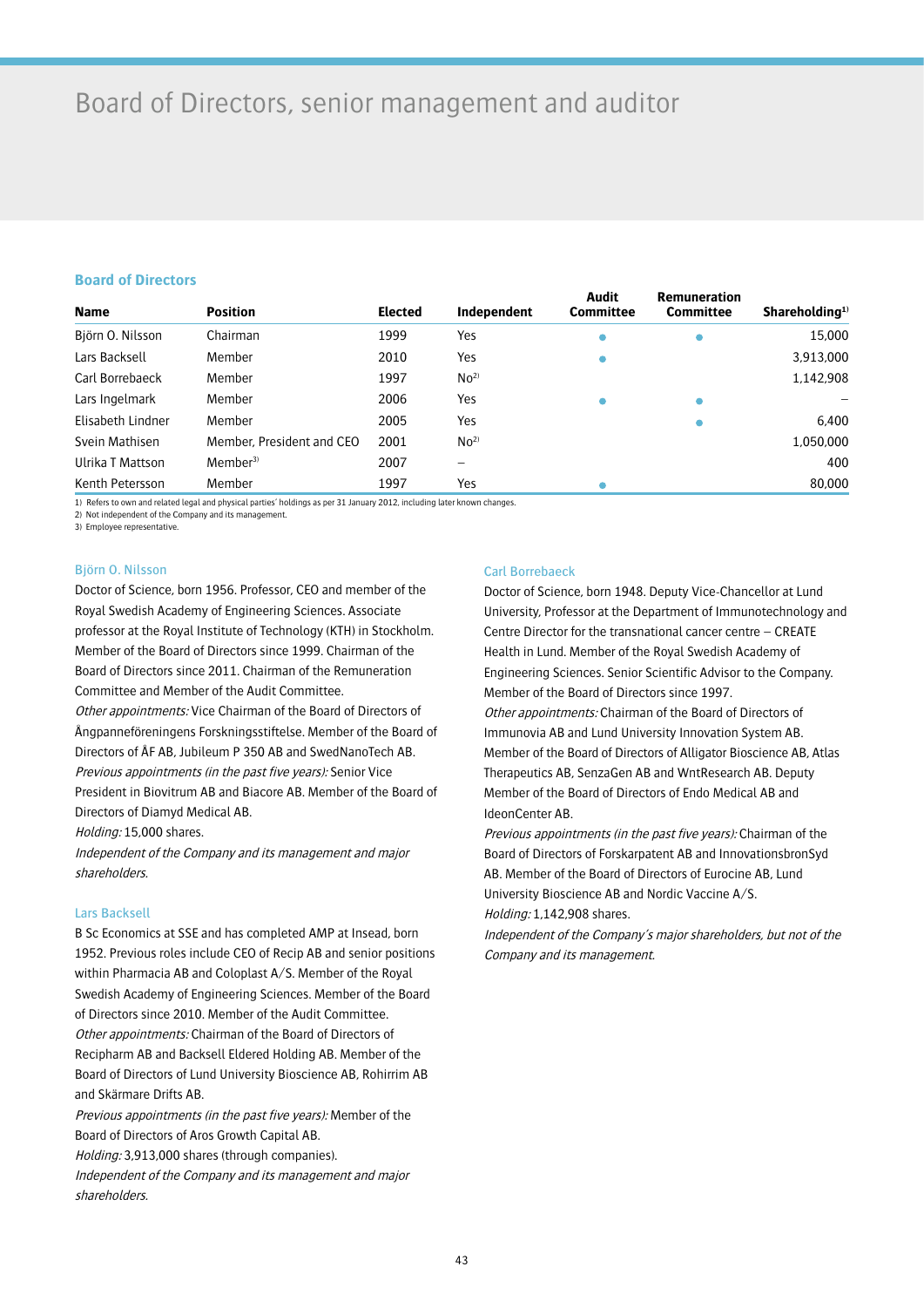# Board of Directors, senior management and auditor

## Board of Directors

| Name | Position | Elected | Independent | Audit Committee | Remuneration Committee | Shareholding[1] |
|---|---|---|---|---|---|---|
| Björn O. Nilsson | Chairman | 1999 | Yes | • | • | 15,000 |
| Lars Backsell | Member | 2010 | Yes | • | | 3,913,000 |
| Carl Borrebaeck | Member | 1997 | No[2] | | | 1,142,908 |
| Lars Ingelmark | Member | 2006 | Yes | • | • | – |
| Elisabeth Lindner | Member | 2005 | Yes | | • | 6,400 |
| Svein Mathisen | Member, President and CEO | 2001 | No[2] | | | 1,050,000 |
| Ulrika T Mattson | Member[3] | 2007 | – | | | 400 |
| Kenth Petersson | Member | 1997 | Yes | • | | 80,000 |

1) Refers to own and related legal and physical parties' holdings as per 31 January 2012, including later known changes.
2) Not independent of the Company and its management.
3) Employee representative.

### Björn O. Nilsson

Doctor of Science, born 1956. Professor, CEO and member of the Royal Swedish Academy of Engineering Sciences. Associate professor at the Royal Institute of Technology (KTH) in Stockholm. Member of the Board of Directors since 1999. Chairman of the Board of Directors since 2011. Chairman of the Remuneration Committee and Member of the Audit Committee.
*Other appointments:* Vice Chairman of the Board of Directors of Ångpanneföreningens Forskningsstiftelse. Member of the Board of Directors of ÅF AB, Jubileum P 350 AB and SwedNanoTech AB.
*Previous appointments (in the past five years):* Senior Vice President in Biovitrum AB and Biacore AB. Member of the Board of Directors of Diamyd Medical AB.
*Holding:* 15,000 shares.
*Independent of the Company and its management and major shareholders.*

### Lars Backsell

B Sc Economics at SSE and has completed AMP at Insead, born 1952. Previous roles include CEO of Recip AB and senior positions within Pharmacia AB and Coloplast A/S. Member of the Royal Swedish Academy of Engineering Sciences. Member of the Board of Directors since 2010. Member of the Audit Committee.
*Other appointments:* Chairman of the Board of Directors of Recipharm AB and Backsell Eldered Holding AB. Member of the Board of Directors of Lund University Bioscience AB, Rohirrim AB and Skärmare Drifts AB.
*Previous appointments (in the past five years):* Member of the Board of Directors of Aros Growth Capital AB.
*Holding:* 3,913,000 shares (through companies).
*Independent of the Company and its management and major shareholders.*

### Carl Borrebaeck

Doctor of Science, born 1948. Deputy Vice-Chancellor at Lund University, Professor at the Department of Immunotechnology and Centre Director for the transnational cancer centre – CREATE Health in Lund. Member of the Royal Swedish Academy of Engineering Sciences. Senior Scientific Advisor to the Company. Member of the Board of Directors since 1997.
*Other appointments:* Chairman of the Board of Directors of Immunovia AB and Lund University Innovation System AB. Member of the Board of Directors of Alligator Bioscience AB, Atlas Therapeutics AB, SenzaGen AB and WntResearch AB. Deputy Member of the Board of Directors of Endo Medical AB and IdeonCenter AB.
*Previous appointments (in the past five years):* Chairman of the Board of Directors of Forskarpatent AB and InnovationsbronSyd AB. Member of the Board of Directors of Eurocine AB, Lund University Bioscience AB and Nordic Vaccine A/S.
*Holding:* 1,142,908 shares.
*Independent of the Company's major shareholders, but not of the Company and its management.*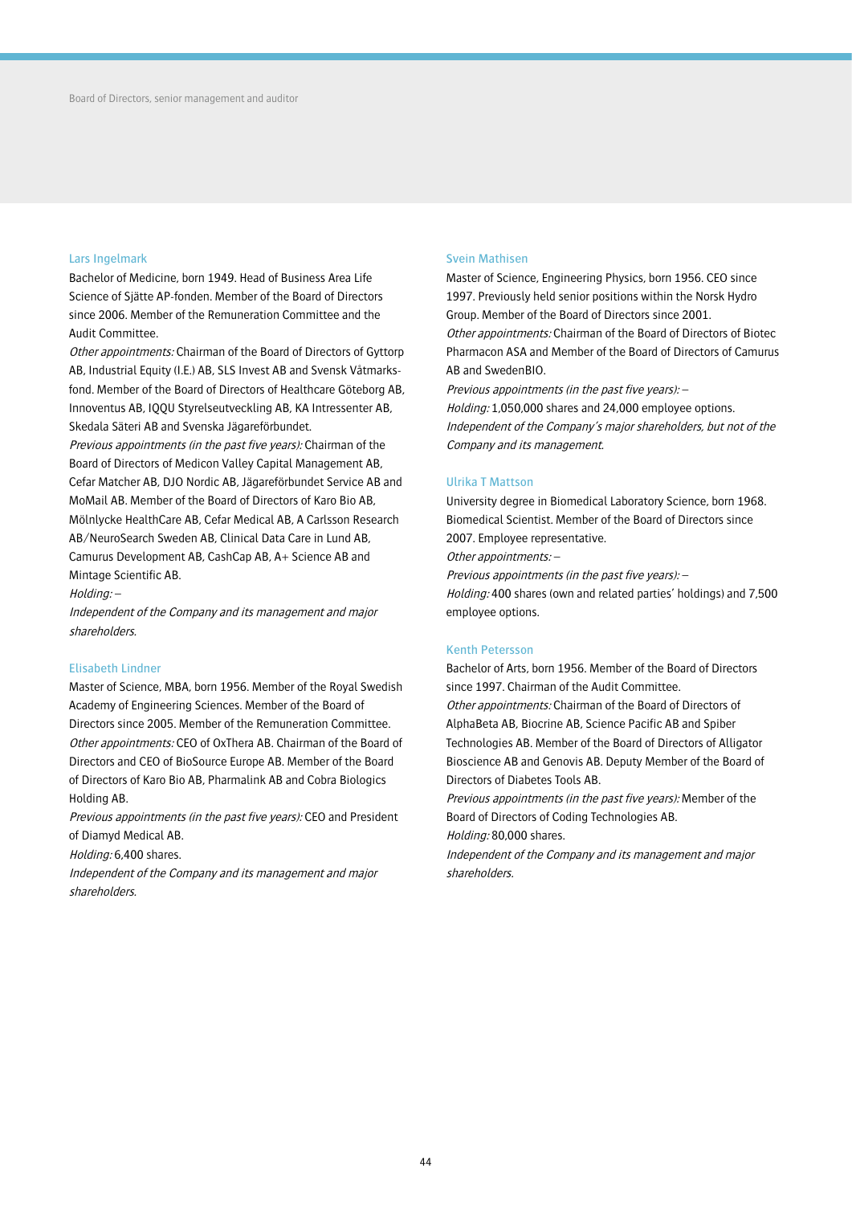### Lars Ingelmark

Bachelor of Medicine, born 1949. Head of Business Area Life Science of Sjätte AP-fonden. Member of the Board of Directors since 2006. Member of the Remuneration Committee and the Audit Committee.

*Other appointments:* Chairman of the Board of Directors of Gyttorp AB, Industrial Equity (I.E.) AB, SLS Invest AB and Svensk Våtmarksfond. Member of the Board of Directors of Healthcare Göteborg AB, Innoventus AB, IQQU Styrelseutveckling AB, KA Intressenter AB, Skedala Säteri AB and Svenska Jägareförbundet.

*Previous appointments (in the past five years):* Chairman of the Board of Directors of Medicon Valley Capital Management AB, Cefar Matcher AB, DJO Nordic AB, Jägareförbundet Service AB and MoMail AB. Member of the Board of Directors of Karo Bio AB, Mölnlycke HealthCare AB, Cefar Medical AB, A Carlsson Research AB/NeuroSearch Sweden AB, Clinical Data Care in Lund AB, Camurus Development AB, CashCap AB, A+ Science AB and Mintage Scientific AB.

*Holding:* –

*Independent of the Company and its management and major shareholders.*

### Elisabeth Lindner

Master of Science, MBA, born 1956. Member of the Royal Swedish Academy of Engineering Sciences. Member of the Board of Directors since 2005. Member of the Remuneration Committee.

*Other appointments:* CEO of OxThera AB. Chairman of the Board of Directors and CEO of BioSource Europe AB. Member of the Board of Directors of Karo Bio AB, Pharmalink AB and Cobra Biologics Holding AB.

*Previous appointments (in the past five years):* CEO and President of Diamyd Medical AB.

*Holding:* 6,400 shares.

*Independent of the Company and its management and major shareholders.*

### Svein Mathisen

Master of Science, Engineering Physics, born 1956. CEO since 1997. Previously held senior positions within the Norsk Hydro Group. Member of the Board of Directors since 2001.

*Other appointments:* Chairman of the Board of Directors of Biotec Pharmacon ASA and Member of the Board of Directors of Camurus AB and SwedenBIO.

*Previous appointments (in the past five years):* –

*Holding:* 1,050,000 shares and 24,000 employee options.

*Independent of the Company's major shareholders, but not of the Company and its management.*

### Ulrika T Mattson

University degree in Biomedical Laboratory Science, born 1968. Biomedical Scientist. Member of the Board of Directors since 2007. Employee representative.

*Other appointments:* –

*Previous appointments (in the past five years):* –

*Holding:* 400 shares (own and related parties' holdings) and 7,500 employee options.

### Kenth Petersson

Bachelor of Arts, born 1956. Member of the Board of Directors since 1997. Chairman of the Audit Committee.

*Other appointments:* Chairman of the Board of Directors of AlphaBeta AB, Biocrine AB, Science Pacific AB and Spiber Technologies AB. Member of the Board of Directors of Alligator Bioscience AB and Genovis AB. Deputy Member of the Board of Directors of Diabetes Tools AB.

*Previous appointments (in the past five years):* Member of the Board of Directors of Coding Technologies AB.

*Holding:* 80,000 shares.

*Independent of the Company and its management and major shareholders.*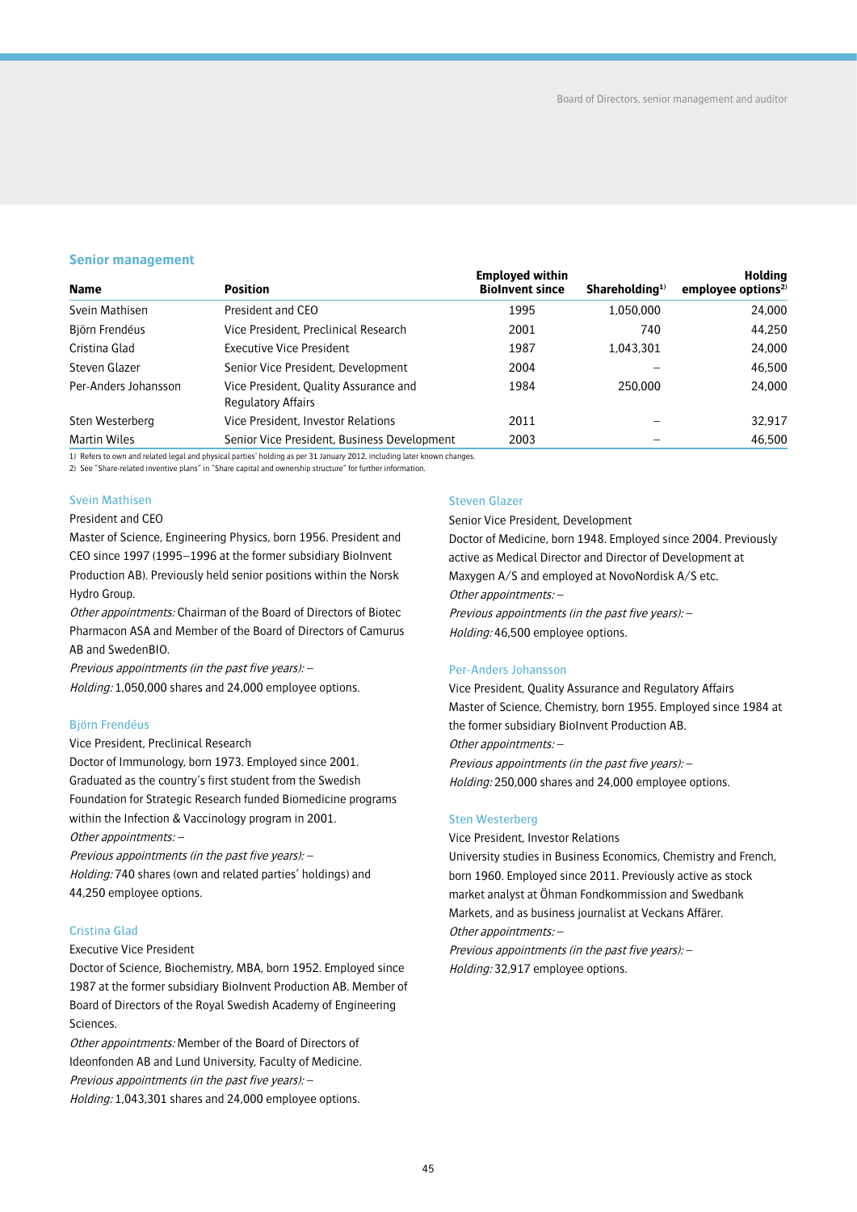## Senior management

| Name | Position | Employed within BioInvent since | Shareholding[1)] | Holding employee options[2)] |
|---|---|---|---|---|
| Svein Mathisen | President and CEO | 1995 | 1,050,000 | 24,000 |
| Björn Frendéus | Vice President, Preclinical Research | 2001 | 740 | 44,250 |
| Cristina Glad | Executive Vice President | 1987 | 1,043,301 | 24,000 |
| Steven Glazer | Senior Vice President, Development | 2004 | – | 46,500 |
| Per-Anders Johansson | Vice President, Quality Assurance and Regulatory Affairs | 1984 | 250,000 | 24,000 |
| Sten Westerberg | Vice President, Investor Relations | 2011 | – | 32,917 |
| Martin Wiles | Senior Vice President, Business Development | 2003 | – | 46,500 |

1) Refers to own and related legal and physical parties' holding as per 31 January 2012, including later known changes.
2) See "Share-related inventive plans" in "Share capital and ownership structure" for further information.

### Svein Mathisen

President and CEO

Master of Science, Engineering Physics, born 1956. President and CEO since 1997 (1995–1996 at the former subsidiary BioInvent Production AB). Previously held senior positions within the Norsk Hydro Group.

*Other appointments:* Chairman of the Board of Directors of Biotec Pharmacon ASA and Member of the Board of Directors of Camurus AB and SwedenBIO.

*Previous appointments (in the past five years):* –

*Holding:* 1,050,000 shares and 24,000 employee options.

### Björn Frendéus

Vice President, Preclinical Research

Doctor of Immunology, born 1973. Employed since 2001. Graduated as the country's first student from the Swedish Foundation for Strategic Research funded Biomedicine programs within the Infection & Vaccinology program in 2001.

*Other appointments:* –

*Previous appointments (in the past five years):* –

*Holding:* 740 shares (own and related parties' holdings) and 44,250 employee options.

### Cristina Glad

Executive Vice President

Doctor of Science, Biochemistry, MBA, born 1952. Employed since 1987 at the former subsidiary BioInvent Production AB. Member of Board of Directors of the Royal Swedish Academy of Engineering Sciences.

*Other appointments:* Member of the Board of Directors of Ideonfonden AB and Lund University, Faculty of Medicine.

*Previous appointments (in the past five years):* –

*Holding:* 1,043,301 shares and 24,000 employee options.

### Steven Glazer

Senior Vice President, Development

Doctor of Medicine, born 1948. Employed since 2004. Previously active as Medical Director and Director of Development at Maxygen A/S and employed at NovoNordisk A/S etc.

*Other appointments:* –

*Previous appointments (in the past five years):* –

*Holding:* 46,500 employee options.

### Per-Anders Johansson

Vice President, Quality Assurance and Regulatory Affairs

Master of Science, Chemistry, born 1955. Employed since 1984 at the former subsidiary BioInvent Production AB.

*Other appointments:* –

*Previous appointments (in the past five years):* –

*Holding:* 250,000 shares and 24,000 employee options.

### Sten Westerberg

Vice President, Investor Relations

University studies in Business Economics, Chemistry and French, born 1960. Employed since 2011. Previously active as stock market analyst at Öhman Fondkommission and Swedbank Markets, and as business journalist at Veckans Affärer.

*Other appointments:* –

*Previous appointments (in the past five years):* –

*Holding:* 32,917 employee options.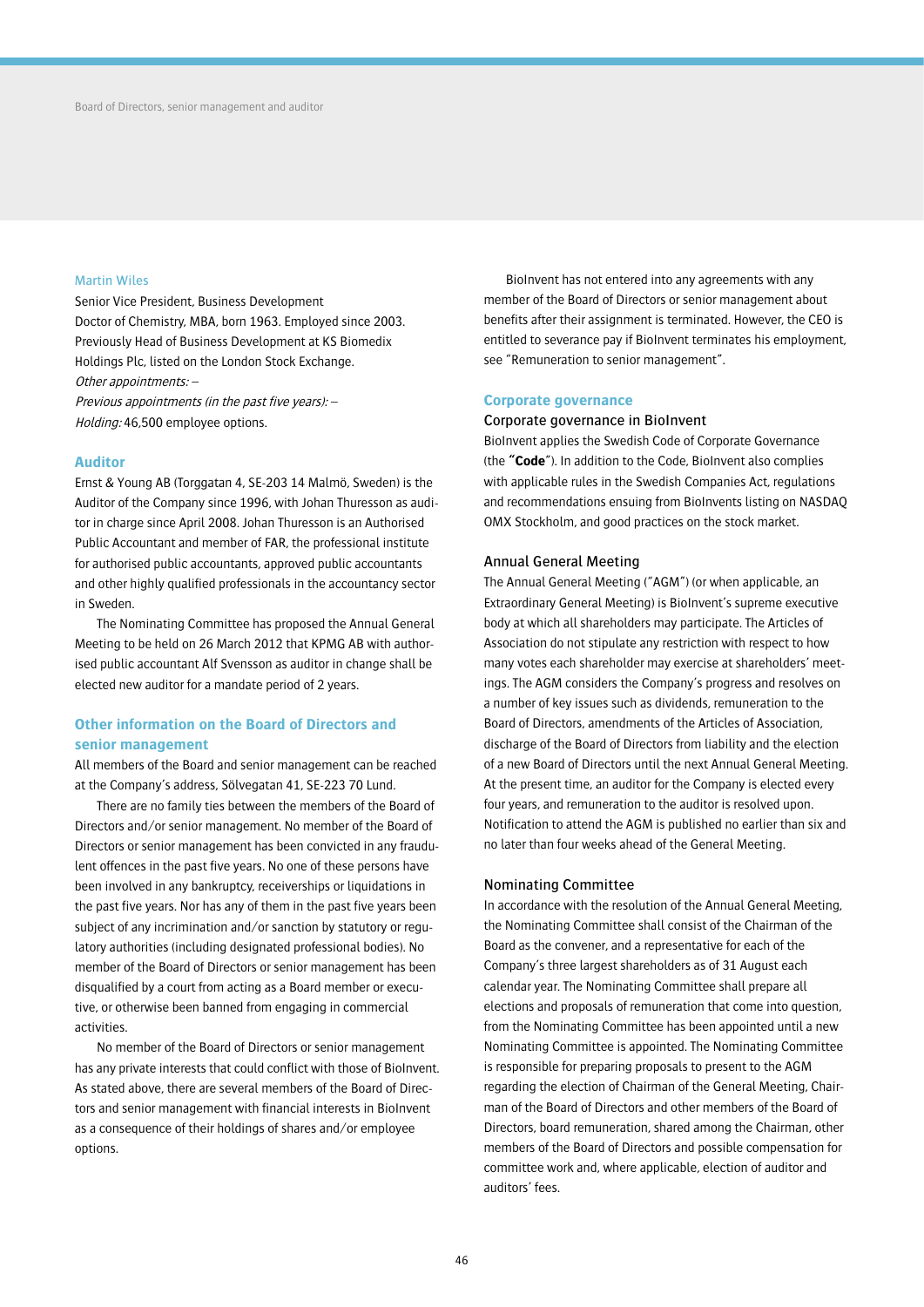Martin Wiles

Senior Vice President, Business Development
Doctor of Chemistry, MBA, born 1963. Employed since 2003. Previously Head of Business Development at KS Biomedix Holdings Plc, listed on the London Stock Exchange.
*Other appointments:* –
*Previous appointments (in the past five years):* –
*Holding:* 46,500 employee options.

## Auditor

Ernst & Young AB (Torggatan 4, SE-203 14 Malmö, Sweden) is the Auditor of the Company since 1996, with Johan Thuresson as auditor in charge since April 2008. Johan Thuresson is an Authorised Public Accountant and member of FAR, the professional institute for authorised public accountants, approved public accountants and other highly qualified professionals in the accountancy sector in Sweden.

The Nominating Committee has proposed the Annual General Meeting to be held on 26 March 2012 that KPMG AB with authorised public accountant Alf Svensson as auditor in change shall be elected new auditor for a mandate period of 2 years.

## Other information on the Board of Directors and senior management

All members of the Board and senior management can be reached at the Company's address, Sölvegatan 41, SE-223 70 Lund.

There are no family ties between the members of the Board of Directors and/or senior management. No member of the Board of Directors or senior management has been convicted in any fraudulent offences in the past five years. No one of these persons have been involved in any bankruptcy, receiverships or liquidations in the past five years. Nor has any of them in the past five years been subject of any incrimination and/or sanction by statutory or regulatory authorities (including designated professional bodies). No member of the Board of Directors or senior management has been disqualified by a court from acting as a Board member or executive, or otherwise been banned from engaging in commercial activities.

No member of the Board of Directors or senior management has any private interests that could conflict with those of BioInvent. As stated above, there are several members of the Board of Directors and senior management with financial interests in BioInvent as a consequence of their holdings of shares and/or employee options.

BioInvent has not entered into any agreements with any member of the Board of Directors or senior management about benefits after their assignment is terminated. However, the CEO is entitled to severance pay if BioInvent terminates his employment, see "Remuneration to senior management".

## Corporate governance

### Corporate governance in BioInvent

BioInvent applies the Swedish Code of Corporate Governance (the **"Code"**). In addition to the Code, BioInvent also complies with applicable rules in the Swedish Companies Act, regulations and recommendations ensuing from BioInvents listing on NASDAQ OMX Stockholm, and good practices on the stock market.

### Annual General Meeting

The Annual General Meeting ("AGM") (or when applicable, an Extraordinary General Meeting) is BioInvent's supreme executive body at which all shareholders may participate. The Articles of Association do not stipulate any restriction with respect to how many votes each shareholder may exercise at shareholders' meetings. The AGM considers the Company's progress and resolves on a number of key issues such as dividends, remuneration to the Board of Directors, amendments of the Articles of Association, discharge of the Board of Directors from liability and the election of a new Board of Directors until the next Annual General Meeting. At the present time, an auditor for the Company is elected every four years, and remuneration to the auditor is resolved upon. Notification to attend the AGM is published no earlier than six and no later than four weeks ahead of the General Meeting.

### Nominating Committee

In accordance with the resolution of the Annual General Meeting, the Nominating Committee shall consist of the Chairman of the Board as the convener, and a representative for each of the Company's three largest shareholders as of 31 August each calendar year. The Nominating Committee shall prepare all elections and proposals of remuneration that come into question, from the Nominating Committee has been appointed until a new Nominating Committee is appointed. The Nominating Committee is responsible for preparing proposals to present to the AGM regarding the election of Chairman of the General Meeting, Chairman of the Board of Directors and other members of the Board of Directors, board remuneration, shared among the Chairman, other members of the Board of Directors and possible compensation for committee work and, where applicable, election of auditor and auditors' fees.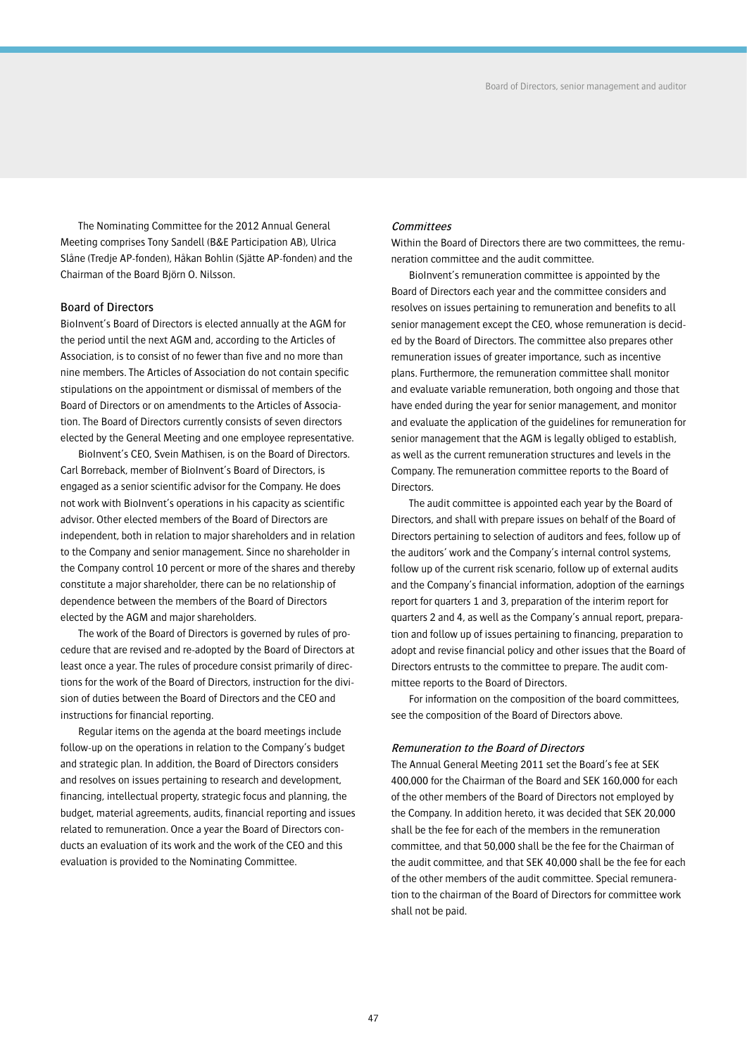The Nominating Committee for the 2012 Annual General Meeting comprises Tony Sandell (B&E Participation AB), Ulrica Slåne (Tredje AP-fonden), Håkan Bohlin (Sjätte AP-fonden) and the Chairman of the Board Björn O. Nilsson.

## Board of Directors

BioInvent's Board of Directors is elected annually at the AGM for the period until the next AGM and, according to the Articles of Association, is to consist of no fewer than five and no more than nine members. The Articles of Association do not contain specific stipulations on the appointment or dismissal of members of the Board of Directors or on amendments to the Articles of Association. The Board of Directors currently consists of seven directors elected by the General Meeting and one employee representative.

BioInvent's CEO, Svein Mathisen, is on the Board of Directors. Carl Borreback, member of BioInvent's Board of Directors, is engaged as a senior scientific advisor for the Company. He does not work with BioInvent's operations in his capacity as scientific advisor. Other elected members of the Board of Directors are independent, both in relation to major shareholders and in relation to the Company and senior management. Since no shareholder in the Company control 10 percent or more of the shares and thereby constitute a major shareholder, there can be no relationship of dependence between the members of the Board of Directors elected by the AGM and major shareholders.

The work of the Board of Directors is governed by rules of procedure that are revised and re-adopted by the Board of Directors at least once a year. The rules of procedure consist primarily of directions for the work of the Board of Directors, instruction for the division of duties between the Board of Directors and the CEO and instructions for financial reporting.

Regular items on the agenda at the board meetings include follow-up on the operations in relation to the Company's budget and strategic plan. In addition, the Board of Directors considers and resolves on issues pertaining to research and development, financing, intellectual property, strategic focus and planning, the budget, material agreements, audits, financial reporting and issues related to remuneration. Once a year the Board of Directors conducts an evaluation of its work and the work of the CEO and this evaluation is provided to the Nominating Committee.

### *Committees*

Within the Board of Directors there are two committees, the remuneration committee and the audit committee.

BioInvent's remuneration committee is appointed by the Board of Directors each year and the committee considers and resolves on issues pertaining to remuneration and benefits to all senior management except the CEO, whose remuneration is decided by the Board of Directors. The committee also prepares other remuneration issues of greater importance, such as incentive plans. Furthermore, the remuneration committee shall monitor and evaluate variable remuneration, both ongoing and those that have ended during the year for senior management, and monitor and evaluate the application of the guidelines for remuneration for senior management that the AGM is legally obliged to establish, as well as the current remuneration structures and levels in the Company. The remuneration committee reports to the Board of Directors.

The audit committee is appointed each year by the Board of Directors, and shall with prepare issues on behalf of the Board of Directors pertaining to selection of auditors and fees, follow up of the auditors' work and the Company's internal control systems, follow up of the current risk scenario, follow up of external audits and the Company's financial information, adoption of the earnings report for quarters 1 and 3, preparation of the interim report for quarters 2 and 4, as well as the Company's annual report, preparation and follow up of issues pertaining to financing, preparation to adopt and revise financial policy and other issues that the Board of Directors entrusts to the committee to prepare. The audit committee reports to the Board of Directors.

For information on the composition of the board committees, see the composition of the Board of Directors above.

### *Remuneration to the Board of Directors*

The Annual General Meeting 2011 set the Board's fee at SEK 400,000 for the Chairman of the Board and SEK 160,000 for each of the other members of the Board of Directors not employed by the Company. In addition hereto, it was decided that SEK 20,000 shall be the fee for each of the members in the remuneration committee, and that 50,000 shall be the fee for the Chairman of the audit committee, and that SEK 40,000 shall be the fee for each of the other members of the audit committee. Special remuneration to the chairman of the Board of Directors for committee work shall not be paid.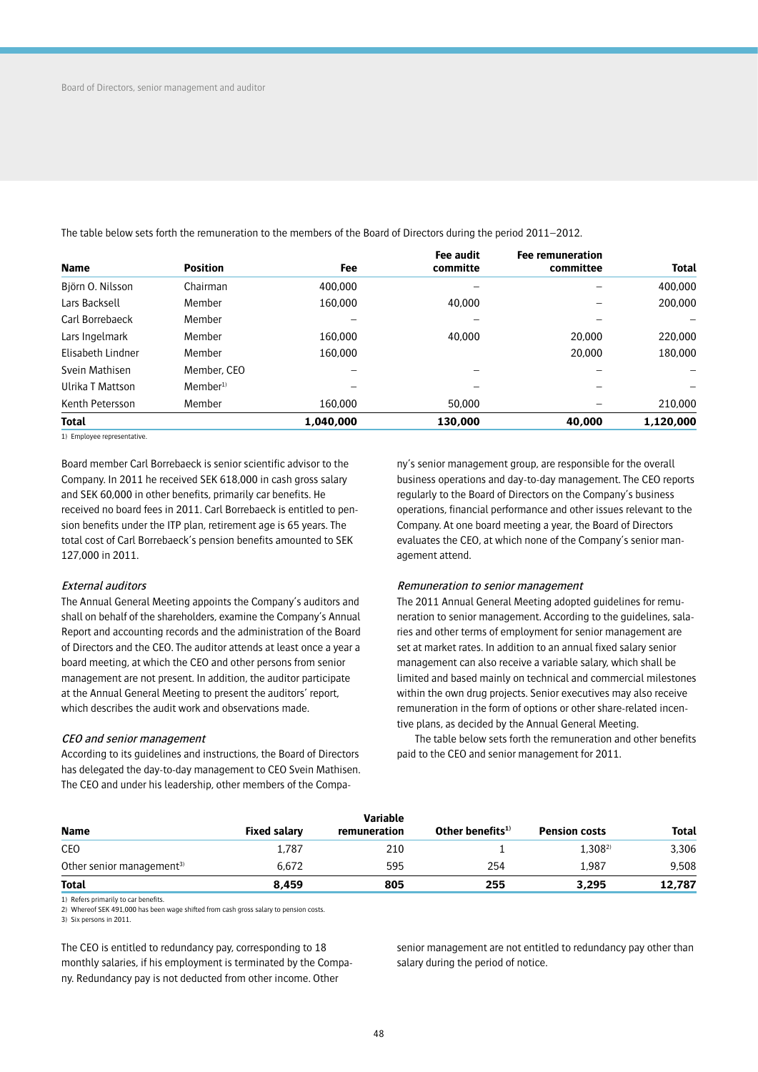The table below sets forth the remuneration to the members of the Board of Directors during the period 2011–2012.

| Name | Position | Fee | Fee audit committe | Fee remuneration committee | Total |
|---|---|---|---|---|---|
| Björn O. Nilsson | Chairman | 400,000 | – | – | 400,000 |
| Lars Backsell | Member | 160,000 | 40,000 | – | 200,000 |
| Carl Borrebaeck | Member | – | – | – | – |
| Lars Ingelmark | Member | 160,000 | 40,000 | 20,000 | 220,000 |
| Elisabeth Lindner | Member | 160,000 | | 20,000 | 180,000 |
| Svein Mathisen | Member, CEO | – | – | – | – |
| Ulrika T Mattson | Member[1] | – | – | – | – |
| Kenth Petersson | Member | 160,000 | 50,000 | – | 210,000 |
| **Total** | | **1,040,000** | **130,000** | **40,000** | **1,120,000** |

1) Employee representative.

Board member Carl Borrebaeck is senior scientific advisor to the Company. In 2011 he received SEK 618,000 in cash gross salary and SEK 60,000 in other benefits, primarily car benefits. He received no board fees in 2011. Carl Borrebaeck is entitled to pension benefits under the ITP plan, retirement age is 65 years. The total cost of Carl Borrebaeck's pension benefits amounted to SEK 127,000 in 2011.

*External auditors*

The Annual General Meeting appoints the Company's auditors and shall on behalf of the shareholders, examine the Company's Annual Report and accounting records and the administration of the Board of Directors and the CEO. The auditor attends at least once a year a board meeting, at which the CEO and other persons from senior management are not present. In addition, the auditor participate at the Annual General Meeting to present the auditors' report, which describes the audit work and observations made.

*CEO and senior management*

According to its guidelines and instructions, the Board of Directors has delegated the day-to-day management to CEO Svein Mathisen. The CEO and under his leadership, other members of the Company's senior management group, are responsible for the overall business operations and day-to-day management. The CEO reports regularly to the Board of Directors on the Company's business operations, financial performance and other issues relevant to the Company. At one board meeting a year, the Board of Directors evaluates the CEO, at which none of the Company's senior management attend.

*Remuneration to senior management*

The 2011 Annual General Meeting adopted guidelines for remuneration to senior management. According to the guidelines, salaries and other terms of employment for senior management are set at market rates. In addition to an annual fixed salary senior management can also receive a variable salary, which shall be limited and based mainly on technical and commercial milestones within the own drug projects. Senior executives may also receive remuneration in the form of options or other share-related incentive plans, as decided by the Annual General Meeting.

The table below sets forth the remuneration and other benefits paid to the CEO and senior management for 2011.

| Name | Fixed salary | Variable remuneration | Other benefits[1] | Pension costs | Total |
|---|---|---|---|---|---|
| CEO | 1,787 | 210 | 1 | 1,308[2] | 3,306 |
| Other senior management[3] | 6,672 | 595 | 254 | 1,987 | 9,508 |
| **Total** | **8,459** | **805** | **255** | **3,295** | **12,787** |

1) Refers primarily to car benefits.
2) Whereof SEK 491,000 has been wage shifted from cash gross salary to pension costs.
3) Six persons in 2011.

The CEO is entitled to redundancy pay, corresponding to 18 monthly salaries, if his employment is terminated by the Company. Redundancy pay is not deducted from other income. Other senior management are not entitled to redundancy pay other than salary during the period of notice.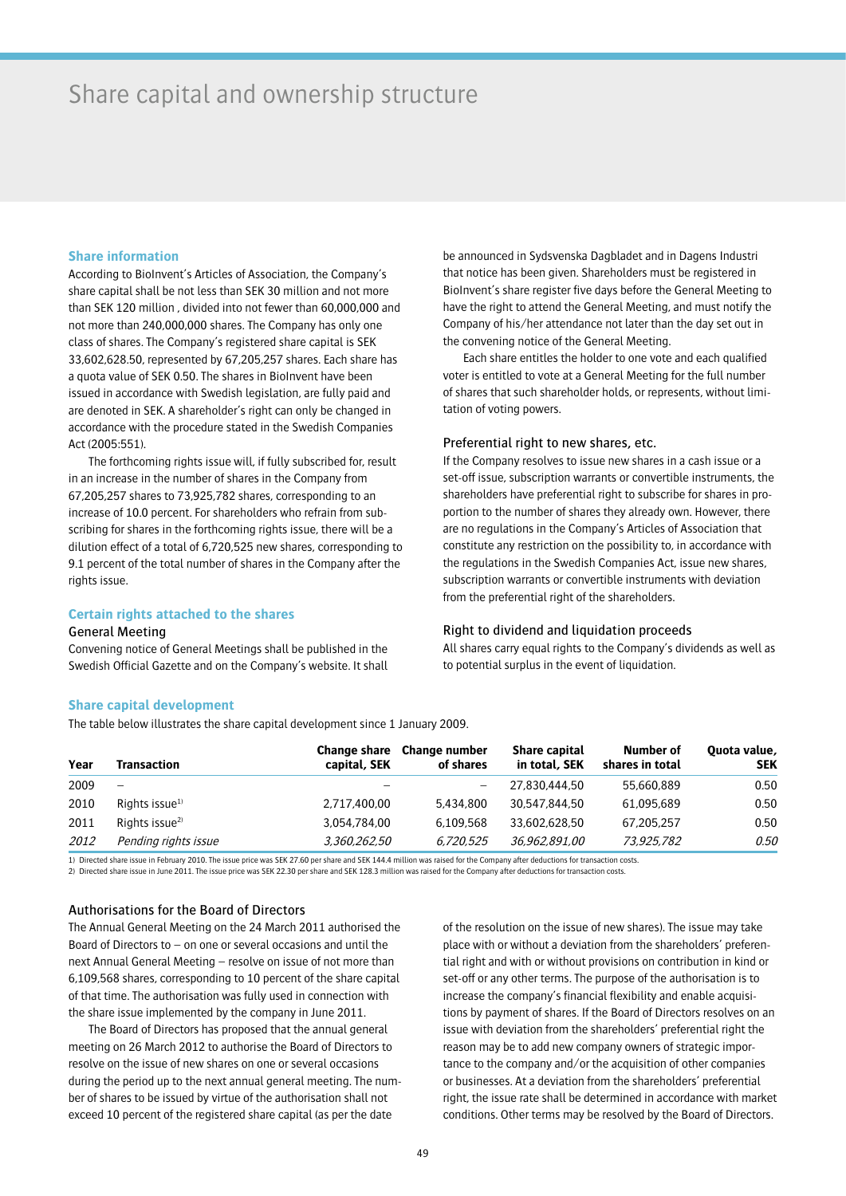# Share capital and ownership structure

## Share information

According to BioInvent's Articles of Association, the Company's share capital shall be not less than SEK 30 million and not more than SEK 120 million , divided into not fewer than 60,000,000 and not more than 240,000,000 shares. The Company has only one class of shares. The Company's registered share capital is SEK 33,602,628.50, represented by 67,205,257 shares. Each share has a quota value of SEK 0.50. The shares in BioInvent have been issued in accordance with Swedish legislation, are fully paid and are denoted in SEK. A shareholder's right can only be changed in accordance with the procedure stated in the Swedish Companies Act (2005:551).

The forthcoming rights issue will, if fully subscribed for, result in an increase in the number of shares in the Company from 67,205,257 shares to 73,925,782 shares, corresponding to an increase of 10.0 percent. For shareholders who refrain from subscribing for shares in the forthcoming rights issue, there will be a dilution effect of a total of 6,720,525 new shares, corresponding to 9.1 percent of the total number of shares in the Company after the rights issue.

## Certain rights attached to the shares

### General Meeting

Convening notice of General Meetings shall be published in the Swedish Official Gazette and on the Company's website. It shall be announced in Sydsvenska Dagbladet and in Dagens Industri that notice has been given. Shareholders must be registered in BioInvent's share register five days before the General Meeting to have the right to attend the General Meeting, and must notify the Company of his/her attendance not later than the day set out in the convening notice of the General Meeting.

Each share entitles the holder to one vote and each qualified voter is entitled to vote at a General Meeting for the full number of shares that such shareholder holds, or represents, without limitation of voting powers.

### Preferential right to new shares, etc.

If the Company resolves to issue new shares in a cash issue or a set-off issue, subscription warrants or convertible instruments, the shareholders have preferential right to subscribe for shares in proportion to the number of shares they already own. However, there are no regulations in the Company's Articles of Association that constitute any restriction on the possibility to, in accordance with the regulations in the Swedish Companies Act, issue new shares, subscription warrants or convertible instruments with deviation from the preferential right of the shareholders.

### Right to dividend and liquidation proceeds

All shares carry equal rights to the Company's dividends as well as to potential surplus in the event of liquidation.

## Share capital development

The table below illustrates the share capital development since 1 January 2009.

| Year | Transaction | Change share capital, SEK | Change number of shares | Share capital in total, SEK | Number of shares in total | Quota value, SEK |
|---|---|---|---|---|---|---|
| 2009 | – | – | – | 27,830,444.50 | 55,660,889 | 0.50 |
| 2010 | Rights issue[1] | 2,717,400.00 | 5,434,800 | 30,547,844.50 | 61,095,689 | 0.50 |
| 2011 | Rights issue[2] | 3,054,784.00 | 6,109,568 | 33,602,628.50 | 67,205,257 | 0.50 |
| *2012* | *Pending rights issue* | *3,360,262.50* | *6,720,525* | *36,962,891.00* | *73,925,782* | *0.50* |

1) Directed share issue in February 2010. The issue price was SEK 27.60 per share and SEK 144.4 million was raised for the Company after deductions for transaction costs.

2) Directed share issue in June 2011. The issue price was SEK 22.30 per share and SEK 128.3 million was raised for the Company after deductions for transaction costs.

### Authorisations for the Board of Directors

The Annual General Meeting on the 24 March 2011 authorised the Board of Directors to – on one or several occasions and until the next Annual General Meeting – resolve on issue of not more than 6,109,568 shares, corresponding to 10 percent of the share capital of that time. The authorisation was fully used in connection with the share issue implemented by the company in June 2011.

The Board of Directors has proposed that the annual general meeting on 26 March 2012 to authorise the Board of Directors to resolve on the issue of new shares on one or several occasions during the period up to the next annual general meeting. The number of shares to be issued by virtue of the authorisation shall not exceed 10 percent of the registered share capital (as per the date of the resolution on the issue of new shares). The issue may take place with or without a deviation from the shareholders' preferential right and with or without provisions on contribution in kind or set-off or any other terms. The purpose of the authorisation is to increase the company's financial flexibility and enable acquisitions by payment of shares. If the Board of Directors resolves on an issue with deviation from the shareholders' preferential right the reason may be to add new company owners of strategic importance to the company and/or the acquisition of other companies or businesses. At a deviation from the shareholders' preferential right, the issue rate shall be determined in accordance with market conditions. Other terms may be resolved by the Board of Directors.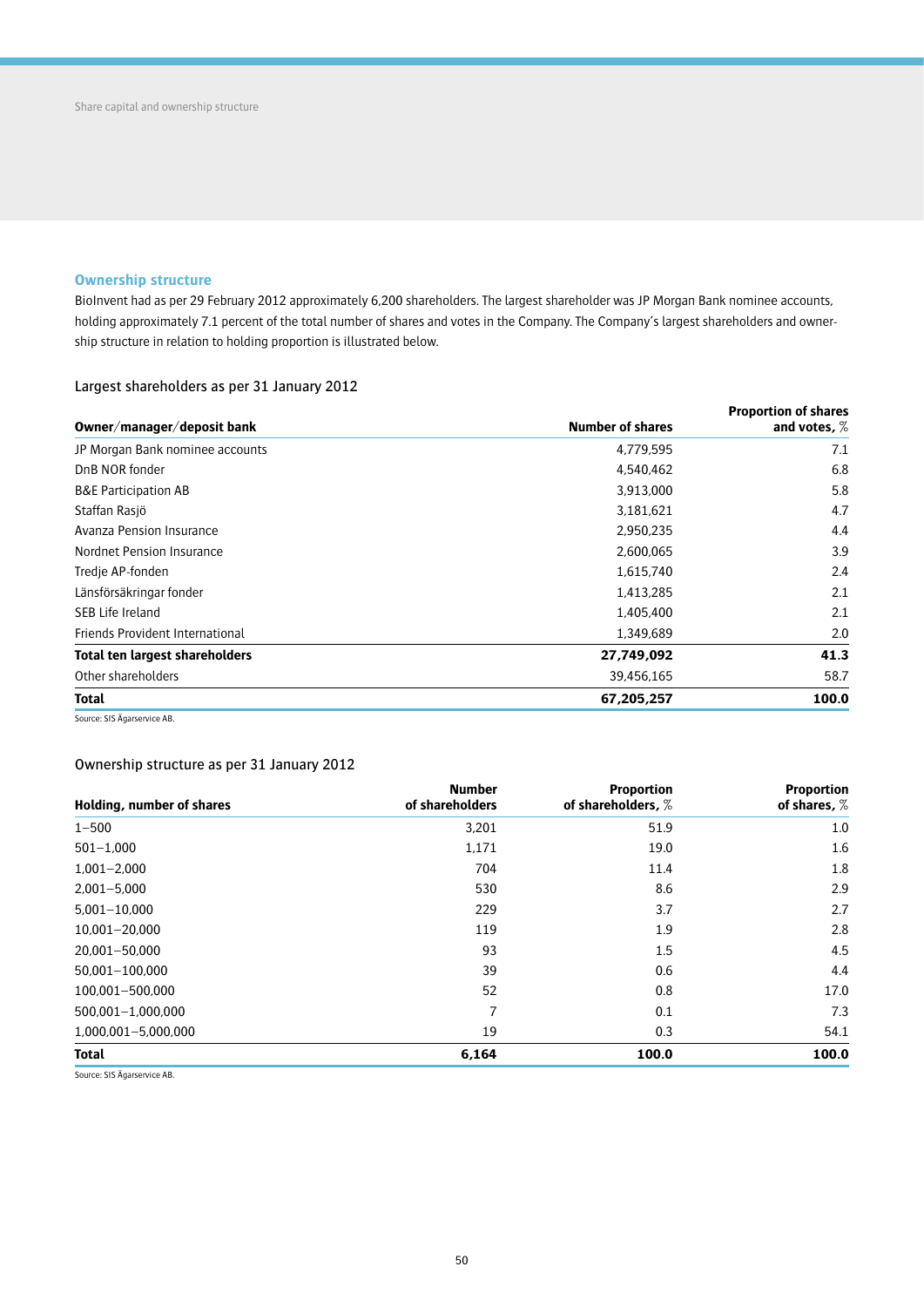## Ownership structure

BioInvent had as per 29 February 2012 approximately 6,200 shareholders. The largest shareholder was JP Morgan Bank nominee accounts, holding approximately 7.1 percent of the total number of shares and votes in the Company. The Company's largest shareholders and ownership structure in relation to holding proportion is illustrated below.

### Largest shareholders as per 31 January 2012

| Owner/manager/deposit bank | Number of shares | Proportion of shares and votes, % |
|---|---|---|
| JP Morgan Bank nominee accounts | 4,779,595 | 7.1 |
| DnB NOR fonder | 4,540,462 | 6.8 |
| B&E Participation AB | 3,913,000 | 5.8 |
| Staffan Rasjö | 3,181,621 | 4.7 |
| Avanza Pension Insurance | 2,950,235 | 4.4 |
| Nordnet Pension Insurance | 2,600,065 | 3.9 |
| Tredje AP-fonden | 1,615,740 | 2.4 |
| Länsförsäkringar fonder | 1,413,285 | 2.1 |
| SEB Life Ireland | 1,405,400 | 2.1 |
| Friends Provident International | 1,349,689 | 2.0 |
| **Total ten largest shareholders** | **27,749,092** | **41.3** |
| Other shareholders | 39,456,165 | 58.7 |
| **Total** | **67,205,257** | **100.0** |

Source: SIS Ägarservice AB.

### Ownership structure as per 31 January 2012

| Holding, number of shares | Number of shareholders | Proportion of shareholders, % | Proportion of shares, % |
|---|---|---|---|
| 1–500 | 3,201 | 51.9 | 1.0 |
| 501–1,000 | 1,171 | 19.0 | 1.6 |
| 1,001–2,000 | 704 | 11.4 | 1.8 |
| 2,001–5,000 | 530 | 8.6 | 2.9 |
| 5,001–10,000 | 229 | 3.7 | 2.7 |
| 10,001–20,000 | 119 | 1.9 | 2.8 |
| 20,001–50,000 | 93 | 1.5 | 4.5 |
| 50,001–100,000 | 39 | 0.6 | 4.4 |
| 100,001–500,000 | 52 | 0.8 | 17.0 |
| 500,001–1,000,000 | 7 | 0.1 | 7.3 |
| 1,000,001–5,000,000 | 19 | 0.3 | 54.1 |
| **Total** | **6,164** | **100.0** | **100.0** |

Source: SIS Ägarservice AB.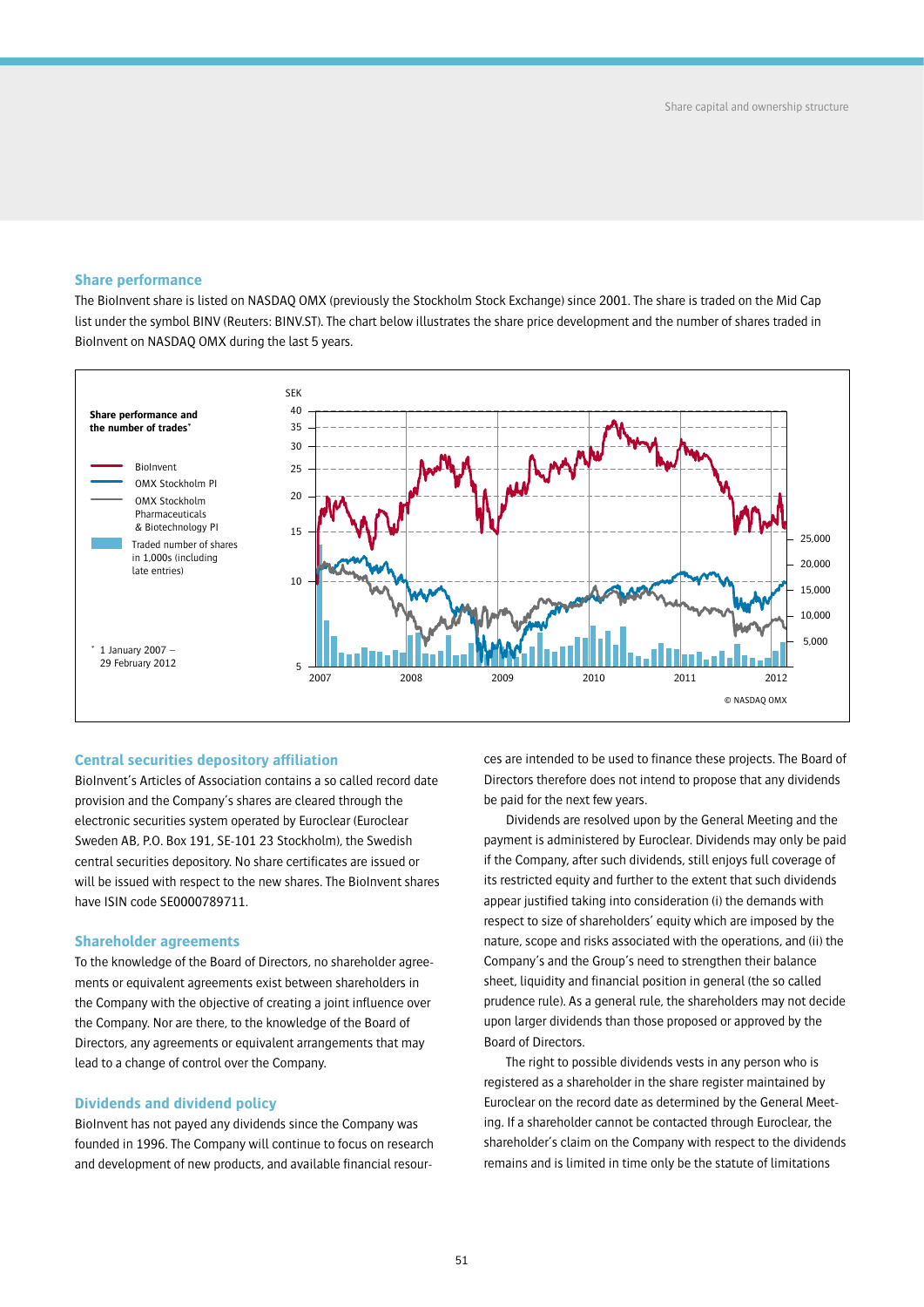## Share performance

The BioInvent share is listed on NASDAQ OMX (previously the Stockholm Stock Exchange) since 2001. The share is traded on the Mid Cap list under the symbol BINV (Reuters: BINV.ST). The chart below illustrates the share price development and the number of shares traded in BioInvent on NASDAQ OMX during the last 5 years.

**Share performance and the number of trades***

- BioInvent
- OMX Stockholm PI
- OMX Stockholm Pharmaceuticals & Biotechnology PI
- Traded number of shares in 1,000s (including late entries)

* 1 January 2007 – 29 February 2012

© NASDAQ OMX

## Central securities depository affiliation

BioInvent's Articles of Association contains a so called record date provision and the Company's shares are cleared through the electronic securities system operated by Euroclear (Euroclear Sweden AB, P.O. Box 191, SE-101 23 Stockholm), the Swedish central securities depository. No share certificates are issued or will be issued with respect to the new shares. The BioInvent shares have ISIN code SE0000789711.

## Shareholder agreements

To the knowledge of the Board of Directors, no shareholder agreements or equivalent agreements exist between shareholders in the Company with the objective of creating a joint influence over the Company. Nor are there, to the knowledge of the Board of Directors, any agreements or equivalent arrangements that may lead to a change of control over the Company.

## Dividends and dividend policy

BioInvent has not payed any dividends since the Company was founded in 1996. The Company will continue to focus on research and development of new products, and available financial resources are intended to be used to finance these projects. The Board of Directors therefore does not intend to propose that any dividends be paid for the next few years.

Dividends are resolved upon by the General Meeting and the payment is administered by Euroclear. Dividends may only be paid if the Company, after such dividends, still enjoys full coverage of its restricted equity and further to the extent that such dividends appear justified taking into consideration (i) the demands with respect to size of shareholders' equity which are imposed by the nature, scope and risks associated with the operations, and (ii) the Company's and the Group's need to strengthen their balance sheet, liquidity and financial position in general (the so called prudence rule). As a general rule, the shareholders may not decide upon larger dividends than those proposed or approved by the Board of Directors.

The right to possible dividends vests in any person who is registered as a shareholder in the share register maintained by Euroclear on the record date as determined by the General Meeting. If a shareholder cannot be contacted through Euroclear, the shareholder's claim on the Company with respect to the dividends remains and is limited in time only be the statute of limitations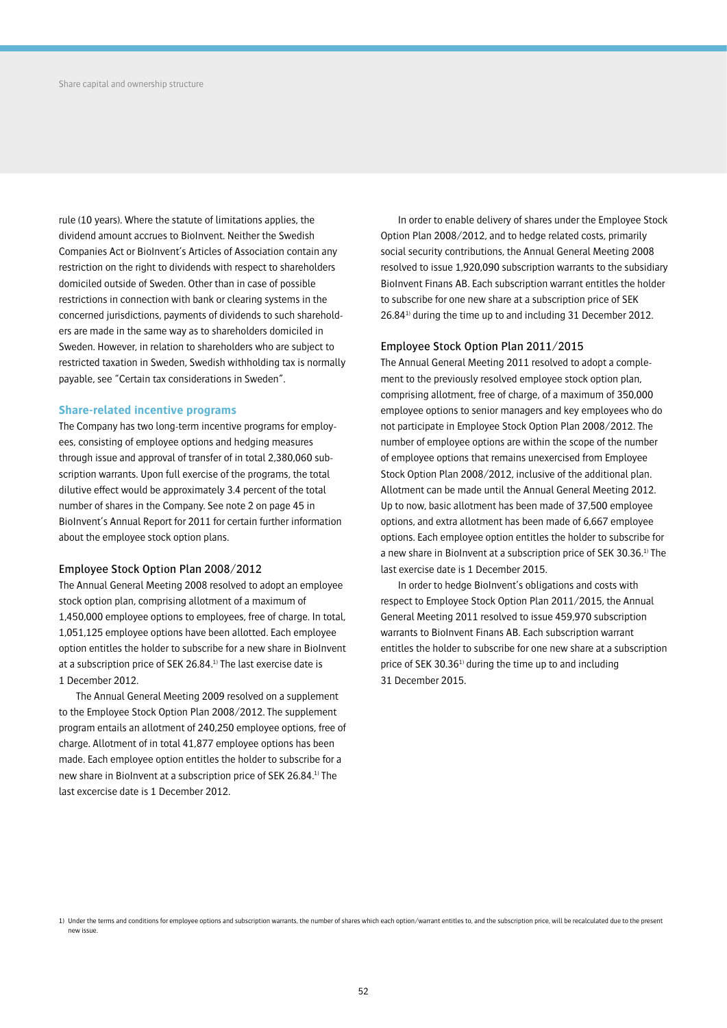rule (10 years). Where the statute of limitations applies, the dividend amount accrues to BioInvent. Neither the Swedish Companies Act or BioInvent's Articles of Association contain any restriction on the right to dividends with respect to shareholders domiciled outside of Sweden. Other than in case of possible restrictions in connection with bank or clearing systems in the concerned jurisdictions, payments of dividends to such shareholders are made in the same way as to shareholders domiciled in Sweden. However, in relation to shareholders who are subject to restricted taxation in Sweden, Swedish withholding tax is normally payable, see "Certain tax considerations in Sweden".

## Share-related incentive programs

The Company has two long-term incentive programs for employees, consisting of employee options and hedging measures through issue and approval of transfer of in total 2,380,060 subscription warrants. Upon full exercise of the programs, the total dilutive effect would be approximately 3.4 percent of the total number of shares in the Company. See note 2 on page 45 in BioInvent's Annual Report for 2011 for certain further information about the employee stock option plans.

### Employee Stock Option Plan 2008/2012

The Annual General Meeting 2008 resolved to adopt an employee stock option plan, comprising allotment of a maximum of 1,450,000 employee options to employees, free of charge. In total, 1,051,125 employee options have been allotted. Each employee option entitles the holder to subscribe for a new share in BioInvent at a subscription price of SEK 26.84.[1] The last exercise date is 1 December 2012.

The Annual General Meeting 2009 resolved on a supplement to the Employee Stock Option Plan 2008/2012. The supplement program entails an allotment of 240,250 employee options, free of charge. Allotment of in total 41,877 employee options has been made. Each employee option entitles the holder to subscribe for a new share in BioInvent at a subscription price of SEK 26.84.[1] The last excercise date is 1 December 2012.

In order to enable delivery of shares under the Employee Stock Option Plan 2008/2012, and to hedge related costs, primarily social security contributions, the Annual General Meeting 2008 resolved to issue 1,920,090 subscription warrants to the subsidiary BioInvent Finans AB. Each subscription warrant entitles the holder to subscribe for one new share at a subscription price of SEK 26.84[1] during the time up to and including 31 December 2012.

### Employee Stock Option Plan 2011/2015

The Annual General Meeting 2011 resolved to adopt a complement to the previously resolved employee stock option plan, comprising allotment, free of charge, of a maximum of 350,000 employee options to senior managers and key employees who do not participate in Employee Stock Option Plan 2008/2012. The number of employee options are within the scope of the number of employee options that remains unexercised from Employee Stock Option Plan 2008/2012, inclusive of the additional plan. Allotment can be made until the Annual General Meeting 2012. Up to now, basic allotment has been made of 37,500 employee options, and extra allotment has been made of 6,667 employee options. Each employee option entitles the holder to subscribe for a new share in BioInvent at a subscription price of SEK 30.36.[1] The last exercise date is 1 December 2015.

In order to hedge BioInvent's obligations and costs with respect to Employee Stock Option Plan 2011/2015, the Annual General Meeting 2011 resolved to issue 459,970 subscription warrants to BioInvent Finans AB. Each subscription warrant entitles the holder to subscribe for one new share at a subscription price of SEK 30.36[1] during the time up to and including 31 December 2015.

1) Under the terms and conditions for employee options and subscription warrants, the number of shares which each option/warrant entitles to, and the subscription price, will be recalculated due to the present new issue.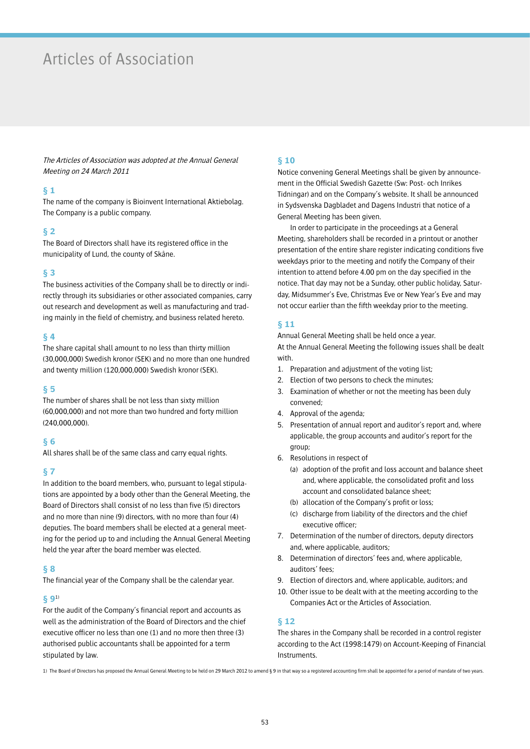# Articles of Association

*The Articles of Association was adopted at the Annual General Meeting on 24 March 2011*

## § 1

The name of the company is Bioinvent International Aktiebolag. The Company is a public company.

## § 2

The Board of Directors shall have its registered office in the municipality of Lund, the county of Skåne.

## § 3

The business activities of the Company shall be to directly or indirectly through its subsidiaries or other associated companies, carry out research and development as well as manufacturing and trading mainly in the field of chemistry, and business related hereto.

## § 4

The share capital shall amount to no less than thirty million (30,000,000) Swedish kronor (SEK) and no more than one hundred and twenty million (120,000,000) Swedish kronor (SEK).

## § 5

The number of shares shall be not less than sixty million (60,000,000) and not more than two hundred and forty million (240,000,000).

## § 6

All shares shall be of the same class and carry equal rights.

## § 7

In addition to the board members, who, pursuant to legal stipulations are appointed by a body other than the General Meeting, the Board of Directors shall consist of no less than five (5) directors and no more than nine (9) directors, with no more than four (4) deputies. The board members shall be elected at a general meeting for the period up to and including the Annual General Meeting held the year after the board member was elected.

## § 8

The financial year of the Company shall be the calendar year.

## § 9[1)]

For the audit of the Company's financial report and accounts as well as the administration of the Board of Directors and the chief executive officer no less than one (1) and no more then three (3) authorised public accountants shall be appointed for a term stipulated by law.

## § 10

Notice convening General Meetings shall be given by announcement in the Official Swedish Gazette (Sw: Post- och Inrikes Tidningar) and on the Company's website. It shall be announced in Sydsvenska Dagbladet and Dagens Industri that notice of a General Meeting has been given.

In order to participate in the proceedings at a General Meeting, shareholders shall be recorded in a printout or another presentation of the entire share register indicating conditions five weekdays prior to the meeting and notify the Company of their intention to attend before 4.00 pm on the day specified in the notice. That day may not be a Sunday, other public holiday, Saturday, Midsummer's Eve, Christmas Eve or New Year's Eve and may not occur earlier than the fifth weekday prior to the meeting.

## § 11

Annual General Meeting shall be held once a year.

At the Annual General Meeting the following issues shall be dealt with.

1. Preparation and adjustment of the voting list;
2. Election of two persons to check the minutes;
3. Examination of whether or not the meeting has been duly convened;
4. Approval of the agenda;
5. Presentation of annual report and auditor's report and, where applicable, the group accounts and auditor's report for the group;
6. Resolutions in respect of
   - (a) adoption of the profit and loss account and balance sheet and, where applicable, the consolidated profit and loss account and consolidated balance sheet;
   - (b) allocation of the Company's profit or loss;
   - (c) discharge from liability of the directors and the chief executive officer;
7. Determination of the number of directors, deputy directors and, where applicable, auditors;
8. Determination of directors' fees and, where applicable, auditors' fees;
9. Election of directors and, where applicable, auditors; and
10. Other issue to be dealt with at the meeting according to the Companies Act or the Articles of Association.

## § 12

The shares in the Company shall be recorded in a control register according to the Act (1998:1479) on Account-Keeping of Financial Instruments.

1) The Board of Directors has proposed the Annual General Meeting to be held on 29 March 2012 to amend § 9 in that way so a registered accounting firm shall be appointed for a period of mandate of two years.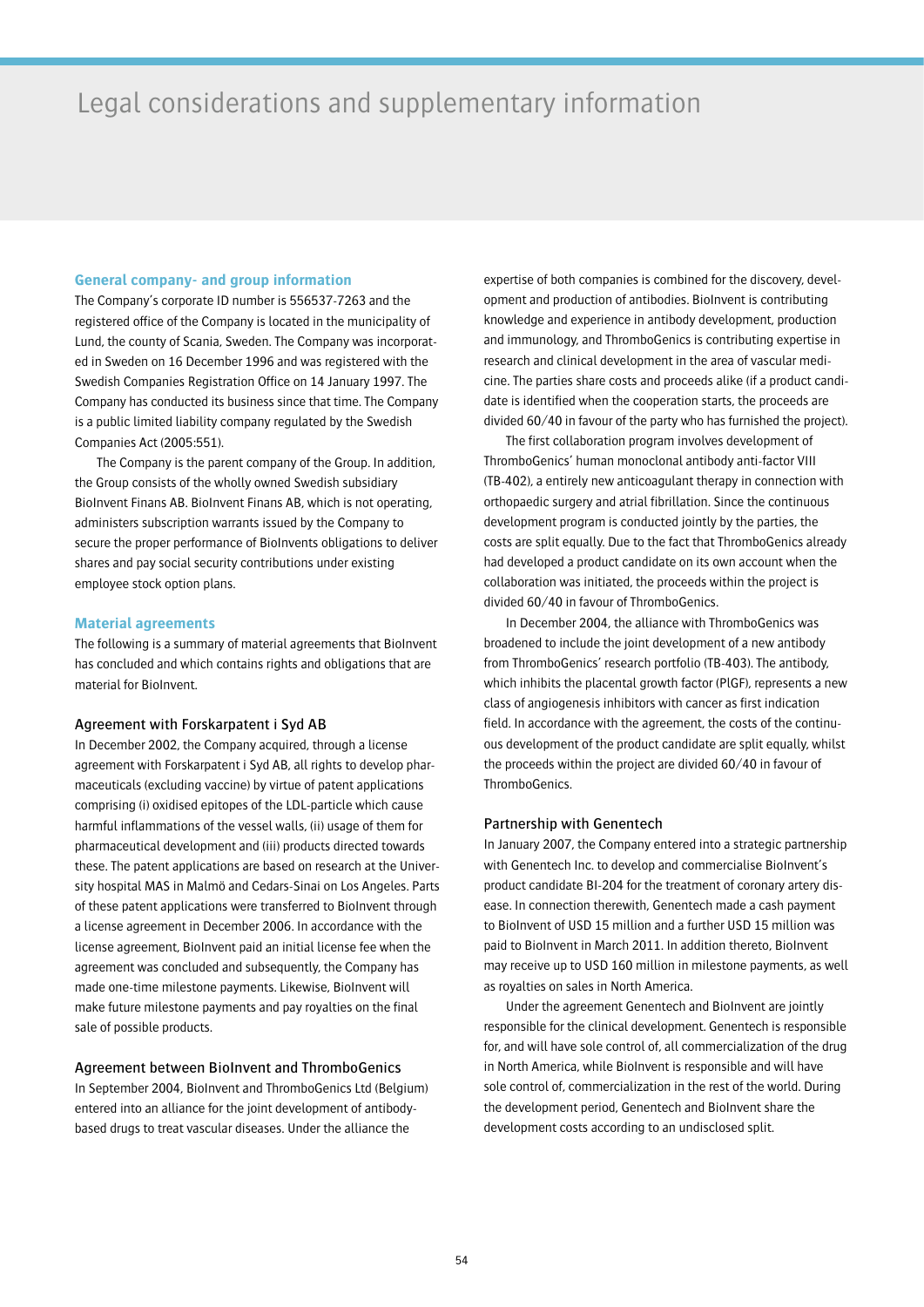# Legal considerations and supplementary information

## General company- and group information

The Company's corporate ID number is 556537-7263 and the registered office of the Company is located in the municipality of Lund, the county of Scania, Sweden. The Company was incorporated in Sweden on 16 December 1996 and was registered with the Swedish Companies Registration Office on 14 January 1997. The Company has conducted its business since that time. The Company is a public limited liability company regulated by the Swedish Companies Act (2005:551).

The Company is the parent company of the Group. In addition, the Group consists of the wholly owned Swedish subsidiary BioInvent Finans AB. BioInvent Finans AB, which is not operating, administers subscription warrants issued by the Company to secure the proper performance of BioInvents obligations to deliver shares and pay social security contributions under existing employee stock option plans.

## Material agreements

The following is a summary of material agreements that BioInvent has concluded and which contains rights and obligations that are material for BioInvent.

### Agreement with Forskarpatent i Syd AB

In December 2002, the Company acquired, through a license agreement with Forskarpatent i Syd AB, all rights to develop pharmaceuticals (excluding vaccine) by virtue of patent applications comprising (i) oxidised epitopes of the LDL-particle which cause harmful inflammations of the vessel walls, (ii) usage of them for pharmaceutical development and (iii) products directed towards these. The patent applications are based on research at the University hospital MAS in Malmö and Cedars-Sinai on Los Angeles. Parts of these patent applications were transferred to BioInvent through a license agreement in December 2006. In accordance with the license agreement, BioInvent paid an initial license fee when the agreement was concluded and subsequently, the Company has made one-time milestone payments. Likewise, BioInvent will make future milestone payments and pay royalties on the final sale of possible products.

### Agreement between BioInvent and ThromboGenics

In September 2004, BioInvent and ThromboGenics Ltd (Belgium) entered into an alliance for the joint development of antibody-based drugs to treat vascular diseases. Under the alliance the expertise of both companies is combined for the discovery, development and production of antibodies. BioInvent is contributing knowledge and experience in antibody development, production and immunology, and ThromboGenics is contributing expertise in research and clinical development in the area of vascular medicine. The parties share costs and proceeds alike (if a product candidate is identified when the cooperation starts, the proceeds are divided 60/40 in favour of the party who has furnished the project).

The first collaboration program involves development of ThromboGenics' human monoclonal antibody anti-factor VIII (TB-402), a entirely new anticoagulant therapy in connection with orthopaedic surgery and atrial fibrillation. Since the continuous development program is conducted jointly by the parties, the costs are split equally. Due to the fact that ThromboGenics already had developed a product candidate on its own account when the collaboration was initiated, the proceeds within the project is divided 60/40 in favour of ThromboGenics.

In December 2004, the alliance with ThromboGenics was broadened to include the joint development of a new antibody from ThromboGenics' research portfolio (TB-403). The antibody, which inhibits the placental growth factor (PlGF), represents a new class of angiogenesis inhibitors with cancer as first indication field. In accordance with the agreement, the costs of the continuous development of the product candidate are split equally, whilst the proceeds within the project are divided 60/40 in favour of ThromboGenics.

### Partnership with Genentech

In January 2007, the Company entered into a strategic partnership with Genentech Inc. to develop and commercialise BioInvent's product candidate BI-204 for the treatment of coronary artery disease. In connection therewith, Genentech made a cash payment to BioInvent of USD 15 million and a further USD 15 million was paid to BioInvent in March 2011. In addition thereto, BioInvent may receive up to USD 160 million in milestone payments, as well as royalties on sales in North America.

Under the agreement Genentech and BioInvent are jointly responsible for the clinical development. Genentech is responsible for, and will have sole control of, all commercialization of the drug in North America, while BioInvent is responsible and will have sole control of, commercialization in the rest of the world. During the development period, Genentech and BioInvent share the development costs according to an undisclosed split.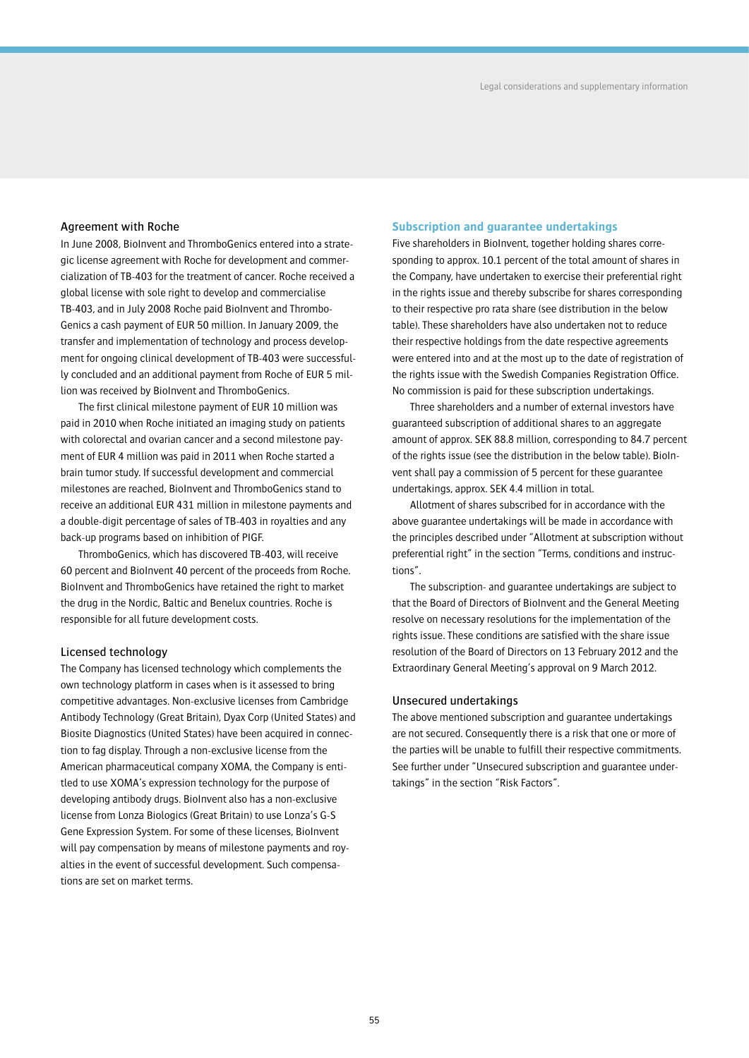### Agreement with Roche

In June 2008, BioInvent and ThromboGenics entered into a strategic license agreement with Roche for development and commercialization of TB-403 for the treatment of cancer. Roche received a global license with sole right to develop and commercialise TB-403, and in July 2008 Roche paid BioInvent and ThromboGenics a cash payment of EUR 50 million. In January 2009, the transfer and implementation of technology and process development for ongoing clinical development of TB-403 were successfully concluded and an additional payment from Roche of EUR 5 million was received by BioInvent and ThromboGenics.

The first clinical milestone payment of EUR 10 million was paid in 2010 when Roche initiated an imaging study on patients with colorectal and ovarian cancer and a second milestone payment of EUR 4 million was paid in 2011 when Roche started a brain tumor study. If successful development and commercial milestones are reached, BioInvent and ThromboGenics stand to receive an additional EUR 431 million in milestone payments and a double-digit percentage of sales of TB-403 in royalties and any back-up programs based on inhibition of PlGF.

ThromboGenics, which has discovered TB-403, will receive 60 percent and BioInvent 40 percent of the proceeds from Roche. BioInvent and ThromboGenics have retained the right to market the drug in the Nordic, Baltic and Benelux countries. Roche is responsible for all future development costs.

### Licensed technology

The Company has licensed technology which complements the own technology platform in cases when is it assessed to bring competitive advantages. Non-exclusive licenses from Cambridge Antibody Technology (Great Britain), Dyax Corp (United States) and Biosite Diagnostics (United States) have been acquired in connection to fag display. Through a non-exclusive license from the American pharmaceutical company XOMA, the Company is entitled to use XOMA's expression technology for the purpose of developing antibody drugs. BioInvent also has a non-exclusive license from Lonza Biologics (Great Britain) to use Lonza's G-S Gene Expression System. For some of these licenses, BioInvent will pay compensation by means of milestone payments and royalties in the event of successful development. Such compensations are set on market terms.

## Subscription and guarantee undertakings

Five shareholders in BioInvent, together holding shares corresponding to approx. 10.1 percent of the total amount of shares in the Company, have undertaken to exercise their preferential right in the rights issue and thereby subscribe for shares corresponding to their respective pro rata share (see distribution in the below table). These shareholders have also undertaken not to reduce their respective holdings from the date respective agreements were entered into and at the most up to the date of registration of the rights issue with the Swedish Companies Registration Office. No commission is paid for these subscription undertakings.

Three shareholders and a number of external investors have guaranteed subscription of additional shares to an aggregate amount of approx. SEK 88.8 million, corresponding to 84.7 percent of the rights issue (see the distribution in the below table). BioInvent shall pay a commission of 5 percent for these guarantee undertakings, approx. SEK 4.4 million in total.

Allotment of shares subscribed for in accordance with the above guarantee undertakings will be made in accordance with the principles described under "Allotment at subscription without preferential right" in the section "Terms, conditions and instructions".

The subscription- and guarantee undertakings are subject to that the Board of Directors of BioInvent and the General Meeting resolve on necessary resolutions for the implementation of the rights issue. These conditions are satisfied with the share issue resolution of the Board of Directors on 13 February 2012 and the Extraordinary General Meeting's approval on 9 March 2012.

### Unsecured undertakings

The above mentioned subscription and guarantee undertakings are not secured. Consequently there is a risk that one or more of the parties will be unable to fulfill their respective commitments. See further under "Unsecured subscription and guarantee undertakings" in the section "Risk Factors".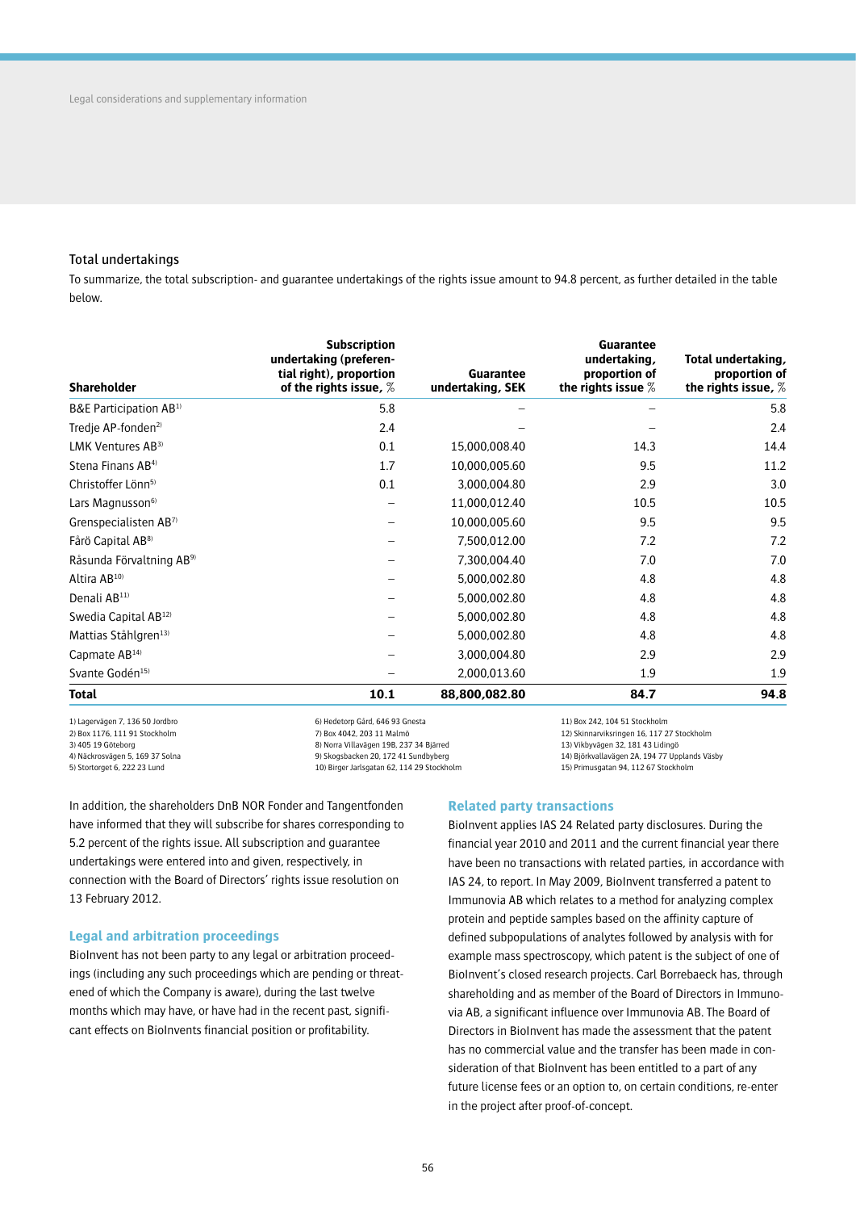### Total undertakings

To summarize, the total subscription- and guarantee undertakings of the rights issue amount to 94.8 percent, as further detailed in the table below.

| Shareholder | Subscription undertaking (preferential right), proportion of the rights issue, % | Guarantee undertaking, SEK | Guarantee undertaking, proportion of the rights issue % | Total undertaking, proportion of the rights issue, % |
|---|---|---|---|---|
| B&E Participation AB[1] | 5.8 | – | – | 5.8 |
| Tredje AP-fonden[2] | 2.4 | – | – | 2.4 |
| LMK Ventures AB[3] | 0.1 | 15,000,008.40 | 14.3 | 14.4 |
| Stena Finans AB[4] | 1.7 | 10,000,005.60 | 9.5 | 11.2 |
| Christoffer Lönn[5] | 0.1 | 3,000,004.80 | 2.9 | 3.0 |
| Lars Magnusson[6] | – | 11,000,012.40 | 10.5 | 10.5 |
| Grenspecialisten AB[7] | – | 10,000,005.60 | 9.5 | 9.5 |
| Fårö Capital AB[8] | – | 7,500,012.00 | 7.2 | 7.2 |
| Råsunda Förvaltning AB[9] | – | 7,300,004.40 | 7.0 | 7.0 |
| Altira AB[10] | – | 5,000,002.80 | 4.8 | 4.8 |
| Denali AB[11] | – | 5,000,002.80 | 4.8 | 4.8 |
| Swedia Capital AB[12] | – | 5,000,002.80 | 4.8 | 4.8 |
| Mattias Ståhlgren[13] | – | 5,000,002.80 | 4.8 | 4.8 |
| Capmate AB[14] | – | 3,000,004.80 | 2.9 | 2.9 |
| Svante Godén[15] | – | 2,000,013.60 | 1.9 | 1.9 |
| **Total** | **10.1** | **88,800,082.80** | **84.7** | **94.8** |

1) Lagervägen 7, 136 50 Jordbro
2) Box 1176, 111 91 Stockholm
3) 405 19 Göteborg
4) Näckrosvägen 5, 169 37 Solna
5) Stortorget 6, 222 23 Lund
6) Hedetorp Gård, 646 93 Gnesta
7) Box 4042, 203 11 Malmö
8) Norra Villavägen 19B, 237 34 Bjärred
9) Skogsbacken 20, 172 41 Sundbyberg
10) Birger Jarlsgatan 62, 114 29 Stockholm
11) Box 242, 104 51 Stockholm
12) Skinnarviksringen 16, 117 27 Stockholm
13) Vikbyvägen 32, 181 43 Lidingö
14) Björkvallavägen 2A, 194 77 Upplands Väsby
15) Primusgatan 94, 112 67 Stockholm

In addition, the shareholders DnB NOR Fonder and Tangentfonden have informed that they will subscribe for shares corresponding to 5.2 percent of the rights issue. All subscription and guarantee undertakings were entered into and given, respectively, in connection with the Board of Directors' rights issue resolution on 13 February 2012.

### Legal and arbitration proceedings

BioInvent has not been party to any legal or arbitration proceedings (including any such proceedings which are pending or threatened of which the Company is aware), during the last twelve months which may have, or have had in the recent past, significant effects on BioInvents financial position or profitability.

### Related party transactions

BioInvent applies IAS 24 Related party disclosures. During the financial year 2010 and 2011 and the current financial year there have been no transactions with related parties, in accordance with IAS 24, to report. In May 2009, BioInvent transferred a patent to Immunovia AB which relates to a method for analyzing complex protein and peptide samples based on the affinity capture of defined subpopulations of analytes followed by analysis with for example mass spectroscopy, which patent is the subject of one of BioInvent's closed research projects. Carl Borrebaeck has, through shareholding and as member of the Board of Directors in Immunovia AB, a significant influence over Immunovia AB. The Board of Directors in BioInvent has made the assessment that the patent has no commercial value and the transfer has been made in consideration of that BioInvent has been entitled to a part of any future license fees or an option to, on certain conditions, re-enter in the project after proof-of-concept.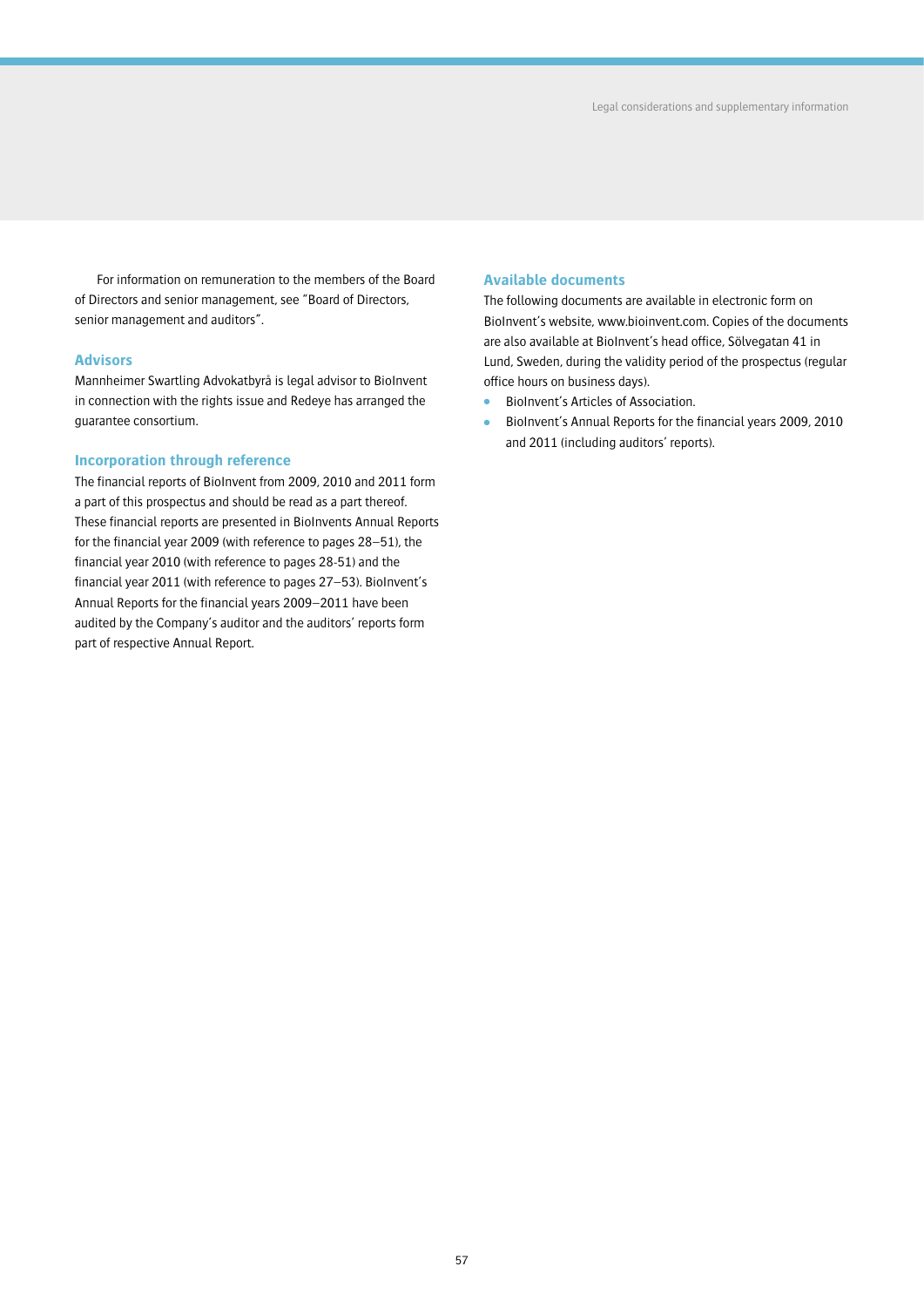For information on remuneration to the members of the Board of Directors and senior management, see "Board of Directors, senior management and auditors".

### Advisors

Mannheimer Swartling Advokatbyrå is legal advisor to BioInvent in connection with the rights issue and Redeye has arranged the guarantee consortium.

### Incorporation through reference

The financial reports of BioInvent from 2009, 2010 and 2011 form a part of this prospectus and should be read as a part thereof. These financial reports are presented in BioInvents Annual Reports for the financial year 2009 (with reference to pages 28–51), the financial year 2010 (with reference to pages 28-51) and the financial year 2011 (with reference to pages 27–53). BioInvent's Annual Reports for the financial years 2009–2011 have been audited by the Company's auditor and the auditors' reports form part of respective Annual Report.

### Available documents

The following documents are available in electronic form on BioInvent's website, www.bioinvent.com. Copies of the documents are also available at BioInvent's head office, Sölvegatan 41 in Lund, Sweden, during the validity period of the prospectus (regular office hours on business days).

- BioInvent's Articles of Association.
- BioInvent's Annual Reports for the financial years 2009, 2010 and 2011 (including auditors' reports).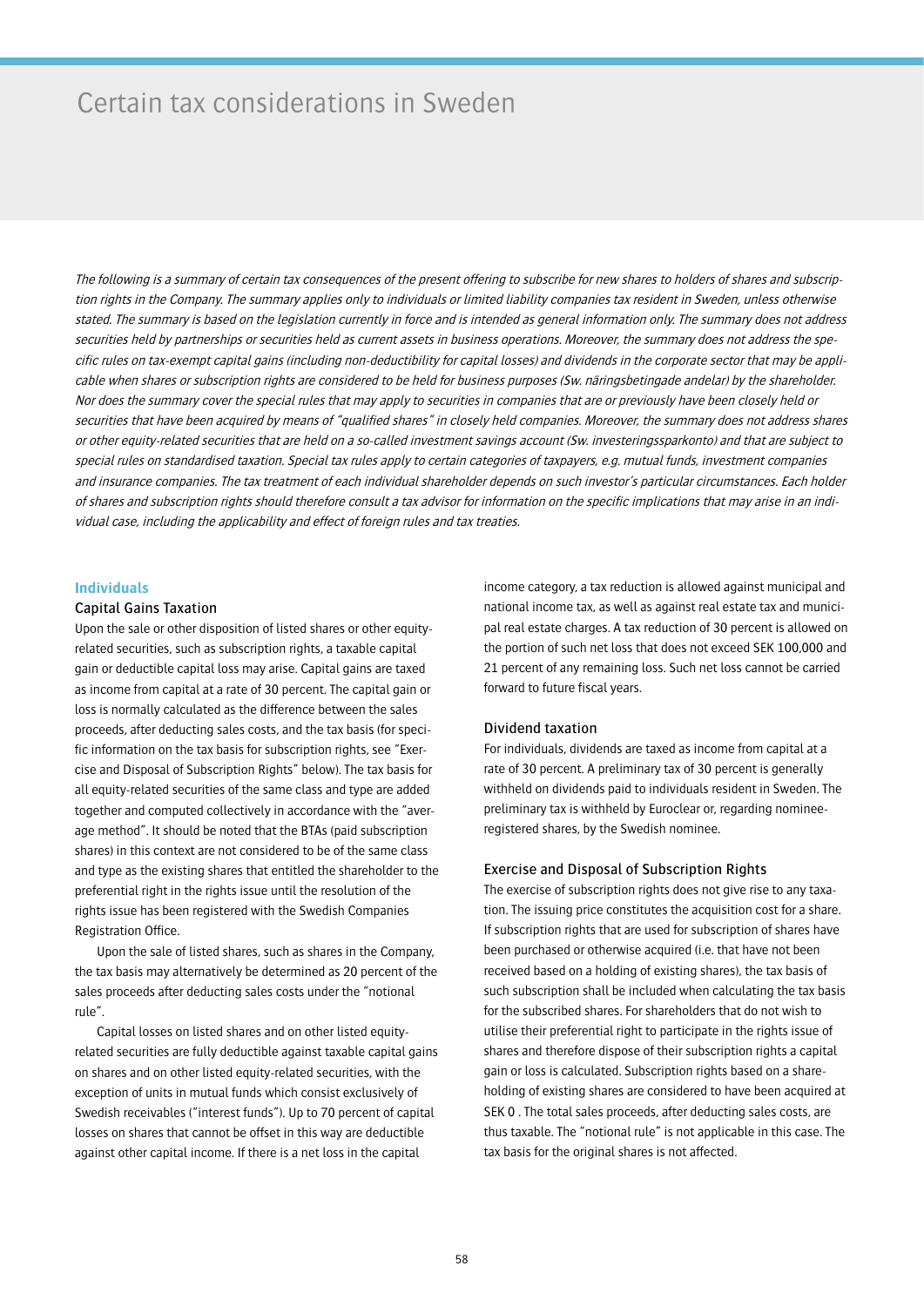# Certain tax considerations in Sweden

*The following is a summary of certain tax consequences of the present offering to subscribe for new shares to holders of shares and subscription rights in the Company. The summary applies only to individuals or limited liability companies tax resident in Sweden, unless otherwise stated. The summary is based on the legislation currently in force and is intended as general information only. The summary does not address securities held by partnerships or securities held as current assets in business operations. Moreover, the summary does not address the specific rules on tax-exempt capital gains (including non-deductibility for capital losses) and dividends in the corporate sector that may be applicable when shares or subscription rights are considered to be held for business purposes (Sw. näringsbetingade andelar) by the shareholder. Nor does the summary cover the special rules that may apply to securities in companies that are or previously have been closely held or securities that have been acquired by means of "qualified shares" in closely held companies. Moreover, the summary does not address shares or other equity-related securities that are held on a so-called investment savings account (Sw. investeringssparkonto) and that are subject to special rules on standardised taxation. Special tax rules apply to certain categories of taxpayers, e.g. mutual funds, investment companies and insurance companies. The tax treatment of each individual shareholder depends on such investor's particular circumstances. Each holder of shares and subscription rights should therefore consult a tax advisor for information on the specific implications that may arise in an individual case, including the applicability and effect of foreign rules and tax treaties.*

## Individuals

### Capital Gains Taxation

Upon the sale or other disposition of listed shares or other equity-related securities, such as subscription rights, a taxable capital gain or deductible capital loss may arise. Capital gains are taxed as income from capital at a rate of 30 percent. The capital gain or loss is normally calculated as the difference between the sales proceeds, after deducting sales costs, and the tax basis (for specific information on the tax basis for subscription rights, see "Exercise and Disposal of Subscription Rights" below). The tax basis for all equity-related securities of the same class and type are added together and computed collectively in accordance with the "average method". It should be noted that the BTAs (paid subscription shares) in this context are not considered to be of the same class and type as the existing shares that entitled the shareholder to the preferential right in the rights issue until the resolution of the rights issue has been registered with the Swedish Companies Registration Office.

Upon the sale of listed shares, such as shares in the Company, the tax basis may alternatively be determined as 20 percent of the sales proceeds after deducting sales costs under the "notional rule".

Capital losses on listed shares and on other listed equity-related securities are fully deductible against taxable capital gains on shares and on other listed equity-related securities, with the exception of units in mutual funds which consist exclusively of Swedish receivables ("interest funds"). Up to 70 percent of capital losses on shares that cannot be offset in this way are deductible against other capital income. If there is a net loss in the capital income category, a tax reduction is allowed against municipal and national income tax, as well as against real estate tax and municipal real estate charges. A tax reduction of 30 percent is allowed on the portion of such net loss that does not exceed SEK 100,000 and 21 percent of any remaining loss. Such net loss cannot be carried forward to future fiscal years.

### Dividend taxation

For individuals, dividends are taxed as income from capital at a rate of 30 percent. A preliminary tax of 30 percent is generally withheld on dividends paid to individuals resident in Sweden. The preliminary tax is withheld by Euroclear or, regarding nominee-registered shares, by the Swedish nominee.

### Exercise and Disposal of Subscription Rights

The exercise of subscription rights does not give rise to any taxation. The issuing price constitutes the acquisition cost for a share. If subscription rights that are used for subscription of shares have been purchased or otherwise acquired (i.e. that have not been received based on a holding of existing shares), the tax basis of such subscription shall be included when calculating the tax basis for the subscribed shares. For shareholders that do not wish to utilise their preferential right to participate in the rights issue of shares and therefore dispose of their subscription rights a capital gain or loss is calculated. Subscription rights based on a shareholding of existing shares are considered to have been acquired at SEK 0 . The total sales proceeds, after deducting sales costs, are thus taxable. The "notional rule" is not applicable in this case. The tax basis for the original shares is not affected.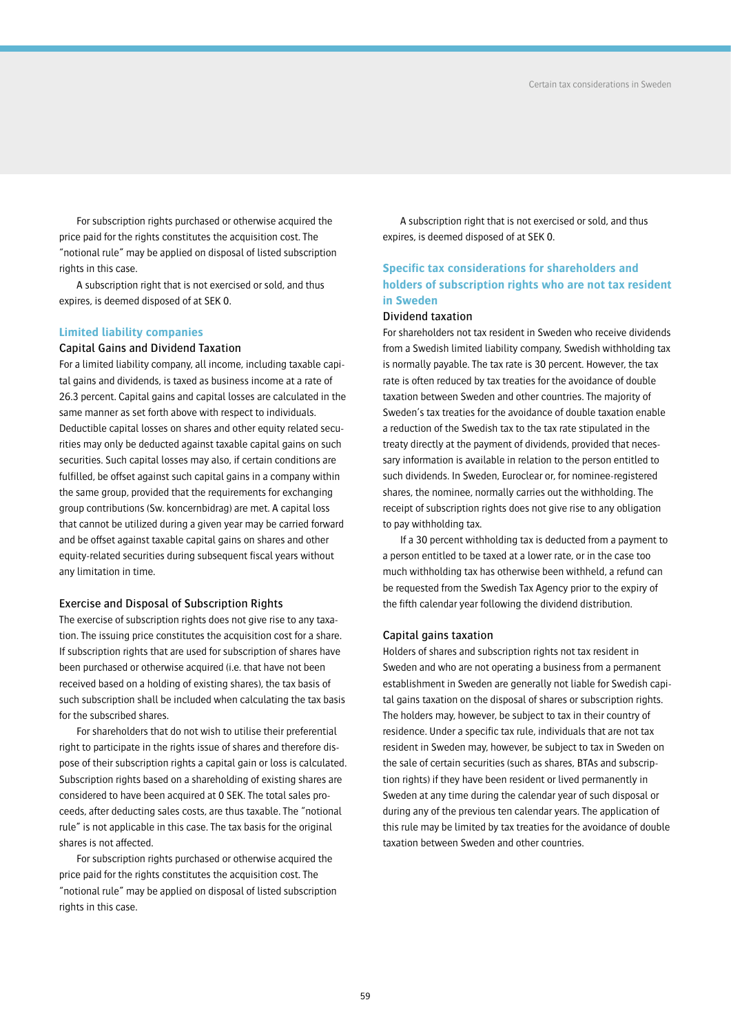For subscription rights purchased or otherwise acquired the price paid for the rights constitutes the acquisition cost. The "notional rule" may be applied on disposal of listed subscription rights in this case.

A subscription right that is not exercised or sold, and thus expires, is deemed disposed of at SEK 0.

## Limited liability companies

### Capital Gains and Dividend Taxation

For a limited liability company, all income, including taxable capital gains and dividends, is taxed as business income at a rate of 26.3 percent. Capital gains and capital losses are calculated in the same manner as set forth above with respect to individuals. Deductible capital losses on shares and other equity related securities may only be deducted against taxable capital gains on such securities. Such capital losses may also, if certain conditions are fulfilled, be offset against such capital gains in a company within the same group, provided that the requirements for exchanging group contributions (Sw. koncernbidrag) are met. A capital loss that cannot be utilized during a given year may be carried forward and be offset against taxable capital gains on shares and other equity-related securities during subsequent fiscal years without any limitation in time.

### Exercise and Disposal of Subscription Rights

The exercise of subscription rights does not give rise to any taxation. The issuing price constitutes the acquisition cost for a share. If subscription rights that are used for subscription of shares have been purchased or otherwise acquired (i.e. that have not been received based on a holding of existing shares), the tax basis of such subscription shall be included when calculating the tax basis for the subscribed shares.

For shareholders that do not wish to utilise their preferential right to participate in the rights issue of shares and therefore dispose of their subscription rights a capital gain or loss is calculated. Subscription rights based on a shareholding of existing shares are considered to have been acquired at 0 SEK. The total sales proceeds, after deducting sales costs, are thus taxable. The "notional rule" is not applicable in this case. The tax basis for the original shares is not affected.

For subscription rights purchased or otherwise acquired the price paid for the rights constitutes the acquisition cost. The "notional rule" may be applied on disposal of listed subscription rights in this case.

A subscription right that is not exercised or sold, and thus expires, is deemed disposed of at SEK 0.

## Specific tax considerations for shareholders and holders of subscription rights who are not tax resident in Sweden

### Dividend taxation

For shareholders not tax resident in Sweden who receive dividends from a Swedish limited liability company, Swedish withholding tax is normally payable. The tax rate is 30 percent. However, the tax rate is often reduced by tax treaties for the avoidance of double taxation between Sweden and other countries. The majority of Sweden's tax treaties for the avoidance of double taxation enable a reduction of the Swedish tax to the tax rate stipulated in the treaty directly at the payment of dividends, provided that necessary information is available in relation to the person entitled to such dividends. In Sweden, Euroclear or, for nominee-registered shares, the nominee, normally carries out the withholding. The receipt of subscription rights does not give rise to any obligation to pay withholding tax.

If a 30 percent withholding tax is deducted from a payment to a person entitled to be taxed at a lower rate, or in the case too much withholding tax has otherwise been withheld, a refund can be requested from the Swedish Tax Agency prior to the expiry of the fifth calendar year following the dividend distribution.

### Capital gains taxation

Holders of shares and subscription rights not tax resident in Sweden and who are not operating a business from a permanent establishment in Sweden are generally not liable for Swedish capital gains taxation on the disposal of shares or subscription rights. The holders may, however, be subject to tax in their country of residence. Under a specific tax rule, individuals that are not tax resident in Sweden may, however, be subject to tax in Sweden on the sale of certain securities (such as shares, BTAs and subscription rights) if they have been resident or lived permanently in Sweden at any time during the calendar year of such disposal or during any of the previous ten calendar years. The application of this rule may be limited by tax treaties for the avoidance of double taxation between Sweden and other countries.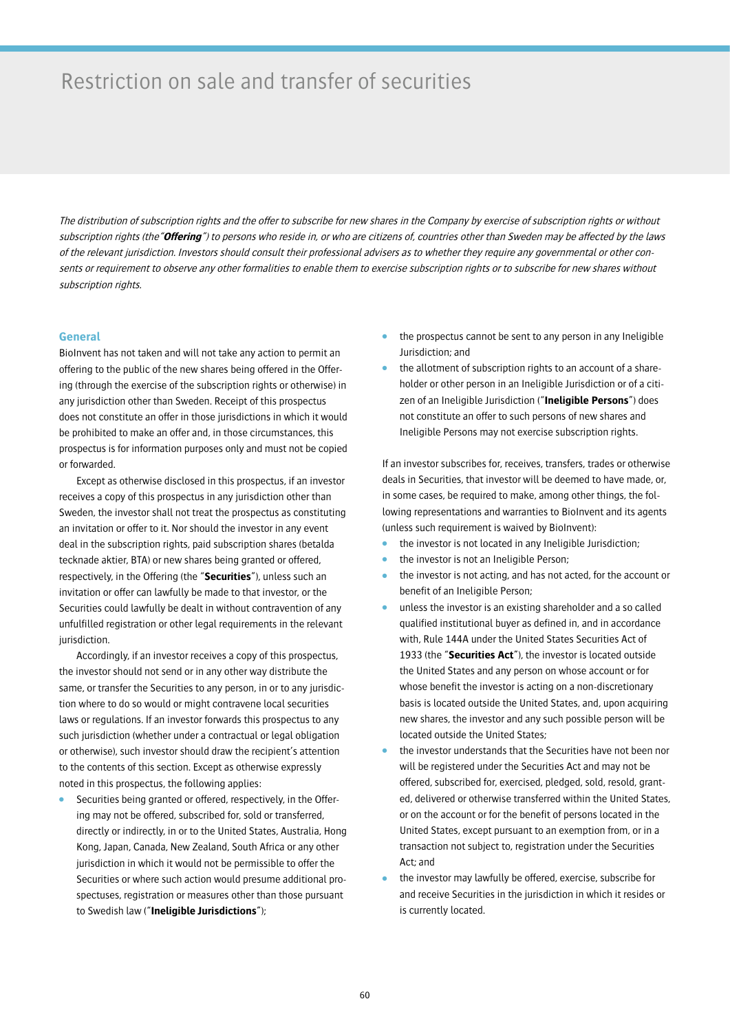# Restriction on sale and transfer of securities

*The distribution of subscription rights and the offer to subscribe for new shares in the Company by exercise of subscription rights or without subscription rights (the "**Offering**") to persons who reside in, or who are citizens of, countries other than Sweden may be affected by the laws of the relevant jurisdiction. Investors should consult their professional advisers as to whether they require any governmental or other consents or requirement to observe any other formalities to enable them to exercise subscription rights or to subscribe for new shares without subscription rights.*

## General

BioInvent has not taken and will not take any action to permit an offering to the public of the new shares being offered in the Offering (through the exercise of the subscription rights or otherwise) in any jurisdiction other than Sweden. Receipt of this prospectus does not constitute an offer in those jurisdictions in which it would be prohibited to make an offer and, in those circumstances, this prospectus is for information purposes only and must not be copied or forwarded.

Except as otherwise disclosed in this prospectus, if an investor receives a copy of this prospectus in any jurisdiction other than Sweden, the investor shall not treat the prospectus as constituting an invitation or offer to it. Nor should the investor in any event deal in the subscription rights, paid subscription shares (betalda tecknade aktier, BTA) or new shares being granted or offered, respectively, in the Offering (the "**Securities**"), unless such an invitation or offer can lawfully be made to that investor, or the Securities could lawfully be dealt in without contravention of any unfulfilled registration or other legal requirements in the relevant jurisdiction.

Accordingly, if an investor receives a copy of this prospectus, the investor should not send or in any other way distribute the same, or transfer the Securities to any person, in or to any jurisdiction where to do so would or might contravene local securities laws or regulations. If an investor forwards this prospectus to any such jurisdiction (whether under a contractual or legal obligation or otherwise), such investor should draw the recipient's attention to the contents of this section. Except as otherwise expressly noted in this prospectus, the following applies:

- Securities being granted or offered, respectively, in the Offering may not be offered, subscribed for, sold or transferred, directly or indirectly, in or to the United States, Australia, Hong Kong, Japan, Canada, New Zealand, South Africa or any other jurisdiction in which it would not be permissible to offer the Securities or where such action would presume additional prospectuses, registration or measures other than those pursuant to Swedish law ("**Ineligible Jurisdictions**");
- the prospectus cannot be sent to any person in any Ineligible Jurisdiction; and
- the allotment of subscription rights to an account of a shareholder or other person in an Ineligible Jurisdiction or of a citizen of an Ineligible Jurisdiction ("**Ineligible Persons**") does not constitute an offer to such persons of new shares and Ineligible Persons may not exercise subscription rights.

If an investor subscribes for, receives, transfers, trades or otherwise deals in Securities, that investor will be deemed to have made, or, in some cases, be required to make, among other things, the following representations and warranties to BioInvent and its agents (unless such requirement is waived by BioInvent):

- the investor is not located in any Ineligible Jurisdiction;
- the investor is not an Ineligible Person;
- the investor is not acting, and has not acted, for the account or benefit of an Ineligible Person;
- unless the investor is an existing shareholder and a so called qualified institutional buyer as defined in, and in accordance with, Rule 144A under the United States Securities Act of 1933 (the "**Securities Act**"), the investor is located outside the United States and any person on whose account or for whose benefit the investor is acting on a non-discretionary basis is located outside the United States, and, upon acquiring new shares, the investor and any such possible person will be located outside the United States;
- the investor understands that the Securities have not been nor will be registered under the Securities Act and may not be offered, subscribed for, exercised, pledged, sold, resold, granted, delivered or otherwise transferred within the United States, or on the account or for the benefit of persons located in the United States, except pursuant to an exemption from, or in a transaction not subject to, registration under the Securities Act; and
- the investor may lawfully be offered, exercise, subscribe for and receive Securities in the jurisdiction in which it resides or is currently located.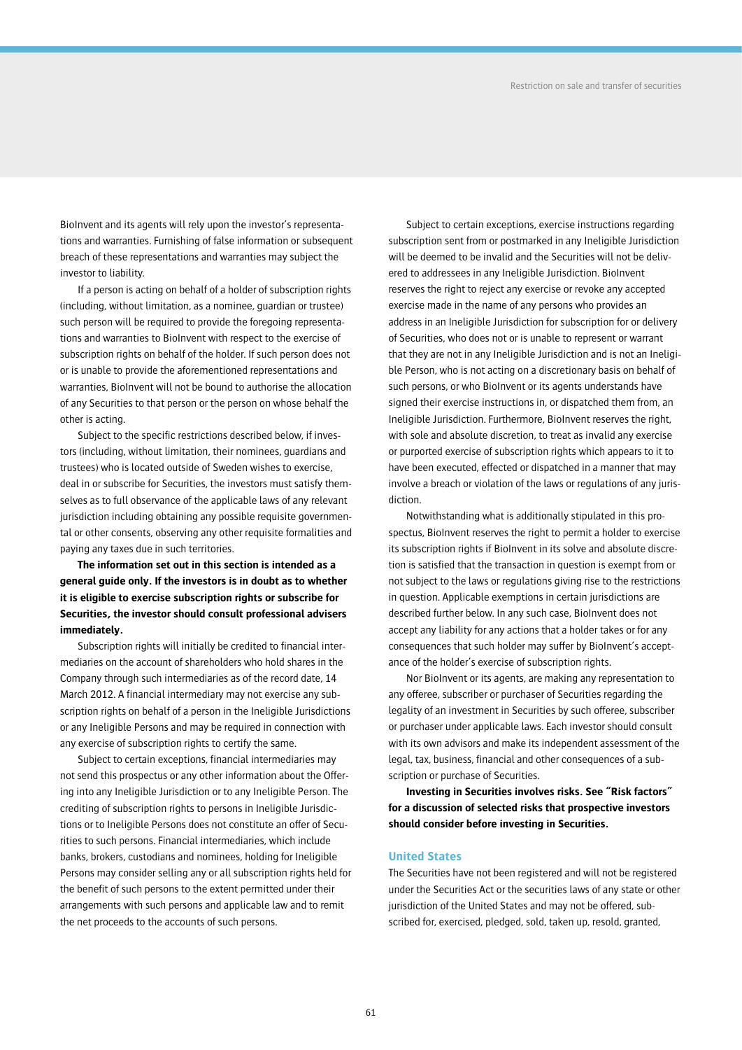BioInvent and its agents will rely upon the investor's representations and warranties. Furnishing of false information or subsequent breach of these representations and warranties may subject the investor to liability.

If a person is acting on behalf of a holder of subscription rights (including, without limitation, as a nominee, guardian or trustee) such person will be required to provide the foregoing representations and warranties to BioInvent with respect to the exercise of subscription rights on behalf of the holder. If such person does not or is unable to provide the aforementioned representations and warranties, BioInvent will not be bound to authorise the allocation of any Securities to that person or the person on whose behalf the other is acting.

Subject to the specific restrictions described below, if investors (including, without limitation, their nominees, guardians and trustees) who is located outside of Sweden wishes to exercise, deal in or subscribe for Securities, the investors must satisfy themselves as to full observance of the applicable laws of any relevant jurisdiction including obtaining any possible requisite governmental or other consents, observing any other requisite formalities and paying any taxes due in such territories.

**The information set out in this section is intended as a general guide only. If the investors is in doubt as to whether it is eligible to exercise subscription rights or subscribe for Securities, the investor should consult professional advisers immediately.**

Subscription rights will initially be credited to financial intermediaries on the account of shareholders who hold shares in the Company through such intermediaries as of the record date, 14 March 2012. A financial intermediary may not exercise any subscription rights on behalf of a person in the Ineligible Jurisdictions or any Ineligible Persons and may be required in connection with any exercise of subscription rights to certify the same.

Subject to certain exceptions, financial intermediaries may not send this prospectus or any other information about the Offering into any Ineligible Jurisdiction or to any Ineligible Person. The crediting of subscription rights to persons in Ineligible Jurisdictions or to Ineligible Persons does not constitute an offer of Securities to such persons. Financial intermediaries, which include banks, brokers, custodians and nominees, holding for Ineligible Persons may consider selling any or all subscription rights held for the benefit of such persons to the extent permitted under their arrangements with such persons and applicable law and to remit the net proceeds to the accounts of such persons.

Subject to certain exceptions, exercise instructions regarding subscription sent from or postmarked in any Ineligible Jurisdiction will be deemed to be invalid and the Securities will not be delivered to addressees in any Ineligible Jurisdiction. BioInvent reserves the right to reject any exercise or revoke any accepted exercise made in the name of any persons who provides an address in an Ineligible Jurisdiction for subscription for or delivery of Securities, who does not or is unable to represent or warrant that they are not in any Ineligible Jurisdiction and is not an Ineligible Person, who is not acting on a discretionary basis on behalf of such persons, or who BioInvent or its agents understands have signed their exercise instructions in, or dispatched them from, an Ineligible Jurisdiction. Furthermore, BioInvent reserves the right, with sole and absolute discretion, to treat as invalid any exercise or purported exercise of subscription rights which appears to it to have been executed, effected or dispatched in a manner that may involve a breach or violation of the laws or regulations of any jurisdiction.

Notwithstanding what is additionally stipulated in this prospectus, BioInvent reserves the right to permit a holder to exercise its subscription rights if BioInvent in its solve and absolute discretion is satisfied that the transaction in question is exempt from or not subject to the laws or regulations giving rise to the restrictions in question. Applicable exemptions in certain jurisdictions are described further below. In any such case, BioInvent does not accept any liability for any actions that a holder takes or for any consequences that such holder may suffer by BioInvent's acceptance of the holder's exercise of subscription rights.

Nor BioInvent or its agents, are making any representation to any offeree, subscriber or purchaser of Securities regarding the legality of an investment in Securities by such offeree, subscriber or purchaser under applicable laws. Each investor should consult with its own advisors and make its independent assessment of the legal, tax, business, financial and other consequences of a subscription or purchase of Securities.

**Investing in Securities involves risks. See "Risk factors" for a discussion of selected risks that prospective investors should consider before investing in Securities.**

### United States

The Securities have not been registered and will not be registered under the Securities Act or the securities laws of any state or other jurisdiction of the United States and may not be offered, subscribed for, exercised, pledged, sold, taken up, resold, granted,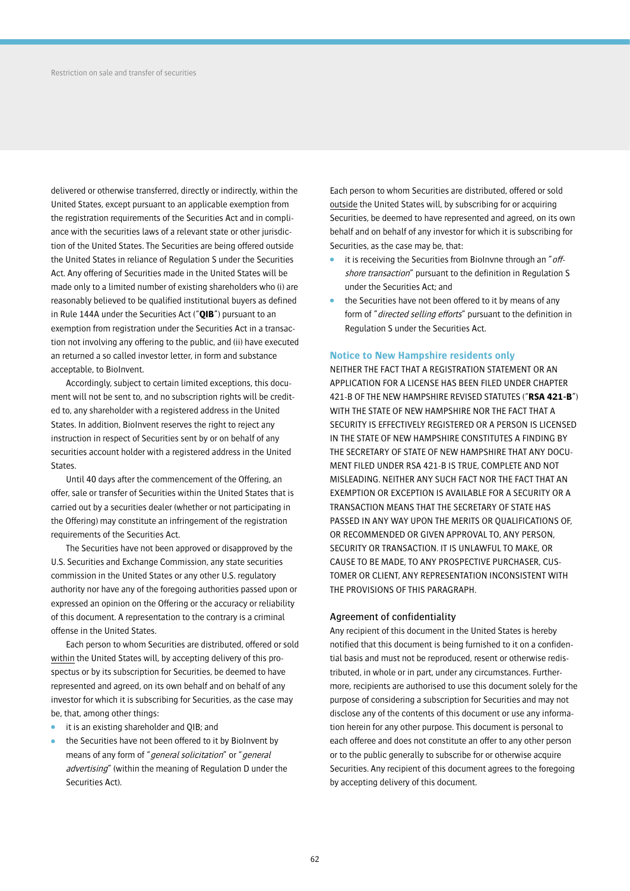delivered or otherwise transferred, directly or indirectly, within the United States, except pursuant to an applicable exemption from the registration requirements of the Securities Act and in compliance with the securities laws of a relevant state or other jurisdiction of the United States. The Securities are being offered outside the United States in reliance of Regulation S under the Securities Act. Any offering of Securities made in the United States will be made only to a limited number of existing shareholders who (i) are reasonably believed to be qualified institutional buyers as defined in Rule 144A under the Securities Act ("**QIB**") pursuant to an exemption from registration under the Securities Act in a transaction not involving any offering to the public, and (ii) have executed an returned a so called investor letter, in form and substance acceptable, to BioInvent.

Accordingly, subject to certain limited exceptions, this document will not be sent to, and no subscription rights will be credited to, any shareholder with a registered address in the United States. In addition, BioInvent reserves the right to reject any instruction in respect of Securities sent by or on behalf of any securities account holder with a registered address in the United States.

Until 40 days after the commencement of the Offering, an offer, sale or transfer of Securities within the United States that is carried out by a securities dealer (whether or not participating in the Offering) may constitute an infringement of the registration requirements of the Securities Act.

The Securities have not been approved or disapproved by the U.S. Securities and Exchange Commission, any state securities commission in the United States or any other U.S. regulatory authority nor have any of the foregoing authorities passed upon or expressed an opinion on the Offering or the accuracy or reliability of this document. A representation to the contrary is a criminal offense in the United States.

Each person to whom Securities are distributed, offered or sold within the United States will, by accepting delivery of this prospectus or by its subscription for Securities, be deemed to have represented and agreed, on its own behalf and on behalf of any investor for which it is subscribing for Securities, as the case may be, that, among other things:

- it is an existing shareholder and QIB; and
- the Securities have not been offered to it by BioInvent by means of any form of "*general solicitation*" or "*general advertising*" (within the meaning of Regulation D under the Securities Act).

Each person to whom Securities are distributed, offered or sold outside the United States will, by subscribing for or acquiring Securities, be deemed to have represented and agreed, on its own behalf and on behalf of any investor for which it is subscribing for Securities, as the case may be, that:

- it is receiving the Securities from BioInvne through an "*off-shore transaction*" pursuant to the definition in Regulation S under the Securities Act; and
- the Securities have not been offered to it by means of any form of "*directed selling efforts*" pursuant to the definition in Regulation S under the Securities Act.

### Notice to New Hampshire residents only

NEITHER THE FACT THAT A REGISTRATION STATEMENT OR AN APPLICATION FOR A LICENSE HAS BEEN FILED UNDER CHAPTER 421-B OF THE NEW HAMPSHIRE REVISED STATUTES ("**RSA 421-B**") WITH THE STATE OF NEW HAMPSHIRE NOR THE FACT THAT A SECURITY IS EFFECTIVELY REGISTERED OR A PERSON IS LICENSED IN THE STATE OF NEW HAMPSHIRE CONSTITUTES A FINDING BY THE SECRETARY OF STATE OF NEW HAMPSHIRE THAT ANY DOCUMENT FILED UNDER RSA 421-B IS TRUE, COMPLETE AND NOT MISLEADING. NEITHER ANY SUCH FACT NOR THE FACT THAT AN EXEMPTION OR EXCEPTION IS AVAILABLE FOR A SECURITY OR A TRANSACTION MEANS THAT THE SECRETARY OF STATE HAS PASSED IN ANY WAY UPON THE MERITS OR QUALIFICATIONS OF, OR RECOMMENDED OR GIVEN APPROVAL TO, ANY PERSON, SECURITY OR TRANSACTION. IT IS UNLAWFUL TO MAKE, OR CAUSE TO BE MADE, TO ANY PROSPECTIVE PURCHASER, CUSTOMER OR CLIENT, ANY REPRESENTATION INCONSISTENT WITH THE PROVISIONS OF THIS PARAGRAPH.

### Agreement of confidentiality

Any recipient of this document in the United States is hereby notified that this document is being furnished to it on a confidential basis and must not be reproduced, resent or otherwise redistributed, in whole or in part, under any circumstances. Furthermore, recipients are authorised to use this document solely for the purpose of considering a subscription for Securities and may not disclose any of the contents of this document or use any information herein for any other purpose. This document is personal to each offeree and does not constitute an offer to any other person or to the public generally to subscribe for or otherwise acquire Securities. Any recipient of this document agrees to the foregoing by accepting delivery of this document.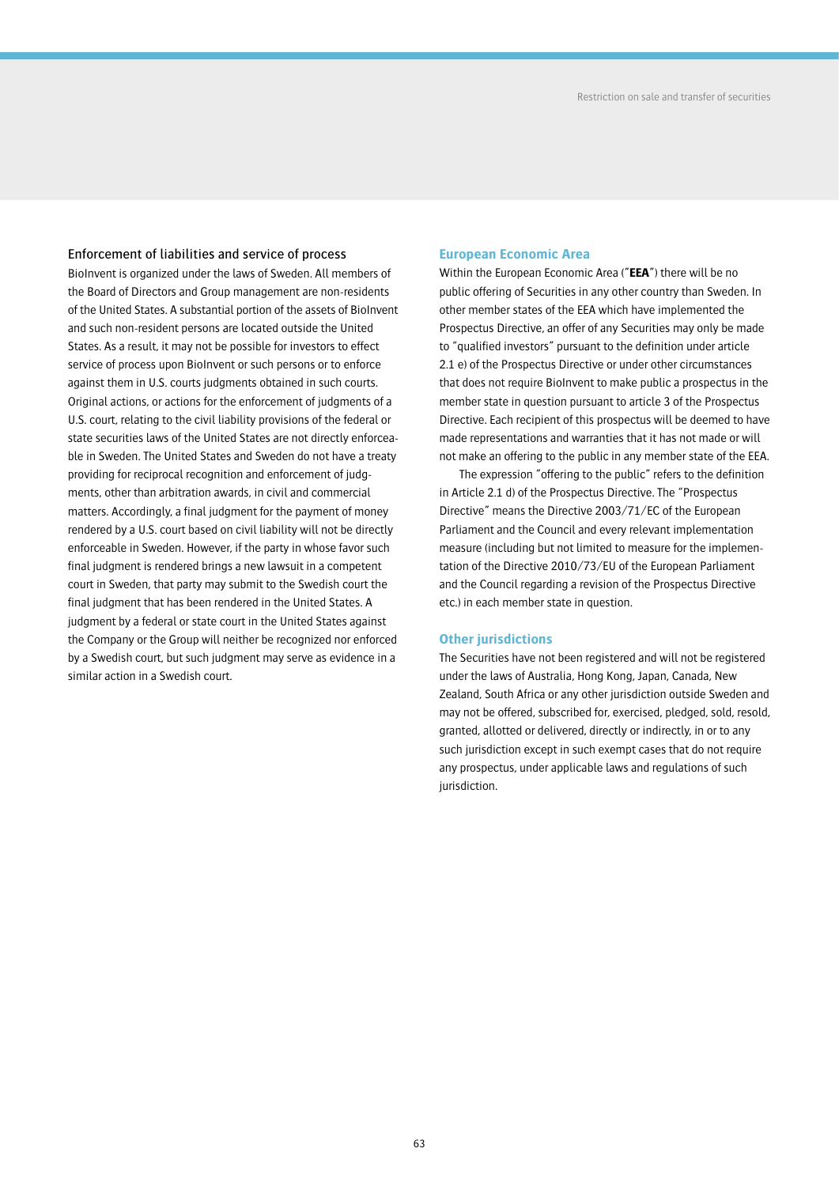### Enforcement of liabilities and service of process

BioInvent is organized under the laws of Sweden. All members of the Board of Directors and Group management are non-residents of the United States. A substantial portion of the assets of BioInvent and such non-resident persons are located outside the United States. As a result, it may not be possible for investors to effect service of process upon BioInvent or such persons or to enforce against them in U.S. courts judgments obtained in such courts. Original actions, or actions for the enforcement of judgments of a U.S. court, relating to the civil liability provisions of the federal or state securities laws of the United States are not directly enforceable in Sweden. The United States and Sweden do not have a treaty providing for reciprocal recognition and enforcement of judgments, other than arbitration awards, in civil and commercial matters. Accordingly, a final judgment for the payment of money rendered by a U.S. court based on civil liability will not be directly enforceable in Sweden. However, if the party in whose favor such final judgment is rendered brings a new lawsuit in a competent court in Sweden, that party may submit to the Swedish court the final judgment that has been rendered in the United States. A judgment by a federal or state court in the United States against the Company or the Group will neither be recognized nor enforced by a Swedish court, but such judgment may serve as evidence in a similar action in a Swedish court.

### European Economic Area

Within the European Economic Area ("**EEA**") there will be no public offering of Securities in any other country than Sweden. In other member states of the EEA which have implemented the Prospectus Directive, an offer of any Securities may only be made to "qualified investors" pursuant to the definition under article 2.1 e) of the Prospectus Directive or under other circumstances that does not require BioInvent to make public a prospectus in the member state in question pursuant to article 3 of the Prospectus Directive. Each recipient of this prospectus will be deemed to have made representations and warranties that it has not made or will not make an offering to the public in any member state of the EEA.

The expression "offering to the public" refers to the definition in Article 2.1 d) of the Prospectus Directive. The "Prospectus Directive" means the Directive 2003/71/EC of the European Parliament and the Council and every relevant implementation measure (including but not limited to measure for the implementation of the Directive 2010/73/EU of the European Parliament and the Council regarding a revision of the Prospectus Directive etc.) in each member state in question.

### Other jurisdictions

The Securities have not been registered and will not be registered under the laws of Australia, Hong Kong, Japan, Canada, New Zealand, South Africa or any other jurisdiction outside Sweden and may not be offered, subscribed for, exercised, pledged, sold, resold, granted, allotted or delivered, directly or indirectly, in or to any such jurisdiction except in such exempt cases that do not require any prospectus, under applicable laws and regulations of such jurisdiction.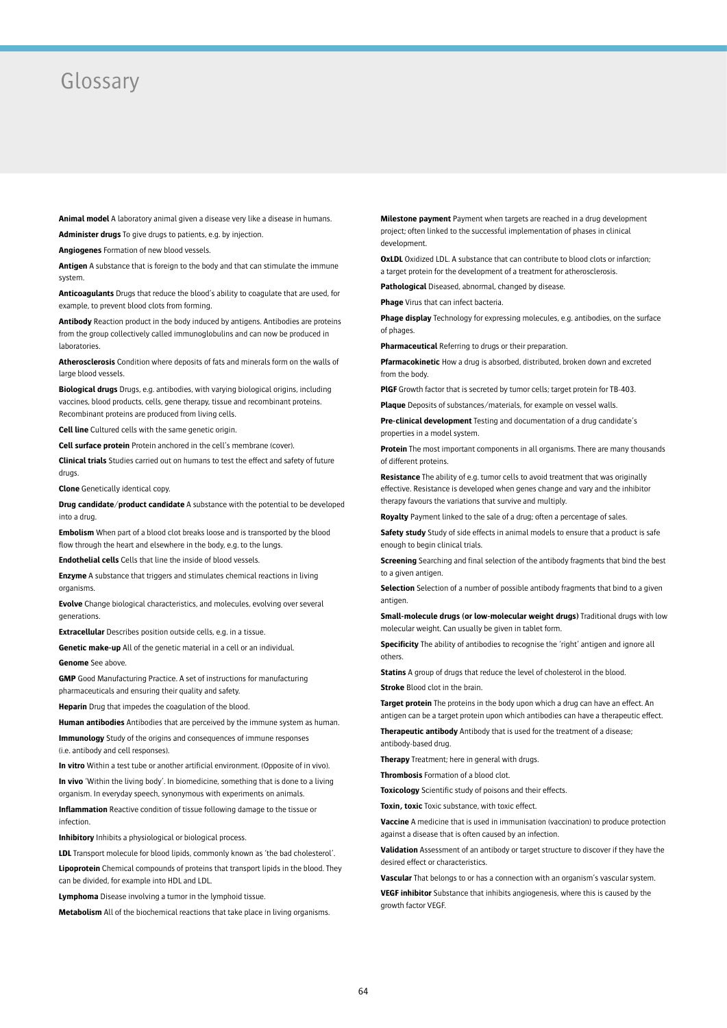# Glossary

**Animal model** A laboratory animal given a disease very like a disease in humans.

**Administer drugs** To give drugs to patients, e.g. by injection.

**Angiogenes** Formation of new blood vessels.

**Antigen** A substance that is foreign to the body and that can stimulate the immune system.

**Anticoagulants** Drugs that reduce the blood's ability to coagulate that are used, for example, to prevent blood clots from forming.

**Antibody** Reaction product in the body induced by antigens. Antibodies are proteins from the group collectively called immunoglobulins and can now be produced in laboratories.

**Atherosclerosis** Condition where deposits of fats and minerals form on the walls of large blood vessels.

**Biological drugs** Drugs, e.g. antibodies, with varying biological origins, including vaccines, blood products, cells, gene therapy, tissue and recombinant proteins. Recombinant proteins are produced from living cells.

**Cell line** Cultured cells with the same genetic origin.

**Cell surface protein** Protein anchored in the cell's membrane (cover).

**Clinical trials** Studies carried out on humans to test the effect and safety of future drugs.

**Clone** Genetically identical copy.

**Drug candidate/product candidate** A substance with the potential to be developed into a drug.

**Embolism** When part of a blood clot breaks loose and is transported by the blood flow through the heart and elsewhere in the body, e.g. to the lungs.

**Endothelial cells** Cells that line the inside of blood vessels.

**Enzyme** A substance that triggers and stimulates chemical reactions in living organisms.

**Evolve** Change biological characteristics, and molecules, evolving over several generations.

**Extracellular** Describes position outside cells, e.g. in a tissue.

**Genetic make-up** All of the genetic material in a cell or an individual.

**Genome** See above.

**GMP** Good Manufacturing Practice. A set of instructions for manufacturing pharmaceuticals and ensuring their quality and safety.

**Heparin** Drug that impedes the coagulation of the blood.

**Human antibodies** Antibodies that are perceived by the immune system as human.

**Immunology** Study of the origins and consequences of immune responses (i.e. antibody and cell responses).

**In vitro** Within a test tube or another artificial environment. (Opposite of in vivo).

**In vivo** 'Within the living body'. In biomedicine, something that is done to a living organism. In everyday speech, synonymous with experiments on animals.

**Inflammation** Reactive condition of tissue following damage to the tissue or infection.

**Inhibitory** Inhibits a physiological or biological process.

**LDL** Transport molecule for blood lipids, commonly known as 'the bad cholesterol'.

**Lipoprotein** Chemical compounds of proteins that transport lipids in the blood. They can be divided, for example into HDL and LDL.

**Lymphoma** Disease involving a tumor in the lymphoid tissue.

**Metabolism** All of the biochemical reactions that take place in living organisms.

**Milestone payment** Payment when targets are reached in a drug development project; often linked to the successful implementation of phases in clinical development.

**OxLDL** Oxidized LDL. A substance that can contribute to blood clots or infarction; a target protein for the development of a treatment for atherosclerosis.

**Pathological** Diseased, abnormal, changed by disease.

**Phage** Virus that can infect bacteria.

**Phage display** Technology for expressing molecules, e.g. antibodies, on the surface of phages.

**Pharmaceutical** Referring to drugs or their preparation.

**Pfarmacokinetic** How a drug is absorbed, distributed, broken down and excreted from the body.

**PlGF** Growth factor that is secreted by tumor cells; target protein for TB-403.

**Plaque** Deposits of substances/materials, for example on vessel walls.

**Pre-clinical development** Testing and documentation of a drug candidate's properties in a model system.

**Protein** The most important components in all organisms. There are many thousands of different proteins.

**Resistance** The ability of e.g. tumor cells to avoid treatment that was originally effective. Resistance is developed when genes change and vary and the inhibitor therapy favours the variations that survive and multiply.

**Royalty** Payment linked to the sale of a drug; often a percentage of sales.

**Safety study** Study of side effects in animal models to ensure that a product is safe enough to begin clinical trials.

**Screening** Searching and final selection of the antibody fragments that bind the best to a given antigen.

**Selection** Selection of a number of possible antibody fragments that bind to a given antigen.

**Small-molecule drugs (or low-molecular weight drugs)** Traditional drugs with low molecular weight. Can usually be given in tablet form.

**Specificity** The ability of antibodies to recognise the 'right' antigen and ignore all others.

**Statins** A group of drugs that reduce the level of cholesterol in the blood.

**Stroke** Blood clot in the brain.

**Target protein** The proteins in the body upon which a drug can have an effect. An antigen can be a target protein upon which antibodies can have a therapeutic effect.

**Therapeutic antibody** Antibody that is used for the treatment of a disease; antibody-based drug.

**Therapy** Treatment; here in general with drugs.

**Thrombosis** Formation of a blood clot.

**Toxicology** Scientific study of poisons and their effects.

**Toxin, toxic** Toxic substance, with toxic effect.

**Vaccine** A medicine that is used in immunisation (vaccination) to produce protection against a disease that is often caused by an infection.

**Validation** Assessment of an antibody or target structure to discover if they have the desired effect or characteristics.

**Vascular** That belongs to or has a connection with an organism's vascular system.

**VEGF inhibitor** Substance that inhibits angiogenesis, where this is caused by the growth factor VEGF.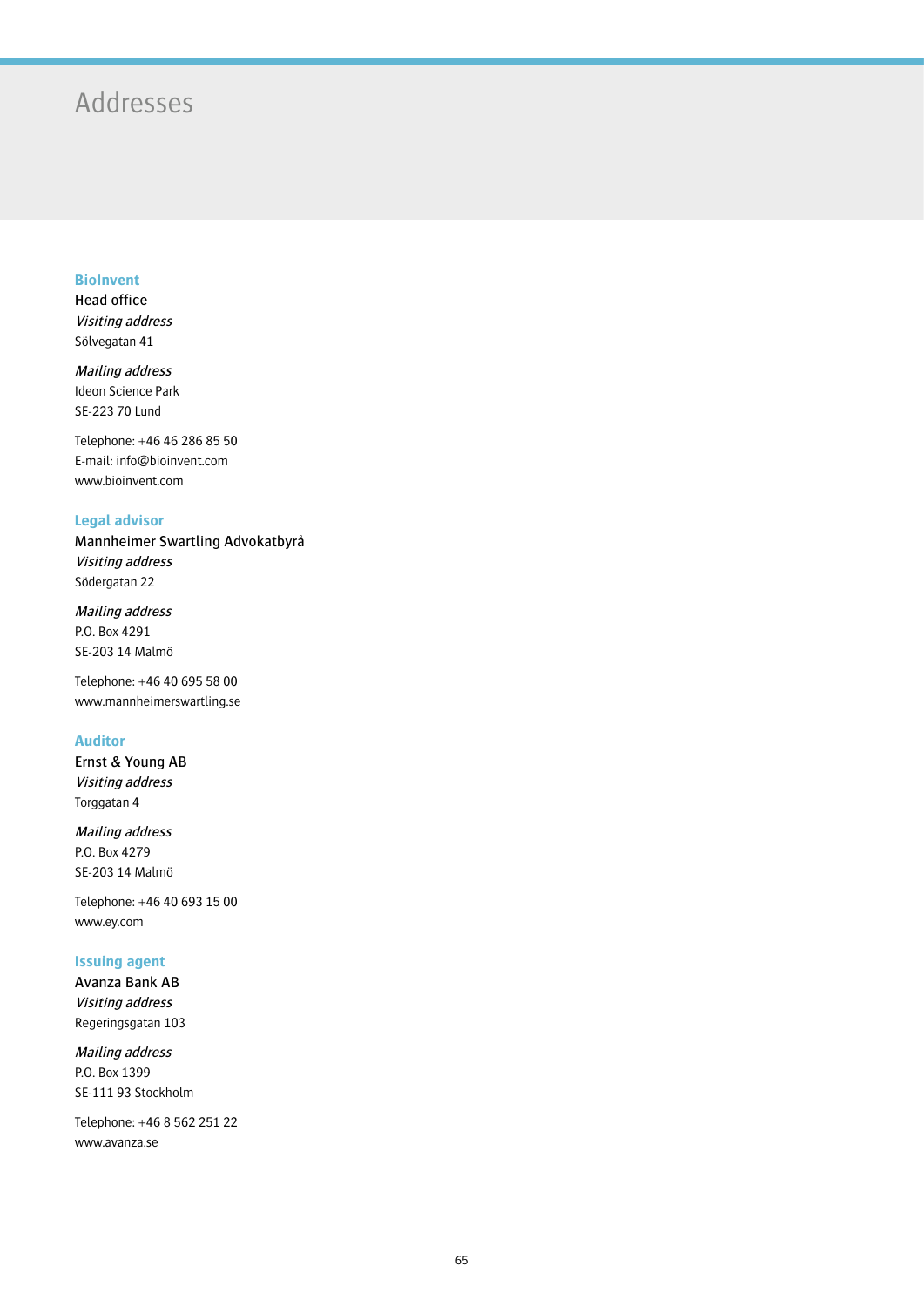# Addresses

## BioInvent

Head office

*Visiting address*

Sölvegatan 41

*Mailing address*

Ideon Science Park

SE-223 70 Lund

Telephone: +46 46 286 85 50

E-mail: info@bioinvent.com

www.bioinvent.com

## Legal advisor

Mannheimer Swartling Advokatbyrå

*Visiting address*

Södergatan 22

*Mailing address*

P.O. Box 4291

SE-203 14 Malmö

Telephone: +46 40 695 58 00

www.mannheimerswartling.se

## Auditor

Ernst & Young AB

*Visiting address*

Torggatan 4

*Mailing address*

P.O. Box 4279

SE-203 14 Malmö

Telephone: +46 40 693 15 00

www.ey.com

## Issuing agent

Avanza Bank AB

*Visiting address*

Regeringsgatan 103

*Mailing address*

P.O. Box 1399

SE-111 93 Stockholm

Telephone: +46 8 562 251 22

www.avanza.se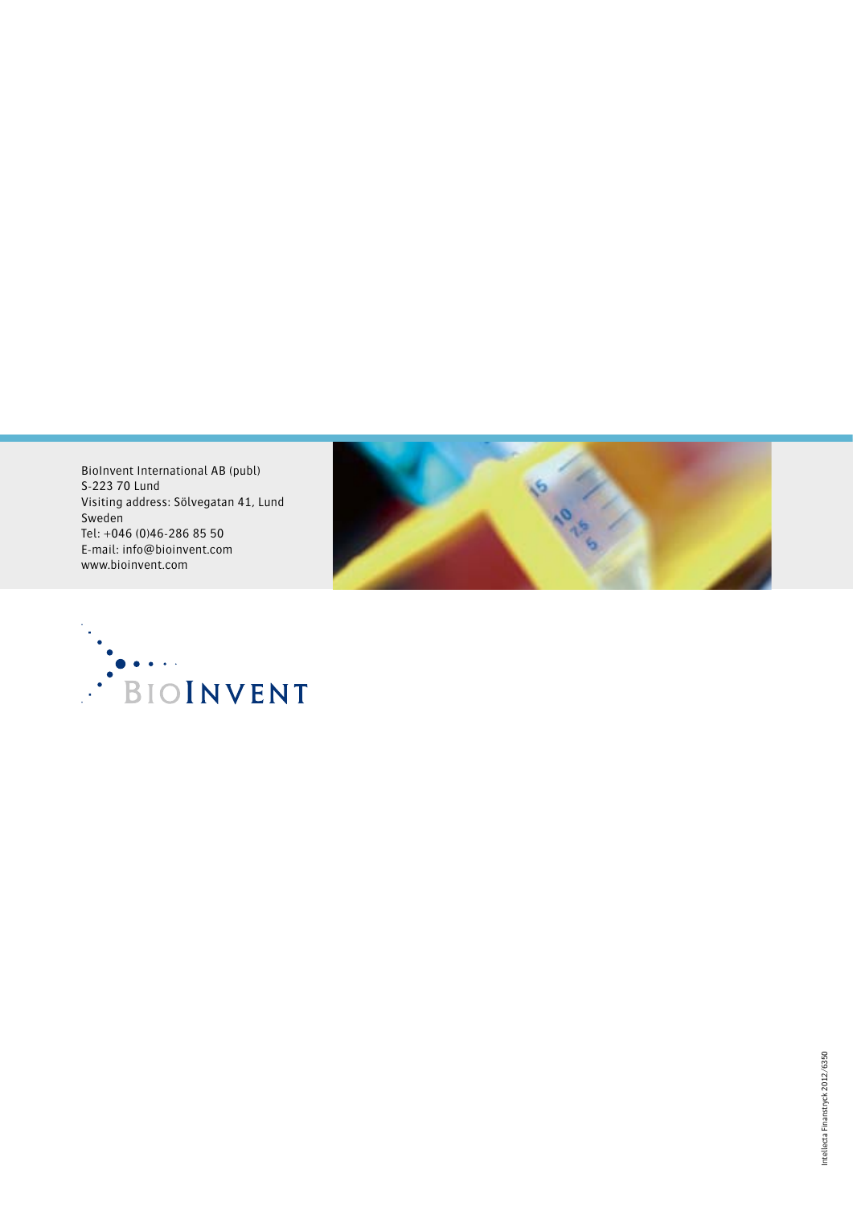BioInvent International AB (publ)
S-223 70 Lund
Visiting address: Sölvegatan 41, Lund
Sweden
Tel: +046 (0)46-286 85 50
E-mail: info@bioinvent.com
www.bioinvent.com

BIOINVENT

Intellecta Finanstryck 2012/6350